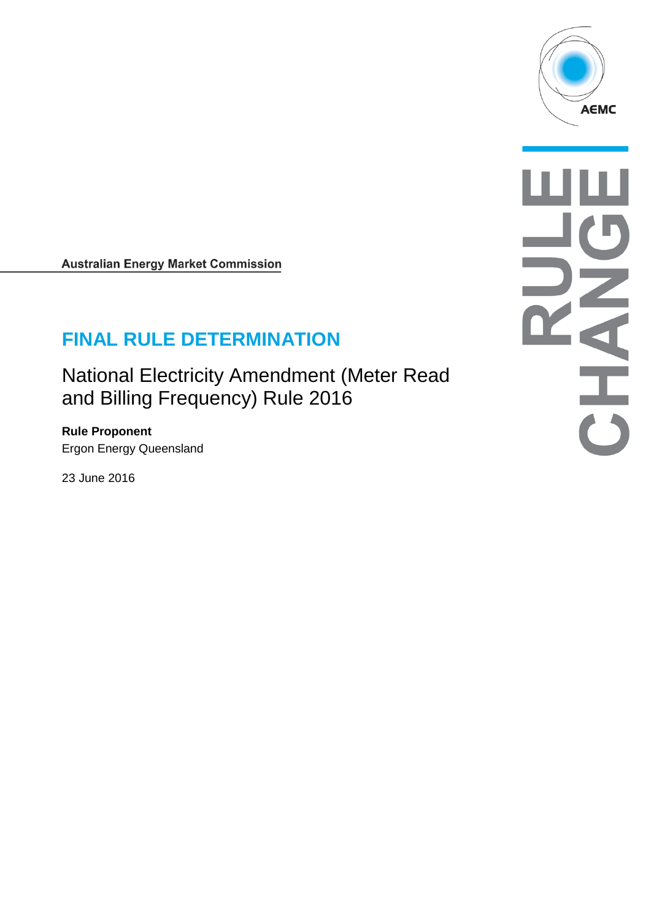Australian Energy Market Commission

# FINAL RULE DETERMINATION

## National Electricity Amendment (Meter Read and Billing Frequency) Rule 2016

**Rule Proponent**

Ergon Energy Queensland

23 June 2016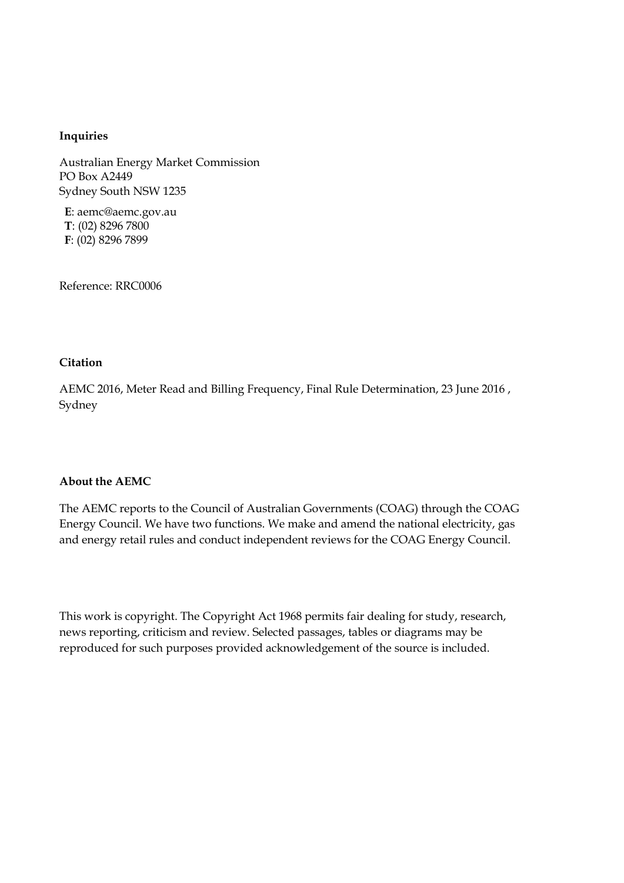**Inquiries**

Australian Energy Market Commission
PO Box A2449
Sydney South NSW 1235

**E**: aemc@aemc.gov.au
**T**: (02) 8296 7800
**F**: (02) 8296 7899

Reference: RRC0006

**Citation**

AEMC 2016, Meter Read and Billing Frequency, Final Rule Determination, 23 June 2016 , Sydney

**About the AEMC**

The AEMC reports to the Council of Australian Governments (COAG) through the COAG Energy Council. We have two functions. We make and amend the national electricity, gas and energy retail rules and conduct independent reviews for the COAG Energy Council.

This work is copyright. The Copyright Act 1968 permits fair dealing for study, research, news reporting, criticism and review. Selected passages, tables or diagrams may be reproduced for such purposes provided acknowledgement of the source is included.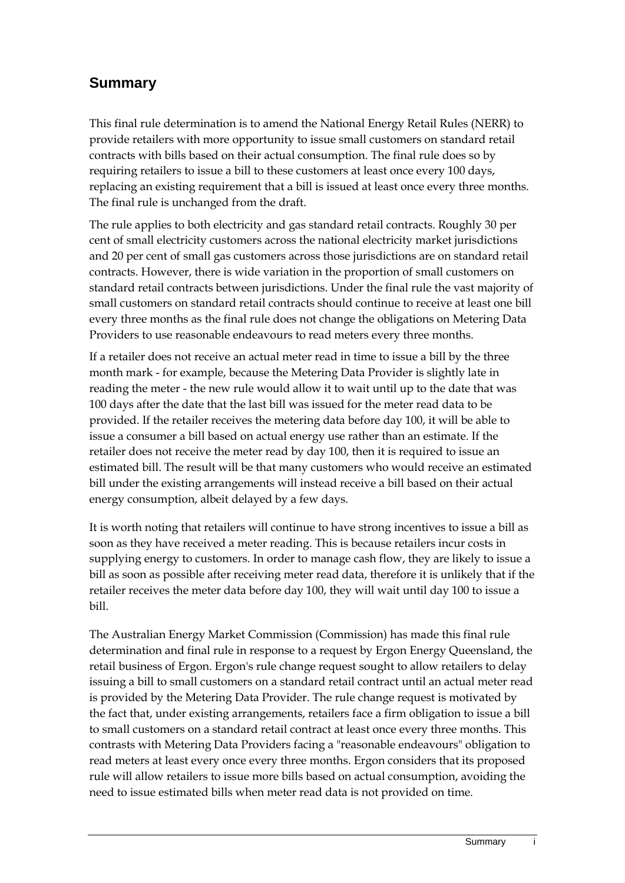## Summary

This final rule determination is to amend the National Energy Retail Rules (NERR) to provide retailers with more opportunity to issue small customers on standard retail contracts with bills based on their actual consumption. The final rule does so by requiring retailers to issue a bill to these customers at least once every 100 days, replacing an existing requirement that a bill is issued at least once every three months. The final rule is unchanged from the draft.

The rule applies to both electricity and gas standard retail contracts. Roughly 30 per cent of small electricity customers across the national electricity market jurisdictions and 20 per cent of small gas customers across those jurisdictions are on standard retail contracts. However, there is wide variation in the proportion of small customers on standard retail contracts between jurisdictions. Under the final rule the vast majority of small customers on standard retail contracts should continue to receive at least one bill every three months as the final rule does not change the obligations on Metering Data Providers to use reasonable endeavours to read meters every three months.

If a retailer does not receive an actual meter read in time to issue a bill by the three month mark - for example, because the Metering Data Provider is slightly late in reading the meter - the new rule would allow it to wait until up to the date that was 100 days after the date that the last bill was issued for the meter read data to be provided. If the retailer receives the metering data before day 100, it will be able to issue a consumer a bill based on actual energy use rather than an estimate. If the retailer does not receive the meter read by day 100, then it is required to issue an estimated bill. The result will be that many customers who would receive an estimated bill under the existing arrangements will instead receive a bill based on their actual energy consumption, albeit delayed by a few days.

It is worth noting that retailers will continue to have strong incentives to issue a bill as soon as they have received a meter reading. This is because retailers incur costs in supplying energy to customers. In order to manage cash flow, they are likely to issue a bill as soon as possible after receiving meter read data, therefore it is unlikely that if the retailer receives the meter data before day 100, they will wait until day 100 to issue a bill.

The Australian Energy Market Commission (Commission) has made this final rule determination and final rule in response to a request by Ergon Energy Queensland, the retail business of Ergon. Ergon's rule change request sought to allow retailers to delay issuing a bill to small customers on a standard retail contract until an actual meter read is provided by the Metering Data Provider. The rule change request is motivated by the fact that, under existing arrangements, retailers face a firm obligation to issue a bill to small customers on a standard retail contract at least once every three months. This contrasts with Metering Data Providers facing a "reasonable endeavours" obligation to read meters at least every once every three months. Ergon considers that its proposed rule will allow retailers to issue more bills based on actual consumption, avoiding the need to issue estimated bills when meter read data is not provided on time.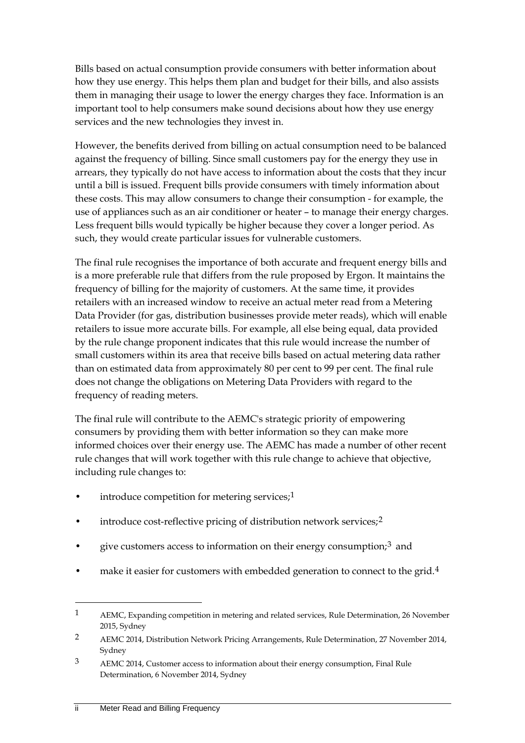Bills based on actual consumption provide consumers with better information about how they use energy. This helps them plan and budget for their bills, and also assists them in managing their usage to lower the energy charges they face. Information is an important tool to help consumers make sound decisions about how they use energy services and the new technologies they invest in.

However, the benefits derived from billing on actual consumption need to be balanced against the frequency of billing. Since small customers pay for the energy they use in arrears, they typically do not have access to information about the costs that they incur until a bill is issued. Frequent bills provide consumers with timely information about these costs. This may allow consumers to change their consumption - for example, the use of appliances such as an air conditioner or heater – to manage their energy charges. Less frequent bills would typically be higher because they cover a longer period. As such, they would create particular issues for vulnerable customers.

The final rule recognises the importance of both accurate and frequent energy bills and is a more preferable rule that differs from the rule proposed by Ergon. It maintains the frequency of billing for the majority of customers. At the same time, it provides retailers with an increased window to receive an actual meter read from a Metering Data Provider (for gas, distribution businesses provide meter reads), which will enable retailers to issue more accurate bills. For example, all else being equal, data provided by the rule change proponent indicates that this rule would increase the number of small customers within its area that receive bills based on actual metering data rather than on estimated data from approximately 80 per cent to 99 per cent. The final rule does not change the obligations on Metering Data Providers with regard to the frequency of reading meters.

The final rule will contribute to the AEMC's strategic priority of empowering consumers by providing them with better information so they can make more informed choices over their energy use. The AEMC has made a number of other recent rule changes that will work together with this rule change to achieve that objective, including rule changes to:

- introduce competition for metering services;[1]
- introduce cost-reflective pricing of distribution network services;[2]
- give customers access to information on their energy consumption;[3] and
- make it easier for customers with embedded generation to connect to the grid.[4]

---

[1] AEMC, Expanding competition in metering and related services, Rule Determination, 26 November 2015, Sydney

[2] AEMC 2014, Distribution Network Pricing Arrangements, Rule Determination, 27 November 2014, Sydney

[3] AEMC 2014, Customer access to information about their energy consumption, Final Rule Determination, 6 November 2014, Sydney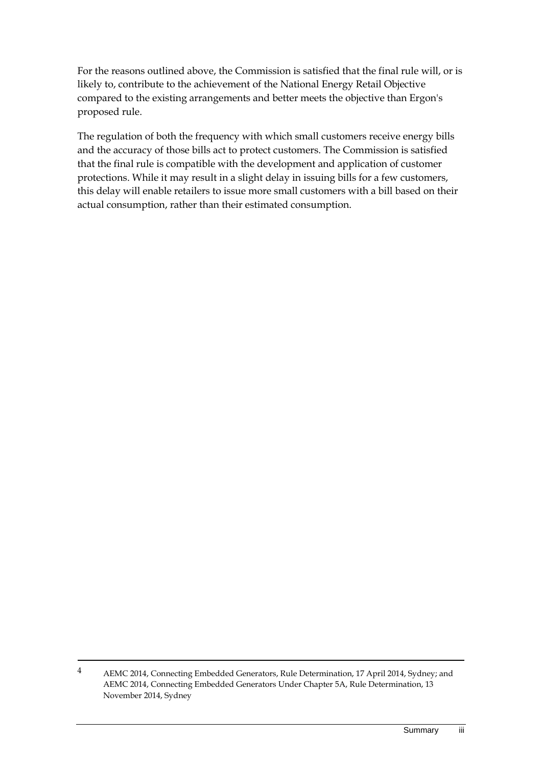For the reasons outlined above, the Commission is satisfied that the final rule will, or is likely to, contribute to the achievement of the National Energy Retail Objective compared to the existing arrangements and better meets the objective than Ergon's proposed rule.

The regulation of both the frequency with which small customers receive energy bills and the accuracy of those bills act to protect customers. The Commission is satisfied that the final rule is compatible with the development and application of customer protections. While it may result in a slight delay in issuing bills for a few customers, this delay will enable retailers to issue more small customers with a bill based on their actual consumption, rather than their estimated consumption.

---

4 AEMC 2014, Connecting Embedded Generators, Rule Determination, 17 April 2014, Sydney; and AEMC 2014, Connecting Embedded Generators Under Chapter 5A, Rule Determination, 13 November 2014, Sydney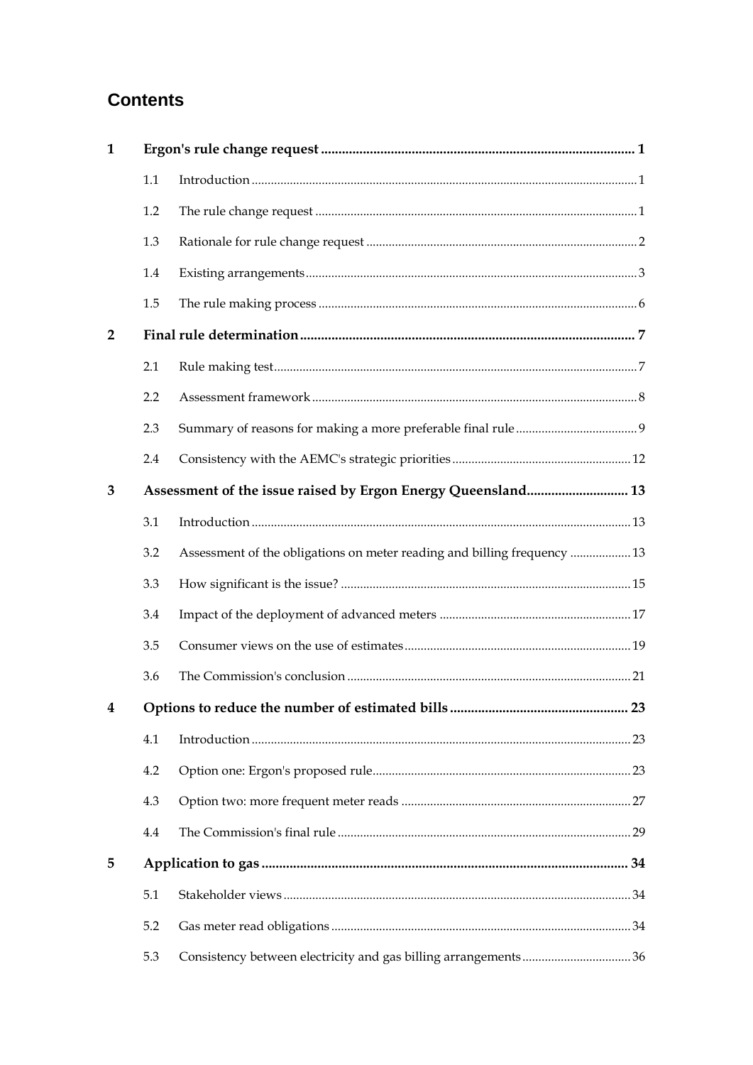## Contents

| | | | |
|---|---|---|---|
| **1** | **Ergon's rule change request** | | **1** |
| | 1.1 | Introduction | 1 |
| | 1.2 | The rule change request | 1 |
| | 1.3 | Rationale for rule change request | 2 |
| | 1.4 | Existing arrangements | 3 |
| | 1.5 | The rule making process | 6 |
| **2** | **Final rule determination** | | **7** |
| | 2.1 | Rule making test | 7 |
| | 2.2 | Assessment framework | 8 |
| | 2.3 | Summary of reasons for making a more preferable final rule | 9 |
| | 2.4 | Consistency with the AEMC's strategic priorities | 12 |
| **3** | **Assessment of the issue raised by Ergon Energy Queensland** | | **13** |
| | 3.1 | Introduction | 13 |
| | 3.2 | Assessment of the obligations on meter reading and billing frequency | 13 |
| | 3.3 | How significant is the issue? | 15 |
| | 3.4 | Impact of the deployment of advanced meters | 17 |
| | 3.5 | Consumer views on the use of estimates | 19 |
| | 3.6 | The Commission's conclusion | 21 |
| **4** | **Options to reduce the number of estimated bills** | | **23** |
| | 4.1 | Introduction | 23 |
| | 4.2 | Option one: Ergon's proposed rule | 23 |
| | 4.3 | Option two: more frequent meter reads | 27 |
| | 4.4 | The Commission's final rule | 29 |
| **5** | **Application to gas** | | **34** |
| | 5.1 | Stakeholder views | 34 |
| | 5.2 | Gas meter read obligations | 34 |
| | 5.3 | Consistency between electricity and gas billing arrangements | 36 |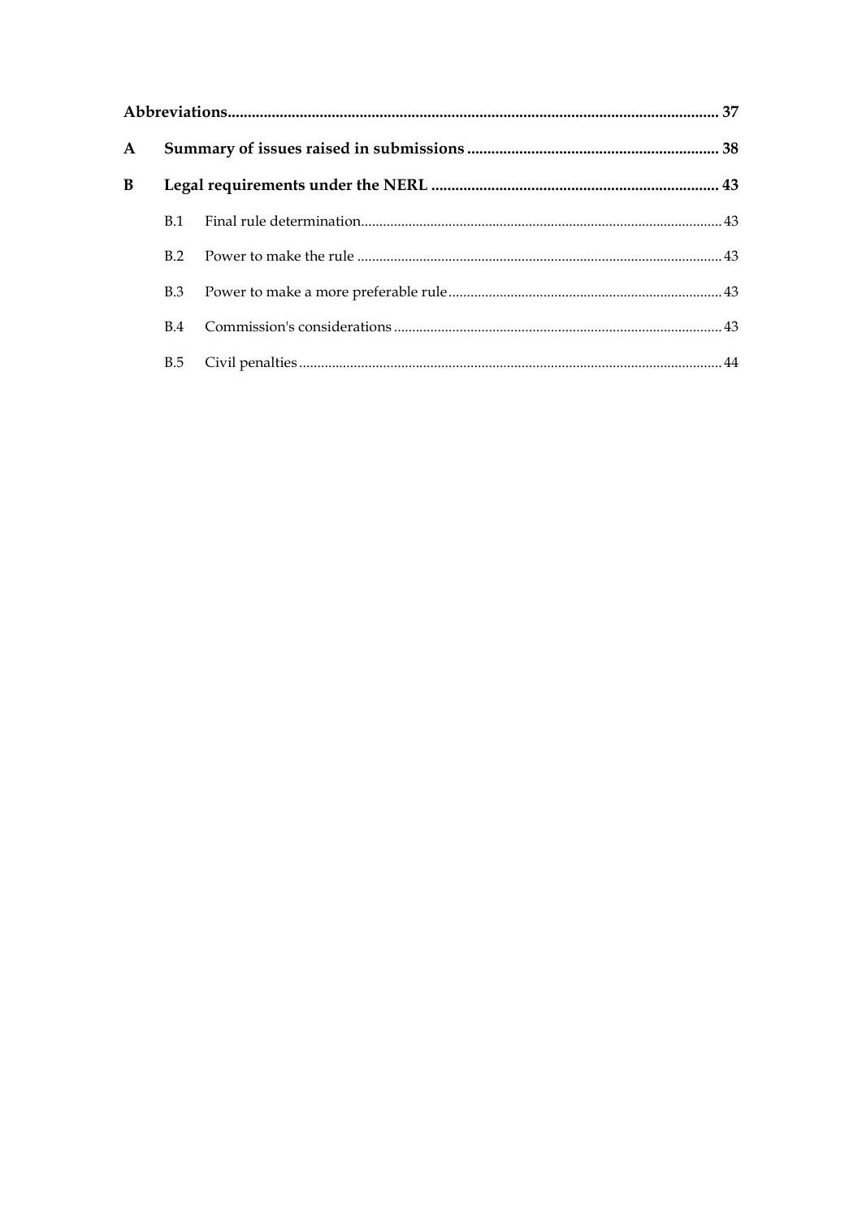**Abbreviations** ........................................................................................................................... **37**

**A Summary of issues raised in submissions** ............................................................. **38**

**B Legal requirements under the NERL** ....................................................................... **43**

- B.1 Final rule determination ........................................................................................ 43
- B.2 Power to make the rule .......................................................................................... 43
- B.3 Power to make a more preferable rule ................................................................. 43
- B.4 Commission's considerations ................................................................................ 43
- B.5 Civil penalties ......................................................................................................... 44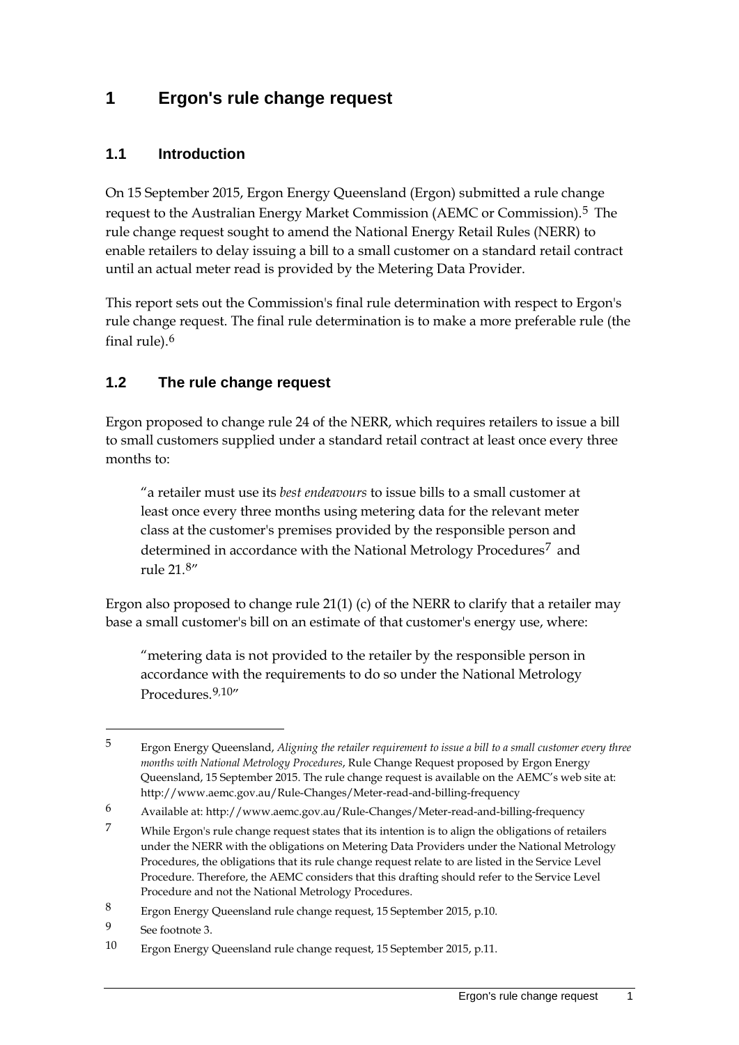# 1 Ergon's rule change request

## 1.1 Introduction

On 15 September 2015, Ergon Energy Queensland (Ergon) submitted a rule change request to the Australian Energy Market Commission (AEMC or Commission).[5] The rule change request sought to amend the National Energy Retail Rules (NERR) to enable retailers to delay issuing a bill to a small customer on a standard retail contract until an actual meter read is provided by the Metering Data Provider.

This report sets out the Commission's final rule determination with respect to Ergon's rule change request. The final rule determination is to make a more preferable rule (the final rule).[6]

## 1.2 The rule change request

Ergon proposed to change rule 24 of the NERR, which requires retailers to issue a bill to small customers supplied under a standard retail contract at least once every three months to:

> "a retailer must use its *best endeavours* to issue bills to a small customer at least once every three months using metering data for the relevant meter class at the customer's premises provided by the responsible person and determined in accordance with the National Metrology Procedures[7] and rule 21.[8]"

Ergon also proposed to change rule 21(1) (c) of the NERR to clarify that a retailer may base a small customer's bill on an estimate of that customer's energy use, where:

> "metering data is not provided to the retailer by the responsible person in accordance with the requirements to do so under the National Metrology Procedures.[9,10]"

---

[5] Ergon Energy Queensland, *Aligning the retailer requirement to issue a bill to a small customer every three months with National Metrology Procedures*, Rule Change Request proposed by Ergon Energy Queensland, 15 September 2015. The rule change request is available on the AEMC's web site at: http://www.aemc.gov.au/Rule-Changes/Meter-read-and-billing-frequency

[6] Available at: http://www.aemc.gov.au/Rule-Changes/Meter-read-and-billing-frequency

[7] While Ergon's rule change request states that its intention is to align the obligations of retailers under the NERR with the obligations on Metering Data Providers under the National Metrology Procedures, the obligations that its rule change request relate to are listed in the Service Level Procedure. Therefore, the AEMC considers that this drafting should refer to the Service Level Procedure and not the National Metrology Procedures.

[8] Ergon Energy Queensland rule change request, 15 September 2015, p.10.

[9] See footnote 3.

[10] Ergon Energy Queensland rule change request, 15 September 2015, p.11.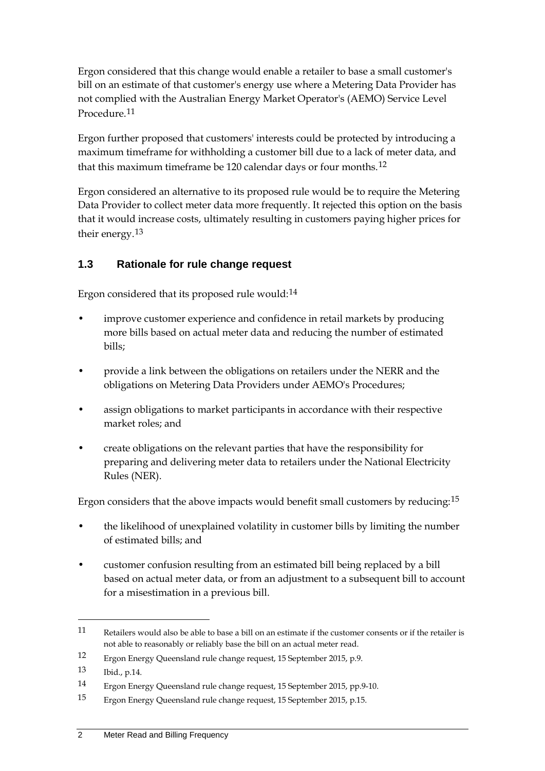Ergon considered that this change would enable a retailer to base a small customer's bill on an estimate of that customer's energy use where a Metering Data Provider has not complied with the Australian Energy Market Operator's (AEMO) Service Level Procedure.[11]

Ergon further proposed that customers' interests could be protected by introducing a maximum timeframe for withholding a customer bill due to a lack of meter data, and that this maximum timeframe be 120 calendar days or four months.[12]

Ergon considered an alternative to its proposed rule would be to require the Metering Data Provider to collect meter data more frequently. It rejected this option on the basis that it would increase costs, ultimately resulting in customers paying higher prices for their energy.[13]

## 1.3 Rationale for rule change request

Ergon considered that its proposed rule would:[14]

- improve customer experience and confidence in retail markets by producing more bills based on actual meter data and reducing the number of estimated bills;
- provide a link between the obligations on retailers under the NERR and the obligations on Metering Data Providers under AEMO's Procedures;
- assign obligations to market participants in accordance with their respective market roles; and
- create obligations on the relevant parties that have the responsibility for preparing and delivering meter data to retailers under the National Electricity Rules (NER).

Ergon considers that the above impacts would benefit small customers by reducing:[15]

- the likelihood of unexplained volatility in customer bills by limiting the number of estimated bills; and
- customer confusion resulting from an estimated bill being replaced by a bill based on actual meter data, or from an adjustment to a subsequent bill to account for a misestimation in a previous bill.

---

11 Retailers would also be able to base a bill on an estimate if the customer consents or if the retailer is not able to reasonably or reliably base the bill on an actual meter read.

12 Ergon Energy Queensland rule change request, 15 September 2015, p.9.

13 Ibid., p.14.

14 Ergon Energy Queensland rule change request, 15 September 2015, pp.9-10.

15 Ergon Energy Queensland rule change request, 15 September 2015, p.15.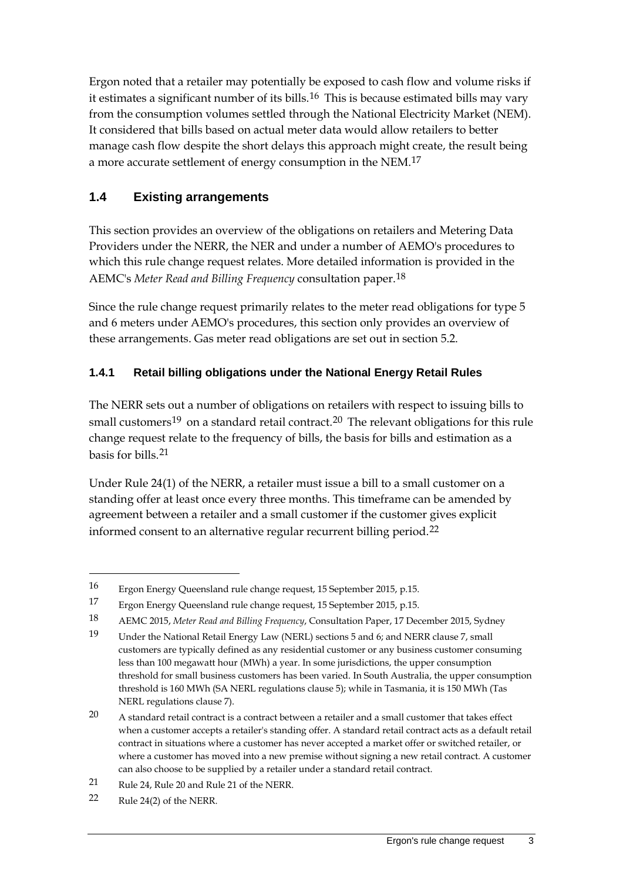Ergon noted that a retailer may potentially be exposed to cash flow and volume risks if it estimates a significant number of its bills.[16] This is because estimated bills may vary from the consumption volumes settled through the National Electricity Market (NEM). It considered that bills based on actual meter data would allow retailers to better manage cash flow despite the short delays this approach might create, the result being a more accurate settlement of energy consumption in the NEM.[17]

## 1.4 Existing arrangements

This section provides an overview of the obligations on retailers and Metering Data Providers under the NERR, the NER and under a number of AEMO's procedures to which this rule change request relates. More detailed information is provided in the AEMC's *Meter Read and Billing Frequency* consultation paper.[18]

Since the rule change request primarily relates to the meter read obligations for type 5 and 6 meters under AEMO's procedures, this section only provides an overview of these arrangements. Gas meter read obligations are set out in section 5.2.

### 1.4.1 Retail billing obligations under the National Energy Retail Rules

The NERR sets out a number of obligations on retailers with respect to issuing bills to small customers[19] on a standard retail contract.[20] The relevant obligations for this rule change request relate to the frequency of bills, the basis for bills and estimation as a basis for bills.[21]

Under Rule 24(1) of the NERR, a retailer must issue a bill to a small customer on a standing offer at least once every three months. This timeframe can be amended by agreement between a retailer and a small customer if the customer gives explicit informed consent to an alternative regular recurrent billing period.[22]

---

16 Ergon Energy Queensland rule change request, 15 September 2015, p.15.

17 Ergon Energy Queensland rule change request, 15 September 2015, p.15.

18 AEMC 2015, *Meter Read and Billing Frequency*, Consultation Paper, 17 December 2015, Sydney

19 Under the National Retail Energy Law (NERL) sections 5 and 6; and NERR clause 7, small customers are typically defined as any residential customer or any business customer consuming less than 100 megawatt hour (MWh) a year. In some jurisdictions, the upper consumption threshold for small business customers has been varied. In South Australia, the upper consumption threshold is 160 MWh (SA NERL regulations clause 5); while in Tasmania, it is 150 MWh (Tas NERL regulations clause 7).

20 A standard retail contract is a contract between a retailer and a small customer that takes effect when a customer accepts a retailer's standing offer. A standard retail contract acts as a default retail contract in situations where a customer has never accepted a market offer or switched retailer, or where a customer has moved into a new premise without signing a new retail contract. A customer can also choose to be supplied by a retailer under a standard retail contract.

21 Rule 24, Rule 20 and Rule 21 of the NERR.

22 Rule 24(2) of the NERR.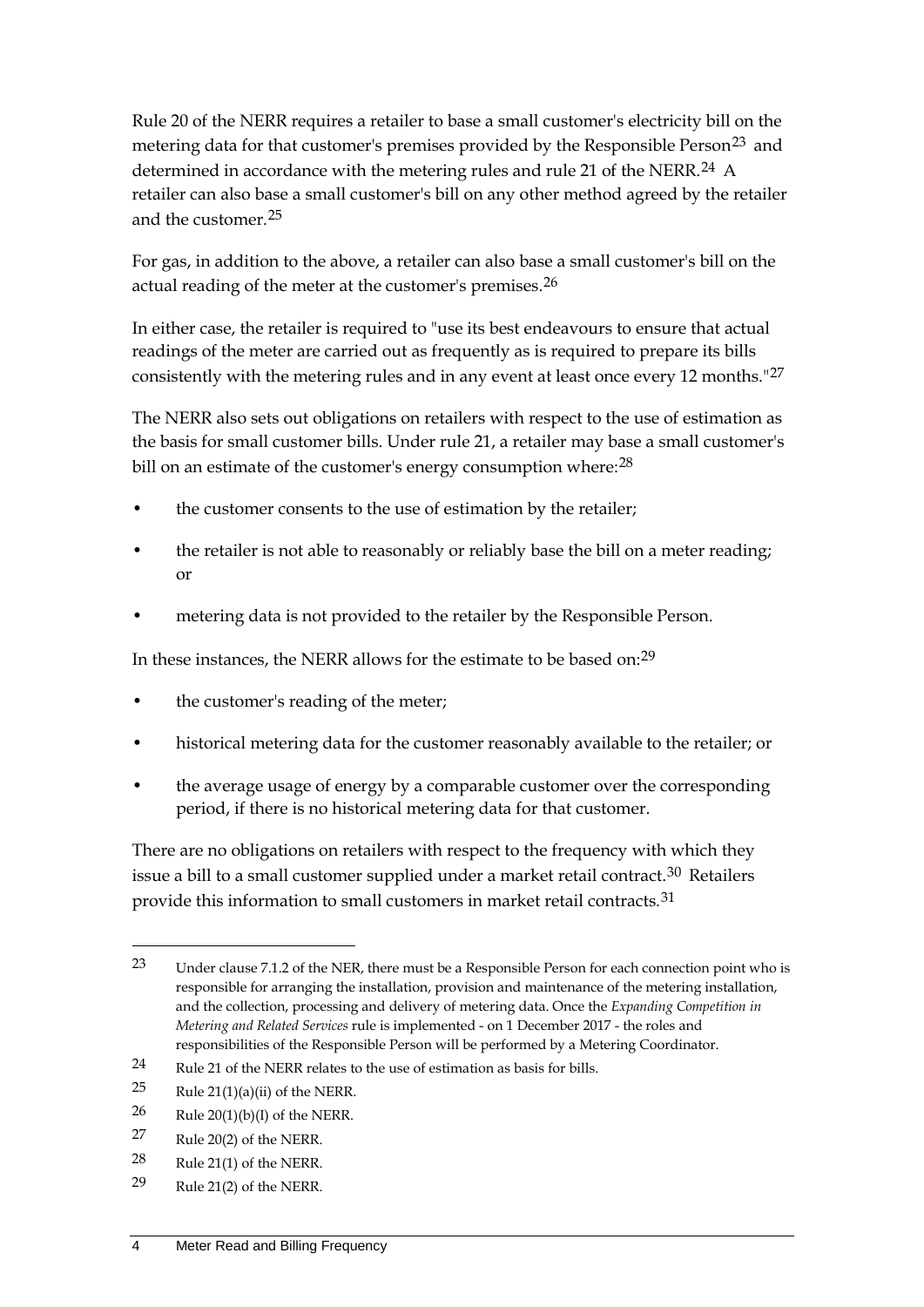Rule 20 of the NERR requires a retailer to base a small customer's electricity bill on the metering data for that customer's premises provided by the Responsible Person[23] and determined in accordance with the metering rules and rule 21 of the NERR.[24] A retailer can also base a small customer's bill on any other method agreed by the retailer and the customer.[25]

For gas, in addition to the above, a retailer can also base a small customer's bill on the actual reading of the meter at the customer's premises.[26]

In either case, the retailer is required to "use its best endeavours to ensure that actual readings of the meter are carried out as frequently as is required to prepare its bills consistently with the metering rules and in any event at least once every 12 months."[27]

The NERR also sets out obligations on retailers with respect to the use of estimation as the basis for small customer bills. Under rule 21, a retailer may base a small customer's bill on an estimate of the customer's energy consumption where:[28]

- the customer consents to the use of estimation by the retailer;
- the retailer is not able to reasonably or reliably base the bill on a meter reading; or
- metering data is not provided to the retailer by the Responsible Person.

In these instances, the NERR allows for the estimate to be based on:[29]

- the customer's reading of the meter;
- historical metering data for the customer reasonably available to the retailer; or
- the average usage of energy by a comparable customer over the corresponding period, if there is no historical metering data for that customer.

There are no obligations on retailers with respect to the frequency with which they issue a bill to a small customer supplied under a market retail contract.[30] Retailers provide this information to small customers in market retail contracts.[31]

---

23 Under clause 7.1.2 of the NER, there must be a Responsible Person for each connection point who is responsible for arranging the installation, provision and maintenance of the metering installation, and the collection, processing and delivery of metering data. Once the *Expanding Competition in Metering and Related Services* rule is implemented - on 1 December 2017 - the roles and responsibilities of the Responsible Person will be performed by a Metering Coordinator.

24 Rule 21 of the NERR relates to the use of estimation as basis for bills.

25 Rule 21(1)(a)(ii) of the NERR.

26 Rule 20(1)(b)(I) of the NERR.

27 Rule 20(2) of the NERR.

28 Rule 21(1) of the NERR.

29 Rule 21(2) of the NERR.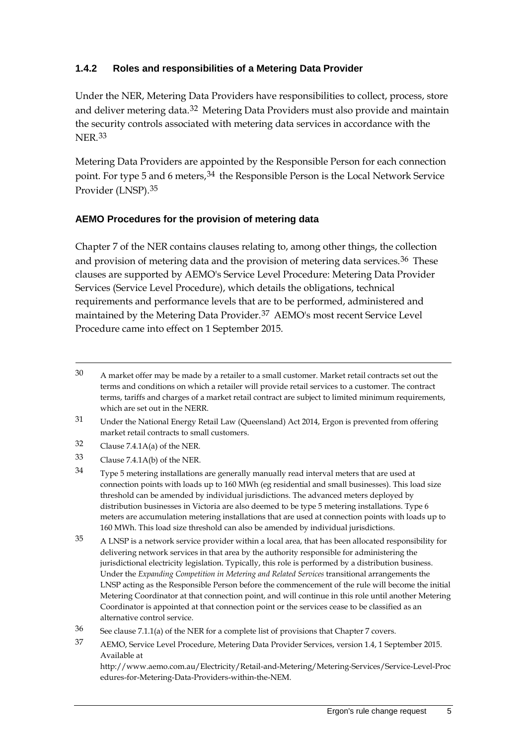### 1.4.2 Roles and responsibilities of a Metering Data Provider

Under the NER, Metering Data Providers have responsibilities to collect, process, store and deliver metering data.[32] Metering Data Providers must also provide and maintain the security controls associated with metering data services in accordance with the NER.[33]

Metering Data Providers are appointed by the Responsible Person for each connection point. For type 5 and 6 meters,[34] the Responsible Person is the Local Network Service Provider (LNSP).[35]

#### AEMO Procedures for the provision of metering data

Chapter 7 of the NER contains clauses relating to, among other things, the collection and provision of metering data and the provision of metering data services.[36] These clauses are supported by AEMO's Service Level Procedure: Metering Data Provider Services (Service Level Procedure), which details the obligations, technical requirements and performance levels that are to be performed, administered and maintained by the Metering Data Provider.[37] AEMO's most recent Service Level Procedure came into effect on 1 September 2015.

---

30 A market offer may be made by a retailer to a small customer. Market retail contracts set out the terms and conditions on which a retailer will provide retail services to a customer. The contract terms, tariffs and charges of a market retail contract are subject to limited minimum requirements, which are set out in the NERR.

31 Under the National Energy Retail Law (Queensland) Act 2014, Ergon is prevented from offering market retail contracts to small customers.

32 Clause 7.4.1A(a) of the NER.

33 Clause 7.4.1A(b) of the NER.

34 Type 5 metering installations are generally manually read interval meters that are used at connection points with loads up to 160 MWh (eg residential and small businesses). This load size threshold can be amended by individual jurisdictions. The advanced meters deployed by distribution businesses in Victoria are also deemed to be type 5 metering installations. Type 6 meters are accumulation metering installations that are used at connection points with loads up to 160 MWh. This load size threshold can also be amended by individual jurisdictions.

35 A LNSP is a network service provider within a local area, that has been allocated responsibility for delivering network services in that area by the authority responsible for administering the jurisdictional electricity legislation. Typically, this role is performed by a distribution business. Under the *Expanding Competition in Metering and Related Services* transitional arrangements the LNSP acting as the Responsible Person before the commencement of the rule will become the initial Metering Coordinator at that connection point, and will continue in this role until another Metering Coordinator is appointed at that connection point or the services cease to be classified as an alternative control service.

36 See clause 7.1.1(a) of the NER for a complete list of provisions that Chapter 7 covers.

37 AEMO, Service Level Procedure, Metering Data Provider Services, version 1.4, 1 September 2015. Available at http://www.aemo.com.au/Electricity/Retail-and-Metering/Metering-Services/Service-Level-Procedures-for-Metering-Data-Providers-within-the-NEM.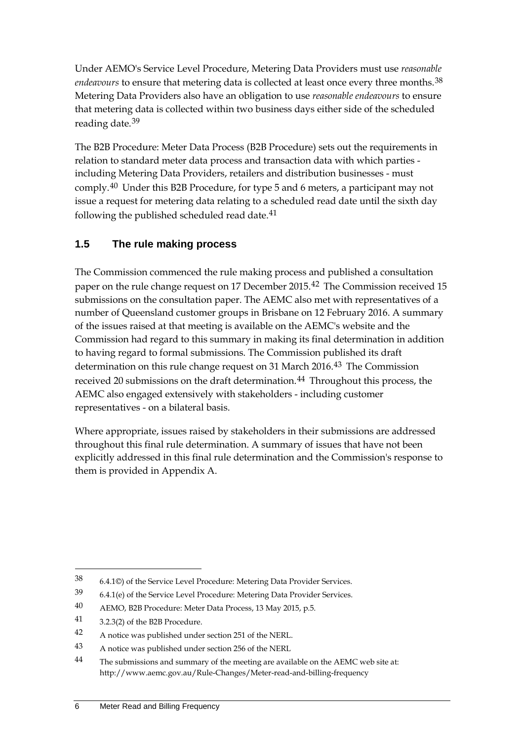Under AEMO's Service Level Procedure, Metering Data Providers must use *reasonable endeavours* to ensure that metering data is collected at least once every three months.[38] Metering Data Providers also have an obligation to use *reasonable endeavours* to ensure that metering data is collected within two business days either side of the scheduled reading date.[39]

The B2B Procedure: Meter Data Process (B2B Procedure) sets out the requirements in relation to standard meter data process and transaction data with which parties - including Metering Data Providers, retailers and distribution businesses - must comply.[40] Under this B2B Procedure, for type 5 and 6 meters, a participant may not issue a request for metering data relating to a scheduled read date until the sixth day following the published scheduled read date.[41]

## 1.5 The rule making process

The Commission commenced the rule making process and published a consultation paper on the rule change request on 17 December 2015.[42] The Commission received 15 submissions on the consultation paper. The AEMC also met with representatives of a number of Queensland customer groups in Brisbane on 12 February 2016. A summary of the issues raised at that meeting is available on the AEMC's website and the Commission had regard to this summary in making its final determination in addition to having regard to formal submissions. The Commission published its draft determination on this rule change request on 31 March 2016.[43] The Commission received 20 submissions on the draft determination.[44] Throughout this process, the AEMC also engaged extensively with stakeholders - including customer representatives - on a bilateral basis.

Where appropriate, issues raised by stakeholders in their submissions are addressed throughout this final rule determination. A summary of issues that have not been explicitly addressed in this final rule determination and the Commission's response to them is provided in Appendix A.

---

38 6.4.1©) of the Service Level Procedure: Metering Data Provider Services.

39 6.4.1(e) of the Service Level Procedure: Metering Data Provider Services.

40 AEMO, B2B Procedure: Meter Data Process, 13 May 2015, p.5.

41 3.2.3(2) of the B2B Procedure.

42 A notice was published under section 251 of the NERL.

43 A notice was published under section 256 of the NERL

44 The submissions and summary of the meeting are available on the AEMC web site at: http://www.aemc.gov.au/Rule-Changes/Meter-read-and-billing-frequency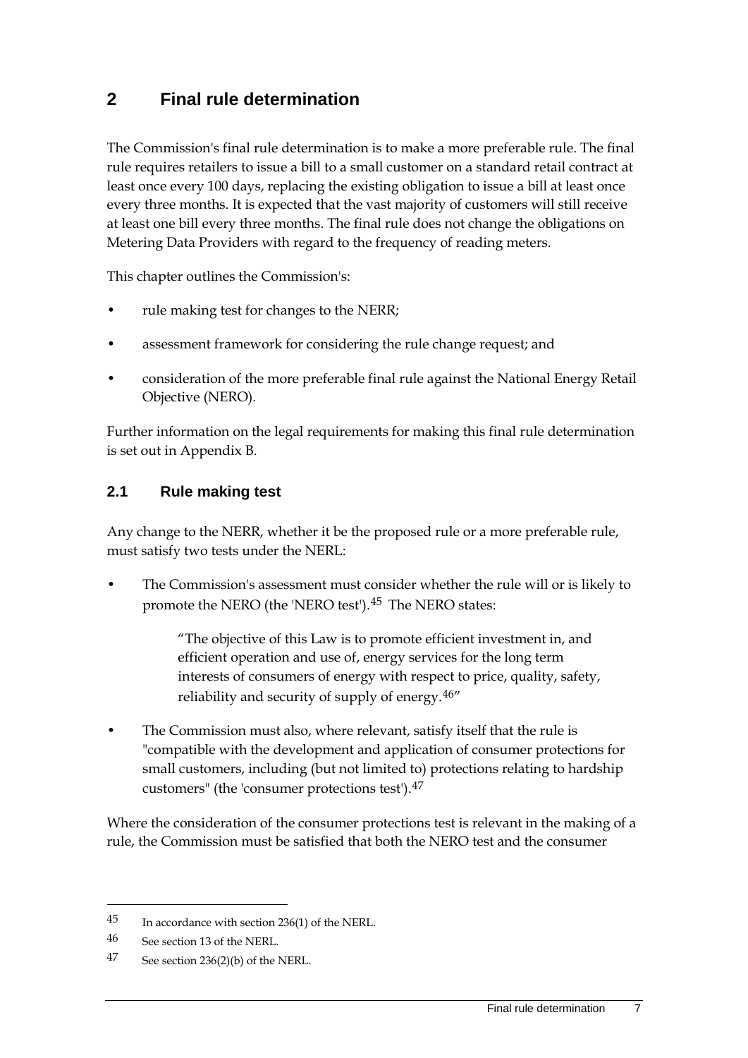# 2 Final rule determination

The Commission's final rule determination is to make a more preferable rule. The final rule requires retailers to issue a bill to a small customer on a standard retail contract at least once every 100 days, replacing the existing obligation to issue a bill at least once every three months. It is expected that the vast majority of customers will still receive at least one bill every three months. The final rule does not change the obligations on Metering Data Providers with regard to the frequency of reading meters.

This chapter outlines the Commission's:

- rule making test for changes to the NERR;
- assessment framework for considering the rule change request; and
- consideration of the more preferable final rule against the National Energy Retail Objective (NERO).

Further information on the legal requirements for making this final rule determination is set out in Appendix B.

## 2.1 Rule making test

Any change to the NERR, whether it be the proposed rule or a more preferable rule, must satisfy two tests under the NERL:

- The Commission's assessment must consider whether the rule will or is likely to promote the NERO (the 'NERO test').[45] The NERO states:

  > "The objective of this Law is to promote efficient investment in, and efficient operation and use of, energy services for the long term interests of consumers of energy with respect to price, quality, safety, reliability and security of supply of energy.[46]"

- The Commission must also, where relevant, satisfy itself that the rule is "compatible with the development and application of consumer protections for small customers, including (but not limited to) protections relating to hardship customers" (the 'consumer protections test').[47]

Where the consideration of the consumer protections test is relevant in the making of a rule, the Commission must be satisfied that both the NERO test and the consumer

---

45 In accordance with section 236(1) of the NERL.

46 See section 13 of the NERL.

47 See section 236(2)(b) of the NERL.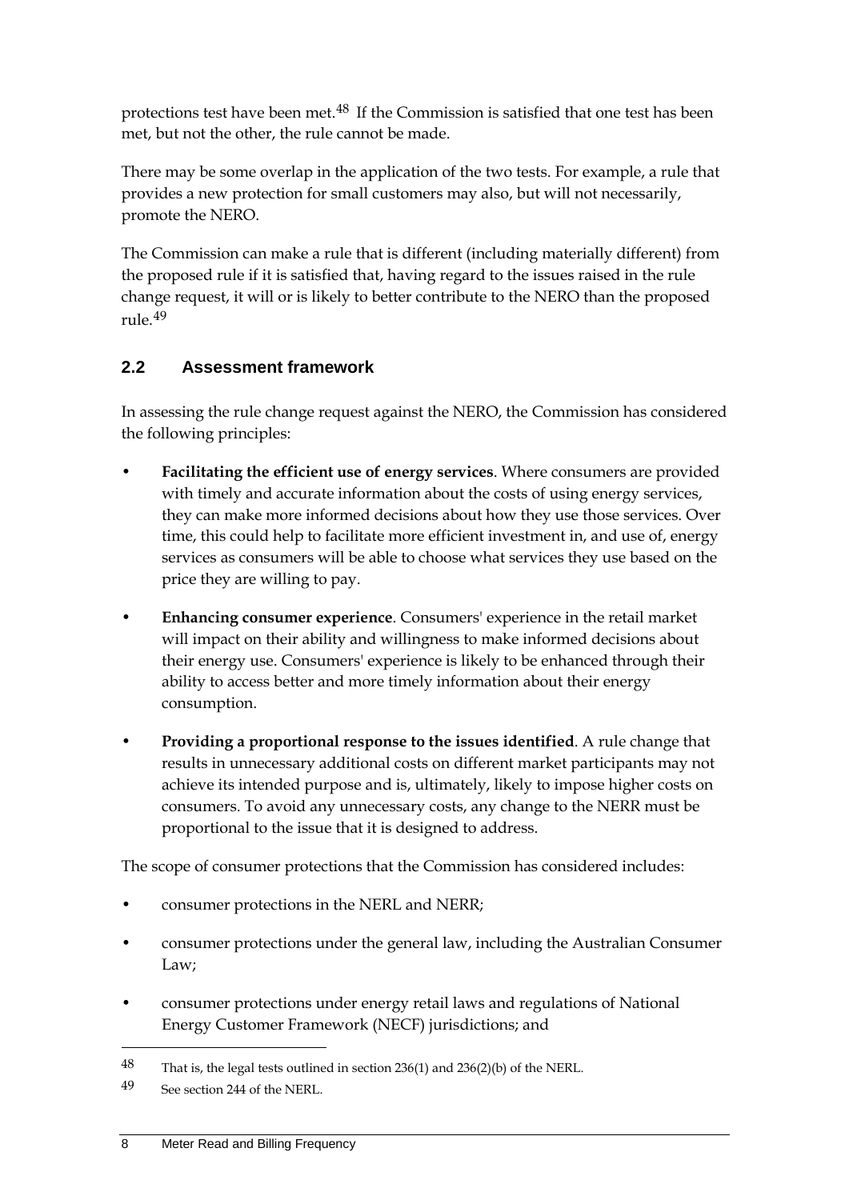protections test have been met.[48] If the Commission is satisfied that one test has been met, but not the other, the rule cannot be made.

There may be some overlap in the application of the two tests. For example, a rule that provides a new protection for small customers may also, but will not necessarily, promote the NERO.

The Commission can make a rule that is different (including materially different) from the proposed rule if it is satisfied that, having regard to the issues raised in the rule change request, it will or is likely to better contribute to the NERO than the proposed rule.[49]

## 2.2 Assessment framework

In assessing the rule change request against the NERO, the Commission has considered the following principles:

- **Facilitating the efficient use of energy services**. Where consumers are provided with timely and accurate information about the costs of using energy services, they can make more informed decisions about how they use those services. Over time, this could help to facilitate more efficient investment in, and use of, energy services as consumers will be able to choose what services they use based on the price they are willing to pay.
- **Enhancing consumer experience**. Consumers' experience in the retail market will impact on their ability and willingness to make informed decisions about their energy use. Consumers' experience is likely to be enhanced through their ability to access better and more timely information about their energy consumption.
- **Providing a proportional response to the issues identified**. A rule change that results in unnecessary additional costs on different market participants may not achieve its intended purpose and is, ultimately, likely to impose higher costs on consumers. To avoid any unnecessary costs, any change to the NERR must be proportional to the issue that it is designed to address.

The scope of consumer protections that the Commission has considered includes:

- consumer protections in the NERL and NERR;
- consumer protections under the general law, including the Australian Consumer Law;
- consumer protections under energy retail laws and regulations of National Energy Customer Framework (NECF) jurisdictions; and

---

[48] That is, the legal tests outlined in section 236(1) and 236(2)(b) of the NERL.

[49] See section 244 of the NERL.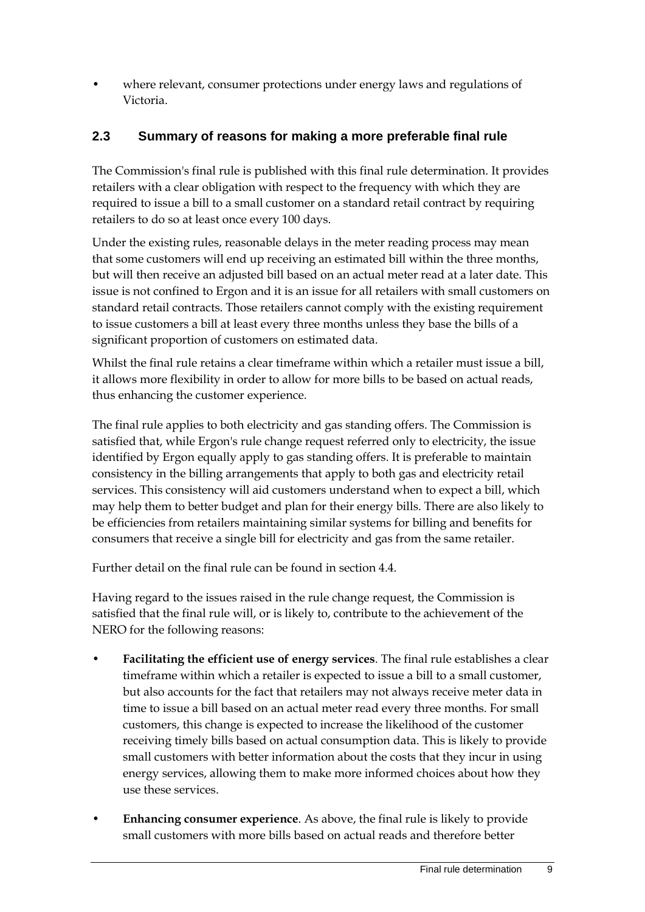- where relevant, consumer protections under energy laws and regulations of Victoria.

## 2.3 Summary of reasons for making a more preferable final rule

The Commission's final rule is published with this final rule determination. It provides retailers with a clear obligation with respect to the frequency with which they are required to issue a bill to a small customer on a standard retail contract by requiring retailers to do so at least once every 100 days.

Under the existing rules, reasonable delays in the meter reading process may mean that some customers will end up receiving an estimated bill within the three months, but will then receive an adjusted bill based on an actual meter read at a later date. This issue is not confined to Ergon and it is an issue for all retailers with small customers on standard retail contracts. Those retailers cannot comply with the existing requirement to issue customers a bill at least every three months unless they base the bills of a significant proportion of customers on estimated data.

Whilst the final rule retains a clear timeframe within which a retailer must issue a bill, it allows more flexibility in order to allow for more bills to be based on actual reads, thus enhancing the customer experience.

The final rule applies to both electricity and gas standing offers. The Commission is satisfied that, while Ergon's rule change request referred only to electricity, the issue identified by Ergon equally apply to gas standing offers. It is preferable to maintain consistency in the billing arrangements that apply to both gas and electricity retail services. This consistency will aid customers understand when to expect a bill, which may help them to better budget and plan for their energy bills. There are also likely to be efficiencies from retailers maintaining similar systems for billing and benefits for consumers that receive a single bill for electricity and gas from the same retailer.

Further detail on the final rule can be found in section 4.4.

Having regard to the issues raised in the rule change request, the Commission is satisfied that the final rule will, or is likely to, contribute to the achievement of the NERO for the following reasons:

- **Facilitating the efficient use of energy services**. The final rule establishes a clear timeframe within which a retailer is expected to issue a bill to a small customer, but also accounts for the fact that retailers may not always receive meter data in time to issue a bill based on an actual meter read every three months. For small customers, this change is expected to increase the likelihood of the customer receiving timely bills based on actual consumption data. This is likely to provide small customers with better information about the costs that they incur in using energy services, allowing them to make more informed choices about how they use these services.
- **Enhancing consumer experience**. As above, the final rule is likely to provide small customers with more bills based on actual reads and therefore better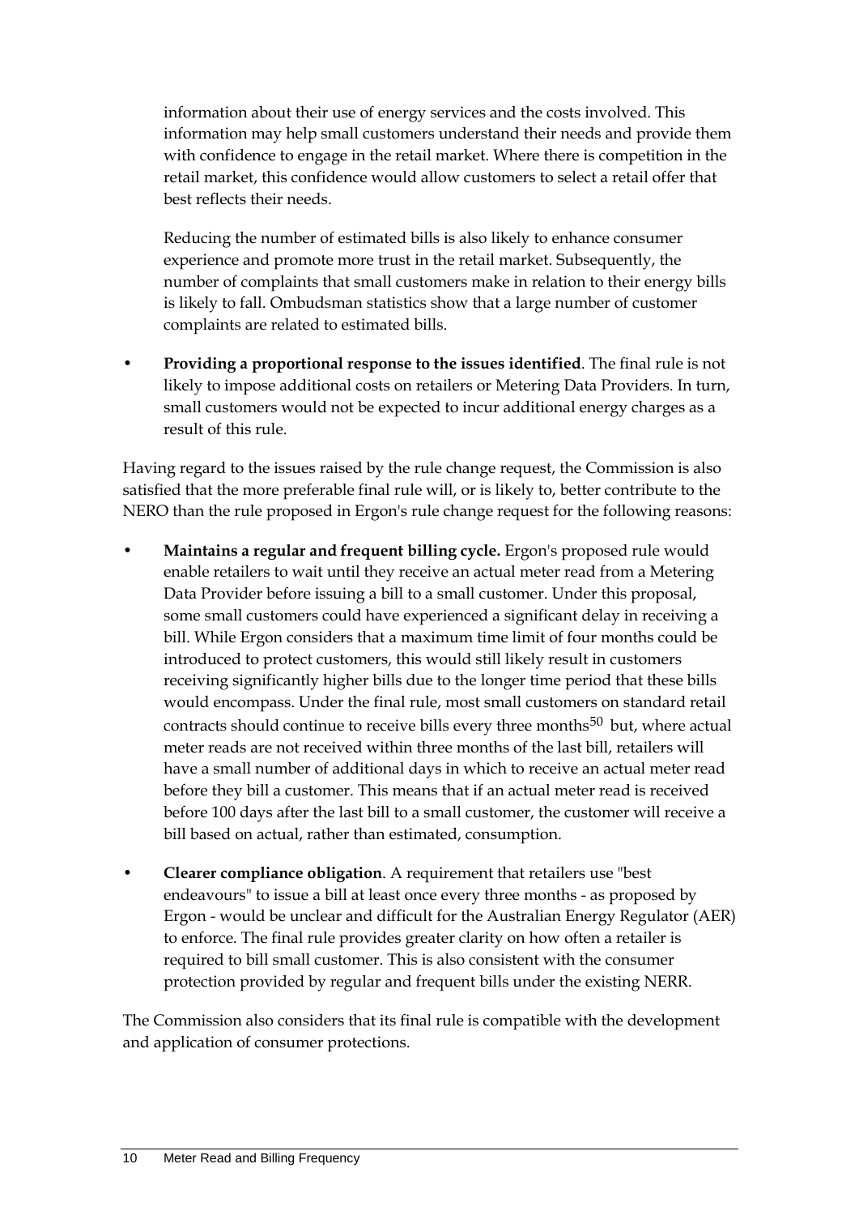information about their use of energy services and the costs involved. This information may help small customers understand their needs and provide them with confidence to engage in the retail market. Where there is competition in the retail market, this confidence would allow customers to select a retail offer that best reflects their needs.

Reducing the number of estimated bills is also likely to enhance consumer experience and promote more trust in the retail market. Subsequently, the number of complaints that small customers make in relation to their energy bills is likely to fall. Ombudsman statistics show that a large number of customer complaints are related to estimated bills.

- **Providing a proportional response to the issues identified**. The final rule is not likely to impose additional costs on retailers or Metering Data Providers. In turn, small customers would not be expected to incur additional energy charges as a result of this rule.

Having regard to the issues raised by the rule change request, the Commission is also satisfied that the more preferable final rule will, or is likely to, better contribute to the NERO than the rule proposed in Ergon's rule change request for the following reasons:

- **Maintains a regular and frequent billing cycle.** Ergon's proposed rule would enable retailers to wait until they receive an actual meter read from a Metering Data Provider before issuing a bill to a small customer. Under this proposal, some small customers could have experienced a significant delay in receiving a bill. While Ergon considers that a maximum time limit of four months could be introduced to protect customers, this would still likely result in customers receiving significantly higher bills due to the longer time period that these bills would encompass. Under the final rule, most small customers on standard retail contracts should continue to receive bills every three months[50] but, where actual meter reads are not received within three months of the last bill, retailers will have a small number of additional days in which to receive an actual meter read before they bill a customer. This means that if an actual meter read is received before 100 days after the last bill to a small customer, the customer will receive a bill based on actual, rather than estimated, consumption.

- **Clearer compliance obligation**. A requirement that retailers use "best endeavours" to issue a bill at least once every three months - as proposed by Ergon - would be unclear and difficult for the Australian Energy Regulator (AER) to enforce. The final rule provides greater clarity on how often a retailer is required to bill small customer. This is also consistent with the consumer protection provided by regular and frequent bills under the existing NERR.

The Commission also considers that its final rule is compatible with the development and application of consumer protections.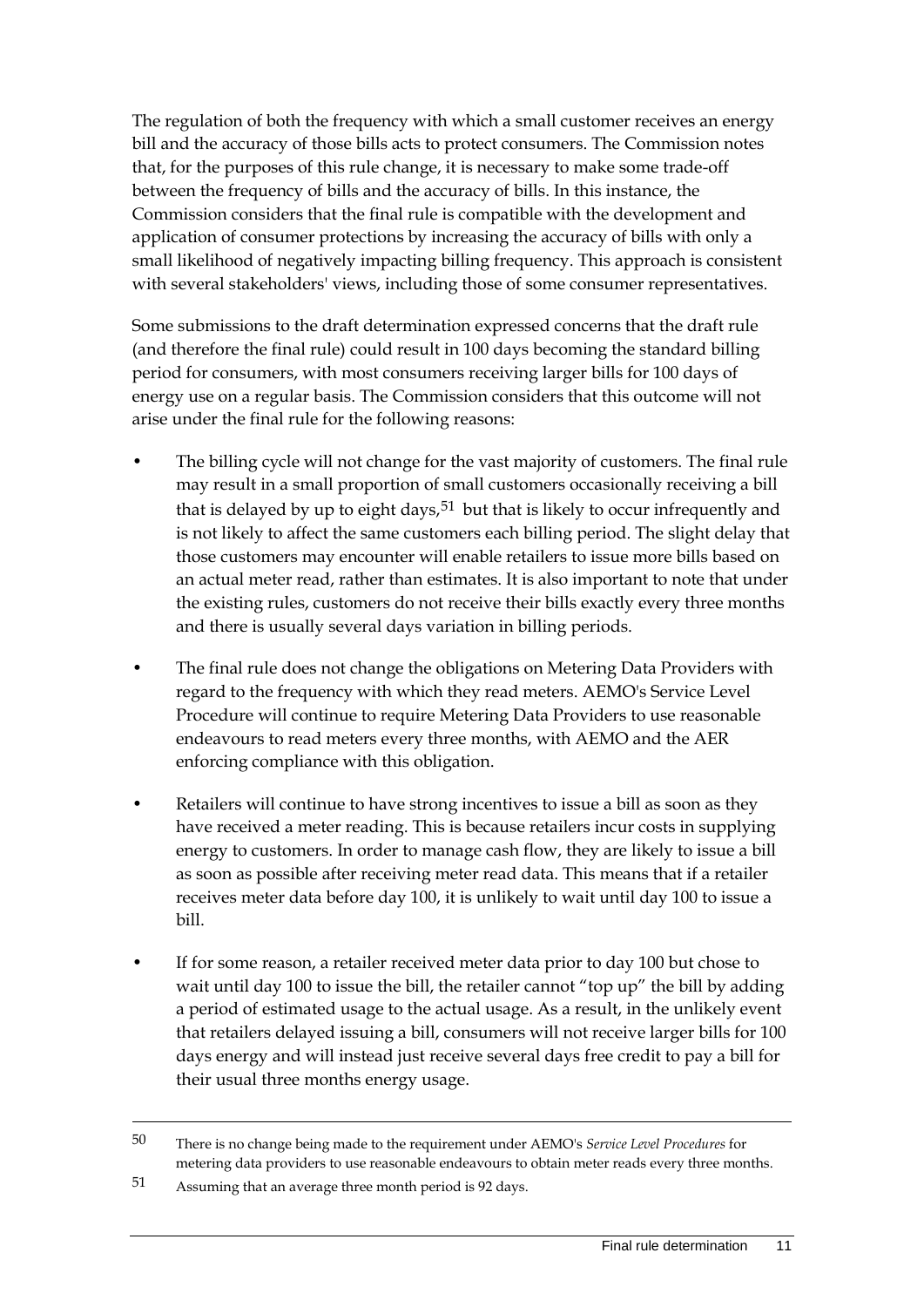The regulation of both the frequency with which a small customer receives an energy bill and the accuracy of those bills acts to protect consumers. The Commission notes that, for the purposes of this rule change, it is necessary to make some trade-off between the frequency of bills and the accuracy of bills. In this instance, the Commission considers that the final rule is compatible with the development and application of consumer protections by increasing the accuracy of bills with only a small likelihood of negatively impacting billing frequency. This approach is consistent with several stakeholders' views, including those of some consumer representatives.

Some submissions to the draft determination expressed concerns that the draft rule (and therefore the final rule) could result in 100 days becoming the standard billing period for consumers, with most consumers receiving larger bills for 100 days of energy use on a regular basis. The Commission considers that this outcome will not arise under the final rule for the following reasons:

- The billing cycle will not change for the vast majority of customers. The final rule may result in a small proportion of small customers occasionally receiving a bill that is delayed by up to eight days,[51] but that is likely to occur infrequently and is not likely to affect the same customers each billing period. The slight delay that those customers may encounter will enable retailers to issue more bills based on an actual meter read, rather than estimates. It is also important to note that under the existing rules, customers do not receive their bills exactly every three months and there is usually several days variation in billing periods.
- The final rule does not change the obligations on Metering Data Providers with regard to the frequency with which they read meters. AEMO's Service Level Procedure will continue to require Metering Data Providers to use reasonable endeavours to read meters every three months, with AEMO and the AER enforcing compliance with this obligation.
- Retailers will continue to have strong incentives to issue a bill as soon as they have received a meter reading. This is because retailers incur costs in supplying energy to customers. In order to manage cash flow, they are likely to issue a bill as soon as possible after receiving meter read data. This means that if a retailer receives meter data before day 100, it is unlikely to wait until day 100 to issue a bill.
- If for some reason, a retailer received meter data prior to day 100 but chose to wait until day 100 to issue the bill, the retailer cannot "top up" the bill by adding a period of estimated usage to the actual usage. As a result, in the unlikely event that retailers delayed issuing a bill, consumers will not receive larger bills for 100 days energy and will instead just receive several days free credit to pay a bill for their usual three months energy usage.

---

50 There is no change being made to the requirement under AEMO's *Service Level Procedures* for metering data providers to use reasonable endeavours to obtain meter reads every three months.

51 Assuming that an average three month period is 92 days.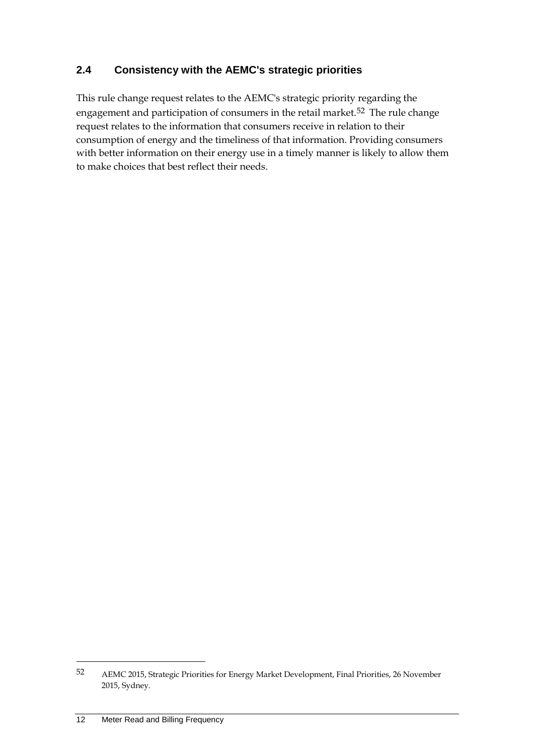## 2.4 Consistency with the AEMC's strategic priorities

This rule change request relates to the AEMC's strategic priority regarding the engagement and participation of consumers in the retail market.[52] The rule change request relates to the information that consumers receive in relation to their consumption of energy and the timeliness of that information. Providing consumers with better information on their energy use in a timely manner is likely to allow them to make choices that best reflect their needs.

---

52 AEMC 2015, Strategic Priorities for Energy Market Development, Final Priorities, 26 November 2015, Sydney.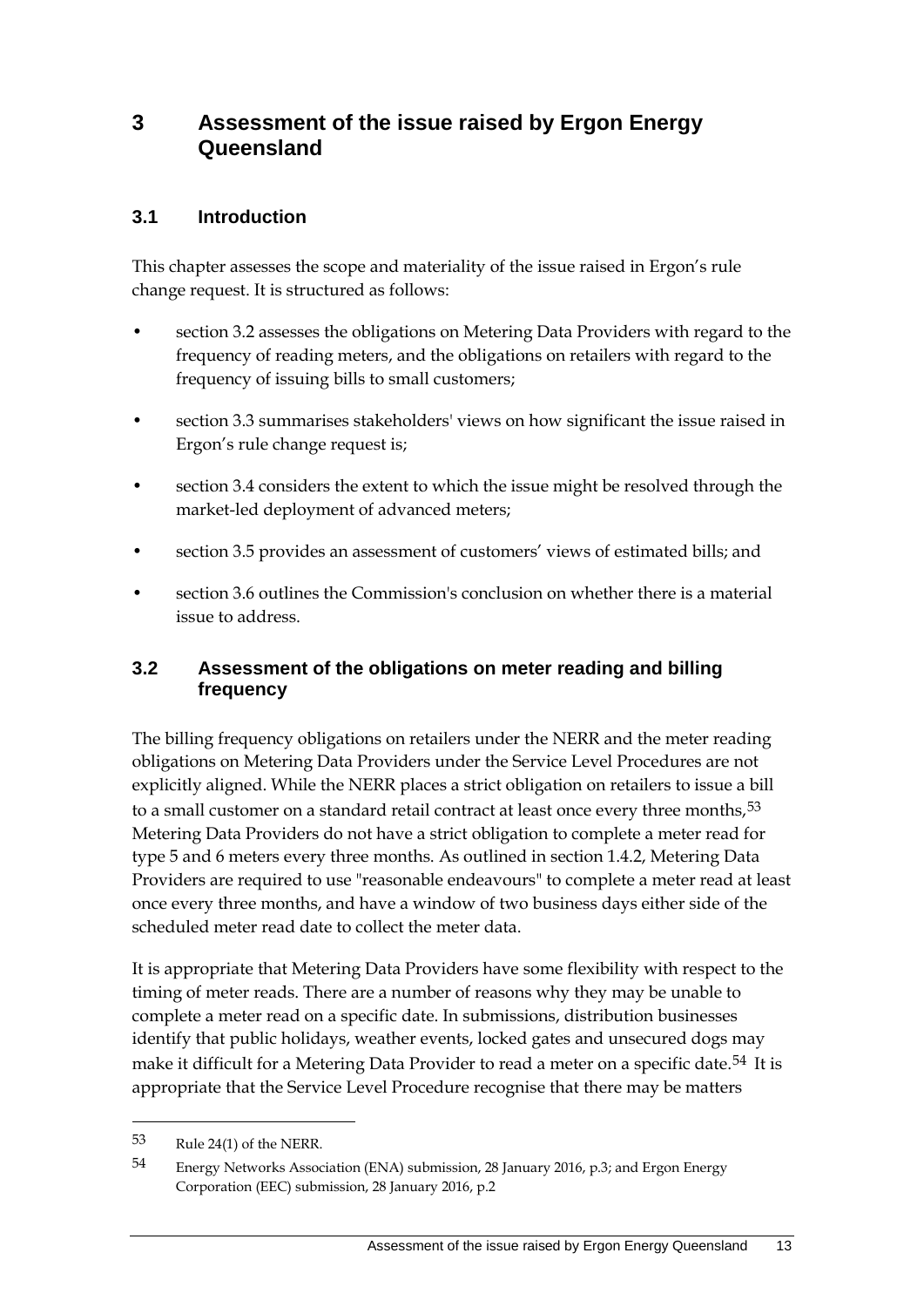# 3 Assessment of the issue raised by Ergon Energy Queensland

## 3.1 Introduction

This chapter assesses the scope and materiality of the issue raised in Ergon's rule change request. It is structured as follows:

- section 3.2 assesses the obligations on Metering Data Providers with regard to the frequency of reading meters, and the obligations on retailers with regard to the frequency of issuing bills to small customers;
- section 3.3 summarises stakeholders' views on how significant the issue raised in Ergon's rule change request is;
- section 3.4 considers the extent to which the issue might be resolved through the market-led deployment of advanced meters;
- section 3.5 provides an assessment of customers' views of estimated bills; and
- section 3.6 outlines the Commission's conclusion on whether there is a material issue to address.

## 3.2 Assessment of the obligations on meter reading and billing frequency

The billing frequency obligations on retailers under the NERR and the meter reading obligations on Metering Data Providers under the Service Level Procedures are not explicitly aligned. While the NERR places a strict obligation on retailers to issue a bill to a small customer on a standard retail contract at least once every three months,[53] Metering Data Providers do not have a strict obligation to complete a meter read for type 5 and 6 meters every three months. As outlined in section 1.4.2, Metering Data Providers are required to use "reasonable endeavours" to complete a meter read at least once every three months, and have a window of two business days either side of the scheduled meter read date to collect the meter data.

It is appropriate that Metering Data Providers have some flexibility with respect to the timing of meter reads. There are a number of reasons why they may be unable to complete a meter read on a specific date. In submissions, distribution businesses identify that public holidays, weather events, locked gates and unsecured dogs may make it difficult for a Metering Data Provider to read a meter on a specific date.[54] It is appropriate that the Service Level Procedure recognise that there may be matters

---

53 Rule 24(1) of the NERR.

54 Energy Networks Association (ENA) submission, 28 January 2016, p.3; and Ergon Energy Corporation (EEC) submission, 28 January 2016, p.2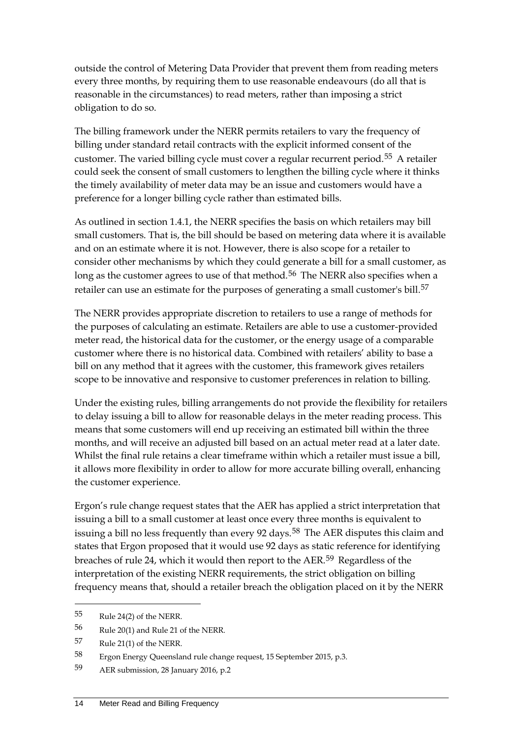outside the control of Metering Data Provider that prevent them from reading meters every three months, by requiring them to use reasonable endeavours (do all that is reasonable in the circumstances) to read meters, rather than imposing a strict obligation to do so.

The billing framework under the NERR permits retailers to vary the frequency of billing under standard retail contracts with the explicit informed consent of the customer. The varied billing cycle must cover a regular recurrent period.[55] A retailer could seek the consent of small customers to lengthen the billing cycle where it thinks the timely availability of meter data may be an issue and customers would have a preference for a longer billing cycle rather than estimated bills.

As outlined in section 1.4.1, the NERR specifies the basis on which retailers may bill small customers. That is, the bill should be based on metering data where it is available and on an estimate where it is not. However, there is also scope for a retailer to consider other mechanisms by which they could generate a bill for a small customer, as long as the customer agrees to use of that method.[56] The NERR also specifies when a retailer can use an estimate for the purposes of generating a small customer's bill.[57]

The NERR provides appropriate discretion to retailers to use a range of methods for the purposes of calculating an estimate. Retailers are able to use a customer-provided meter read, the historical data for the customer, or the energy usage of a comparable customer where there is no historical data. Combined with retailers' ability to base a bill on any method that it agrees with the customer, this framework gives retailers scope to be innovative and responsive to customer preferences in relation to billing.

Under the existing rules, billing arrangements do not provide the flexibility for retailers to delay issuing a bill to allow for reasonable delays in the meter reading process. This means that some customers will end up receiving an estimated bill within the three months, and will receive an adjusted bill based on an actual meter read at a later date. Whilst the final rule retains a clear timeframe within which a retailer must issue a bill, it allows more flexibility in order to allow for more accurate billing overall, enhancing the customer experience.

Ergon's rule change request states that the AER has applied a strict interpretation that issuing a bill to a small customer at least once every three months is equivalent to issuing a bill no less frequently than every 92 days.[58] The AER disputes this claim and states that Ergon proposed that it would use 92 days as static reference for identifying breaches of rule 24, which it would then report to the AER.[59] Regardless of the interpretation of the existing NERR requirements, the strict obligation on billing frequency means that, should a retailer breach the obligation placed on it by the NERR

---

55 Rule 24(2) of the NERR.

56 Rule 20(1) and Rule 21 of the NERR.

57 Rule 21(1) of the NERR.

58 Ergon Energy Queensland rule change request, 15 September 2015, p.3.

59 AER submission, 28 January 2016, p.2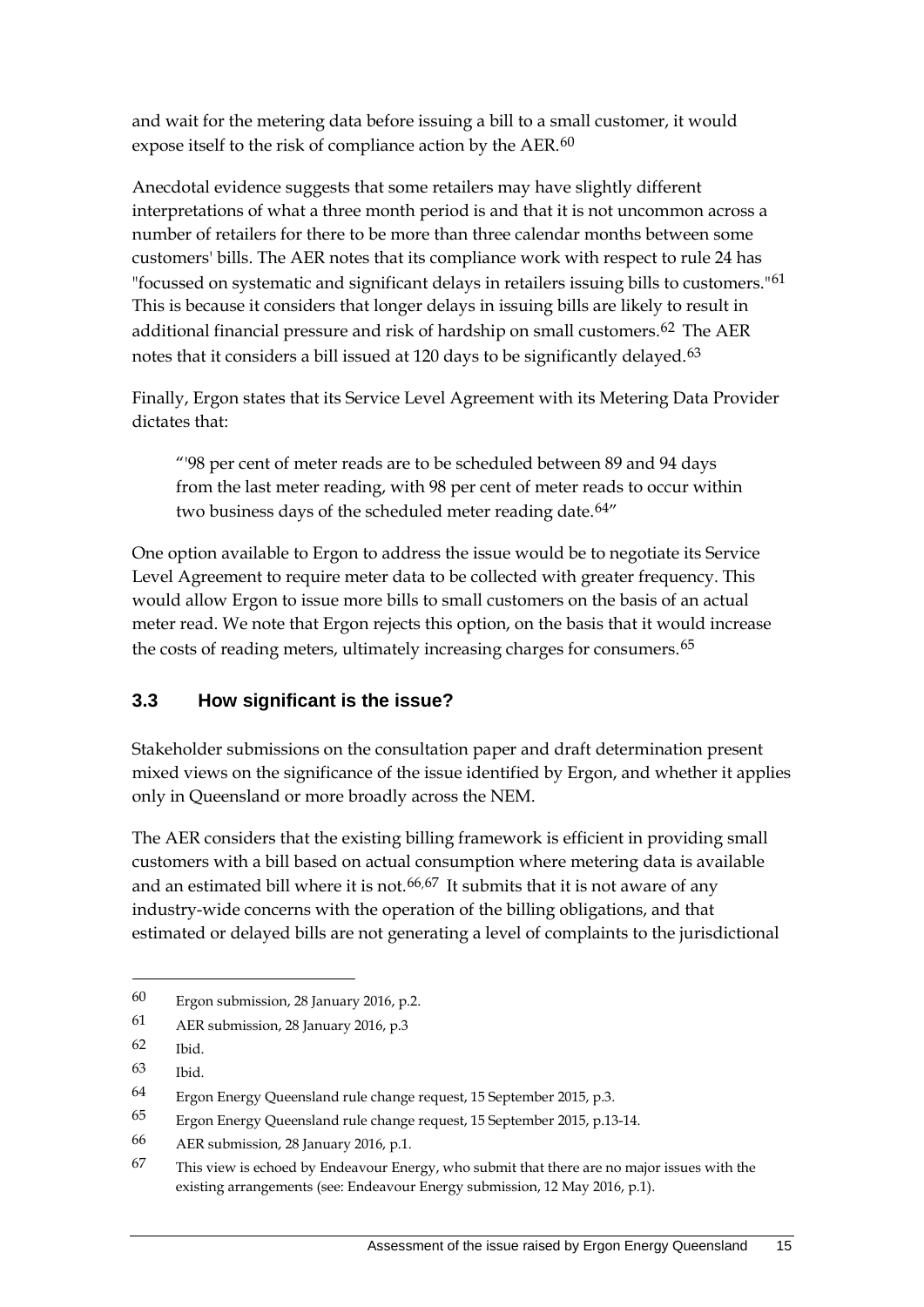and wait for the metering data before issuing a bill to a small customer, it would expose itself to the risk of compliance action by the AER.[60]

Anecdotal evidence suggests that some retailers may have slightly different interpretations of what a three month period is and that it is not uncommon across a number of retailers for there to be more than three calendar months between some customers' bills. The AER notes that its compliance work with respect to rule 24 has "focussed on systematic and significant delays in retailers issuing bills to customers."[61] This is because it considers that longer delays in issuing bills are likely to result in additional financial pressure and risk of hardship on small customers.[62] The AER notes that it considers a bill issued at 120 days to be significantly delayed.[63]

Finally, Ergon states that its Service Level Agreement with its Metering Data Provider dictates that:

> "'98 per cent of meter reads are to be scheduled between 89 and 94 days from the last meter reading, with 98 per cent of meter reads to occur within two business days of the scheduled meter reading date.[64]"

One option available to Ergon to address the issue would be to negotiate its Service Level Agreement to require meter data to be collected with greater frequency. This would allow Ergon to issue more bills to small customers on the basis of an actual meter read. We note that Ergon rejects this option, on the basis that it would increase the costs of reading meters, ultimately increasing charges for consumers.[65]

## 3.3 How significant is the issue?

Stakeholder submissions on the consultation paper and draft determination present mixed views on the significance of the issue identified by Ergon, and whether it applies only in Queensland or more broadly across the NEM.

The AER considers that the existing billing framework is efficient in providing small customers with a bill based on actual consumption where metering data is available and an estimated bill where it is not.[66,67] It submits that it is not aware of any industry-wide concerns with the operation of the billing obligations, and that estimated or delayed bills are not generating a level of complaints to the jurisdictional

---

60 Ergon submission, 28 January 2016, p.2.

61 AER submission, 28 January 2016, p.3

62 Ibid.

63 Ibid.

64 Ergon Energy Queensland rule change request, 15 September 2015, p.3.

65 Ergon Energy Queensland rule change request, 15 September 2015, p.13-14.

66 AER submission, 28 January 2016, p.1.

67 This view is echoed by Endeavour Energy, who submit that there are no major issues with the existing arrangements (see: Endeavour Energy submission, 12 May 2016, p.1).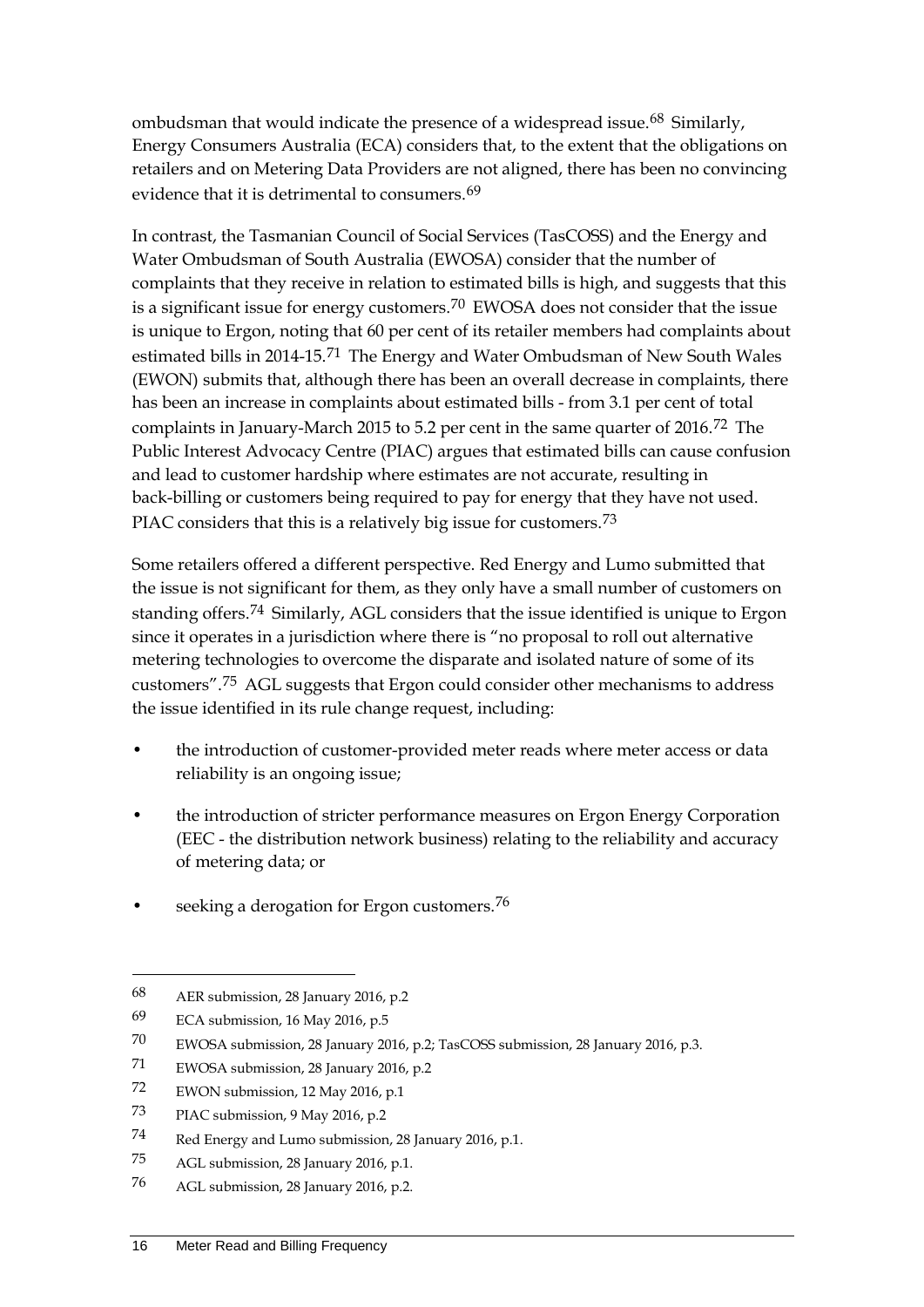ombudsman that would indicate the presence of a widespread issue.[68] Similarly, Energy Consumers Australia (ECA) considers that, to the extent that the obligations on retailers and on Metering Data Providers are not aligned, there has been no convincing evidence that it is detrimental to consumers.[69]

In contrast, the Tasmanian Council of Social Services (TasCOSS) and the Energy and Water Ombudsman of South Australia (EWOSA) consider that the number of complaints that they receive in relation to estimated bills is high, and suggests that this is a significant issue for energy customers.[70] EWOSA does not consider that the issue is unique to Ergon, noting that 60 per cent of its retailer members had complaints about estimated bills in 2014-15.[71] The Energy and Water Ombudsman of New South Wales (EWON) submits that, although there has been an overall decrease in complaints, there has been an increase in complaints about estimated bills - from 3.1 per cent of total complaints in January-March 2015 to 5.2 per cent in the same quarter of 2016.[72] The Public Interest Advocacy Centre (PIAC) argues that estimated bills can cause confusion and lead to customer hardship where estimates are not accurate, resulting in back-billing or customers being required to pay for energy that they have not used. PIAC considers that this is a relatively big issue for customers.[73]

Some retailers offered a different perspective. Red Energy and Lumo submitted that the issue is not significant for them, as they only have a small number of customers on standing offers.[74] Similarly, AGL considers that the issue identified is unique to Ergon since it operates in a jurisdiction where there is "no proposal to roll out alternative metering technologies to overcome the disparate and isolated nature of some of its customers".[75] AGL suggests that Ergon could consider other mechanisms to address the issue identified in its rule change request, including:

- the introduction of customer-provided meter reads where meter access or data reliability is an ongoing issue;
- the introduction of stricter performance measures on Ergon Energy Corporation (EEC - the distribution network business) relating to the reliability and accuracy of metering data; or
- seeking a derogation for Ergon customers.[76]

---

68 AER submission, 28 January 2016, p.2

69 ECA submission, 16 May 2016, p.5

70 EWOSA submission, 28 January 2016, p.2; TasCOSS submission, 28 January 2016, p.3.

71 EWOSA submission, 28 January 2016, p.2

72 EWON submission, 12 May 2016, p.1

73 PIAC submission, 9 May 2016, p.2

74 Red Energy and Lumo submission, 28 January 2016, p.1.

75 AGL submission, 28 January 2016, p.1.

76 AGL submission, 28 January 2016, p.2.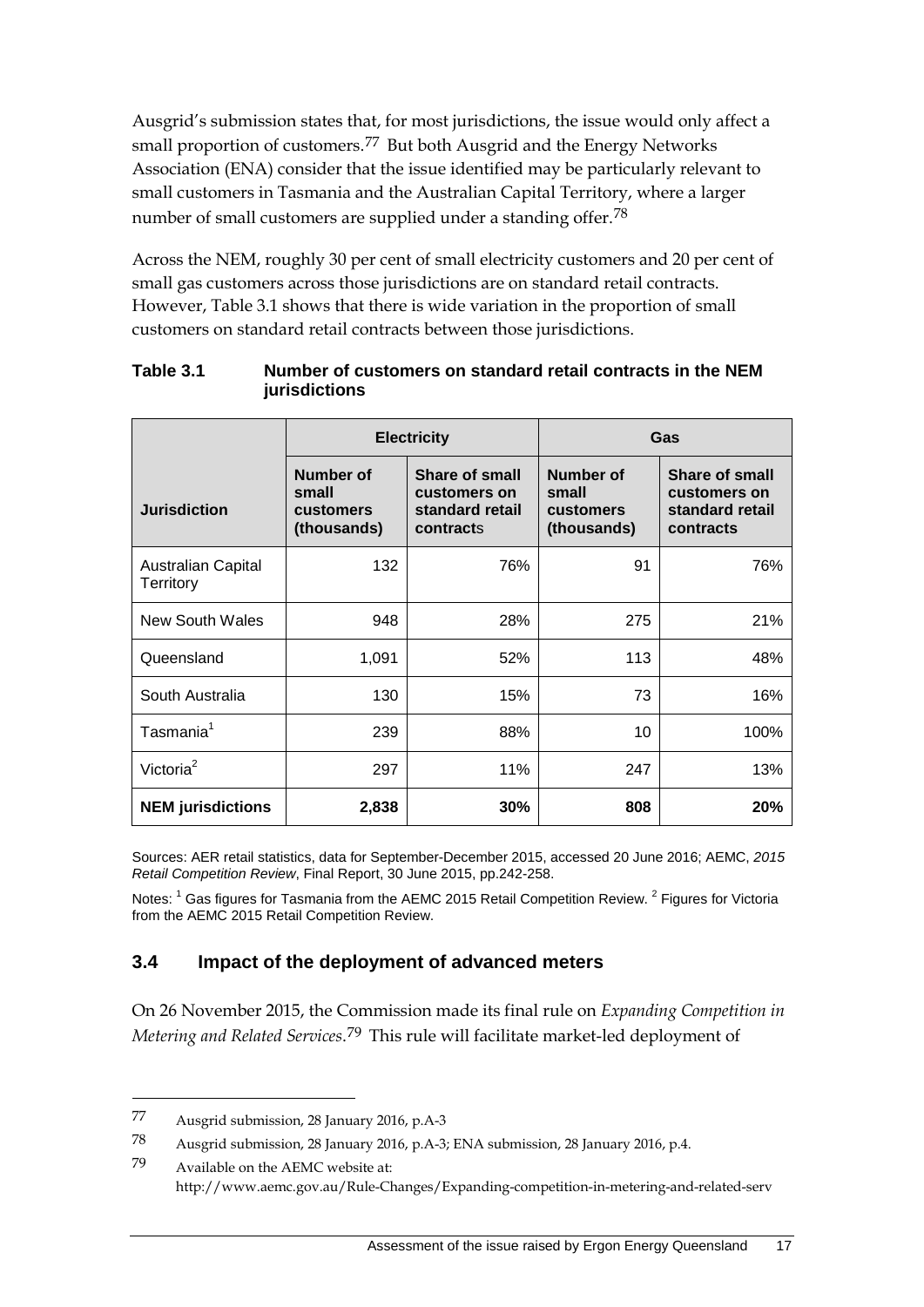Ausgrid's submission states that, for most jurisdictions, the issue would only affect a small proportion of customers.[77] But both Ausgrid and the Energy Networks Association (ENA) consider that the issue identified may be particularly relevant to small customers in Tasmania and the Australian Capital Territory, where a larger number of small customers are supplied under a standing offer.[78]

Across the NEM, roughly 30 per cent of small electricity customers and 20 per cent of small gas customers across those jurisdictions are on standard retail contracts. However, Table 3.1 shows that there is wide variation in the proportion of small customers on standard retail contracts between those jurisdictions.

**Table 3.1 Number of customers on standard retail contracts in the NEM jurisdictions**

| | Electricity | | Gas | |
|---|---|---|---|---|
| **Jurisdiction** | **Number of small customers (thousands)** | **Share of small customers on standard retail contracts** | **Number of small customers (thousands)** | **Share of small customers on standard retail contracts** |
| Australian Capital Territory | 132 | 76% | 91 | 76% |
| New South Wales | 948 | 28% | 275 | 21% |
| Queensland | 1,091 | 52% | 113 | 48% |
| South Australia | 130 | 15% | 73 | 16% |
| Tasmania[1] | 239 | 88% | 10 | 100% |
| Victoria[2] | 297 | 11% | 247 | 13% |
| **NEM jurisdictions** | **2,838** | **30%** | **808** | **20%** |

Sources: AER retail statistics, data for September-December 2015, accessed 20 June 2016; AEMC, *2015 Retail Competition Review*, Final Report, 30 June 2015, pp.242-258.

Notes: [1] Gas figures for Tasmania from the AEMC 2015 Retail Competition Review. [2] Figures for Victoria from the AEMC 2015 Retail Competition Review.

### 3.4 Impact of the deployment of advanced meters

On 26 November 2015, the Commission made its final rule on *Expanding Competition in Metering and Related Services*.[79] This rule will facilitate market-led deployment of

---

77 Ausgrid submission, 28 January 2016, p.A-3

78 Ausgrid submission, 28 January 2016, p.A-3; ENA submission, 28 January 2016, p.4.

79 Available on the AEMC website at: http://www.aemc.gov.au/Rule-Changes/Expanding-competition-in-metering-and-related-serv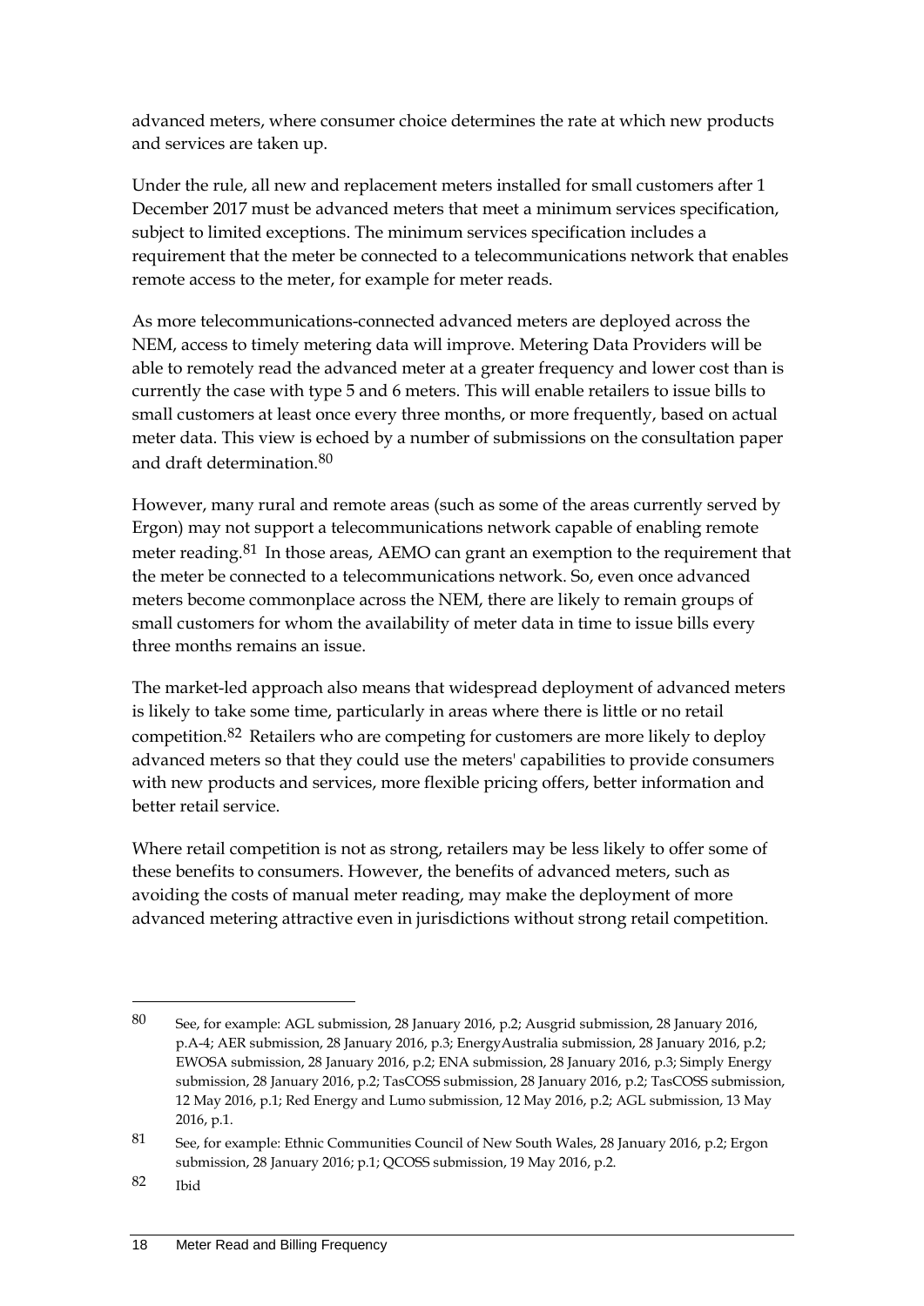advanced meters, where consumer choice determines the rate at which new products and services are taken up.

Under the rule, all new and replacement meters installed for small customers after 1 December 2017 must be advanced meters that meet a minimum services specification, subject to limited exceptions. The minimum services specification includes a requirement that the meter be connected to a telecommunications network that enables remote access to the meter, for example for meter reads.

As more telecommunications-connected advanced meters are deployed across the NEM, access to timely metering data will improve. Metering Data Providers will be able to remotely read the advanced meter at a greater frequency and lower cost than is currently the case with type 5 and 6 meters. This will enable retailers to issue bills to small customers at least once every three months, or more frequently, based on actual meter data. This view is echoed by a number of submissions on the consultation paper and draft determination.[80]

However, many rural and remote areas (such as some of the areas currently served by Ergon) may not support a telecommunications network capable of enabling remote meter reading.[81] In those areas, AEMO can grant an exemption to the requirement that the meter be connected to a telecommunications network. So, even once advanced meters become commonplace across the NEM, there are likely to remain groups of small customers for whom the availability of meter data in time to issue bills every three months remains an issue.

The market-led approach also means that widespread deployment of advanced meters is likely to take some time, particularly in areas where there is little or no retail competition.[82] Retailers who are competing for customers are more likely to deploy advanced meters so that they could use the meters' capabilities to provide consumers with new products and services, more flexible pricing offers, better information and better retail service.

Where retail competition is not as strong, retailers may be less likely to offer some of these benefits to consumers. However, the benefits of advanced meters, such as avoiding the costs of manual meter reading, may make the deployment of more advanced metering attractive even in jurisdictions without strong retail competition.

---

[80] See, for example: AGL submission, 28 January 2016, p.2; Ausgrid submission, 28 January 2016, p.A-4; AER submission, 28 January 2016, p.3; EnergyAustralia submission, 28 January 2016, p.2; EWOSA submission, 28 January 2016, p.2; ENA submission, 28 January 2016, p.3; Simply Energy submission, 28 January 2016, p.2; TasCOSS submission, 28 January 2016, p.2; TasCOSS submission, 12 May 2016, p.1; Red Energy and Lumo submission, 12 May 2016, p.2; AGL submission, 13 May 2016, p.1.

[81] See, for example: Ethnic Communities Council of New South Wales, 28 January 2016, p.2; Ergon submission, 28 January 2016; p.1; QCOSS submission, 19 May 2016, p.2.

[82] Ibid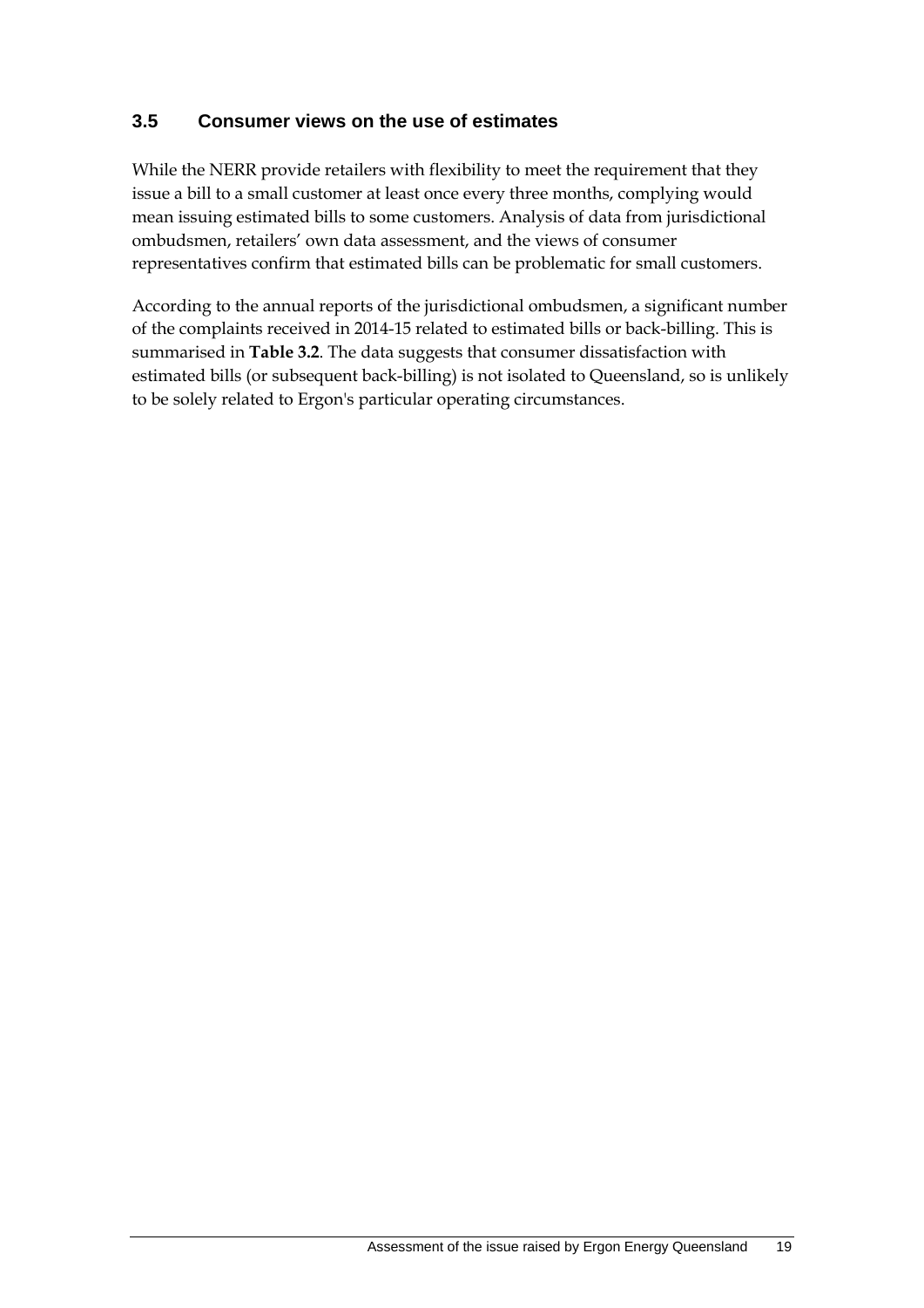## 3.5 Consumer views on the use of estimates

While the NERR provide retailers with flexibility to meet the requirement that they issue a bill to a small customer at least once every three months, complying would mean issuing estimated bills to some customers. Analysis of data from jurisdictional ombudsmen, retailers' own data assessment, and the views of consumer representatives confirm that estimated bills can be problematic for small customers.

According to the annual reports of the jurisdictional ombudsmen, a significant number of the complaints received in 2014-15 related to estimated bills or back-billing. This is summarised in **Table 3.2**. The data suggests that consumer dissatisfaction with estimated bills (or subsequent back-billing) is not isolated to Queensland, so is unlikely to be solely related to Ergon's particular operating circumstances.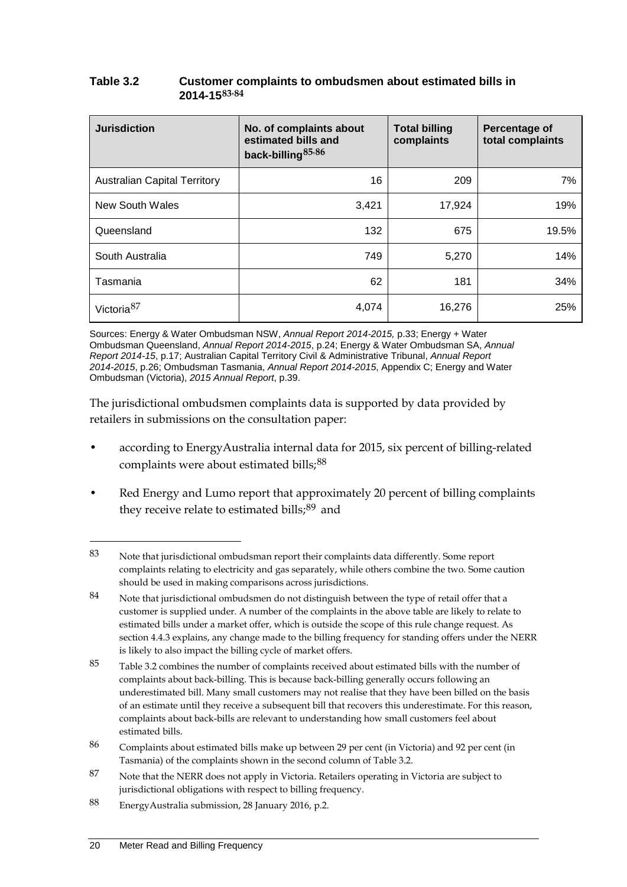**Table 3.2 Customer complaints to ombudsmen about estimated bills in 2014-15[83,84]**

| Jurisdiction | No. of complaints about estimated bills and back-billing[85,86] | Total billing complaints | Percentage of total complaints |
|---|---|---|---|
| Australian Capital Territory | 16 | 209 | 7% |
| New South Wales | 3,421 | 17,924 | 19% |
| Queensland | 132 | 675 | 19.5% |
| South Australia | 749 | 5,270 | 14% |
| Tasmania | 62 | 181 | 34% |
| Victoria[87] | 4,074 | 16,276 | 25% |

Sources: Energy & Water Ombudsman NSW, *Annual Report 2014-2015,* p.33; Energy + Water Ombudsman Queensland, *Annual Report 2014-2015*, p.24; Energy & Water Ombudsman SA, *Annual Report 2014-15*, p.17; Australian Capital Territory Civil & Administrative Tribunal, *Annual Report 2014-2015*, p.26; Ombudsman Tasmania, *Annual Report 2014-2015*, Appendix C; Energy and Water Ombudsman (Victoria), *2015 Annual Report*, p.39.

The jurisdictional ombudsmen complaints data is supported by data provided by retailers in submissions on the consultation paper:

- according to EnergyAustralia internal data for 2015, six percent of billing-related complaints were about estimated bills;[88]
- Red Energy and Lumo report that approximately 20 percent of billing complaints they receive relate to estimated bills;[89] and

---

83 Note that jurisdictional ombudsman report their complaints data differently. Some report complaints relating to electricity and gas separately, while others combine the two. Some caution should be used in making comparisons across jurisdictions.

84 Note that jurisdictional ombudsmen do not distinguish between the type of retail offer that a customer is supplied under. A number of the complaints in the above table are likely to relate to estimated bills under a market offer, which is outside the scope of this rule change request. As section 4.4.3 explains, any change made to the billing frequency for standing offers under the NERR is likely to also impact the billing cycle of market offers.

85 Table 3.2 combines the number of complaints received about estimated bills with the number of complaints about back-billing. This is because back-billing generally occurs following an underestimated bill. Many small customers may not realise that they have been billed on the basis of an estimate until they receive a subsequent bill that recovers this underestimate. For this reason, complaints about back-bills are relevant to understanding how small customers feel about estimated bills.

86 Complaints about estimated bills make up between 29 per cent (in Victoria) and 92 per cent (in Tasmania) of the complaints shown in the second column of Table 3.2.

87 Note that the NERR does not apply in Victoria. Retailers operating in Victoria are subject to jurisdictional obligations with respect to billing frequency.

88 EnergyAustralia submission, 28 January 2016, p.2.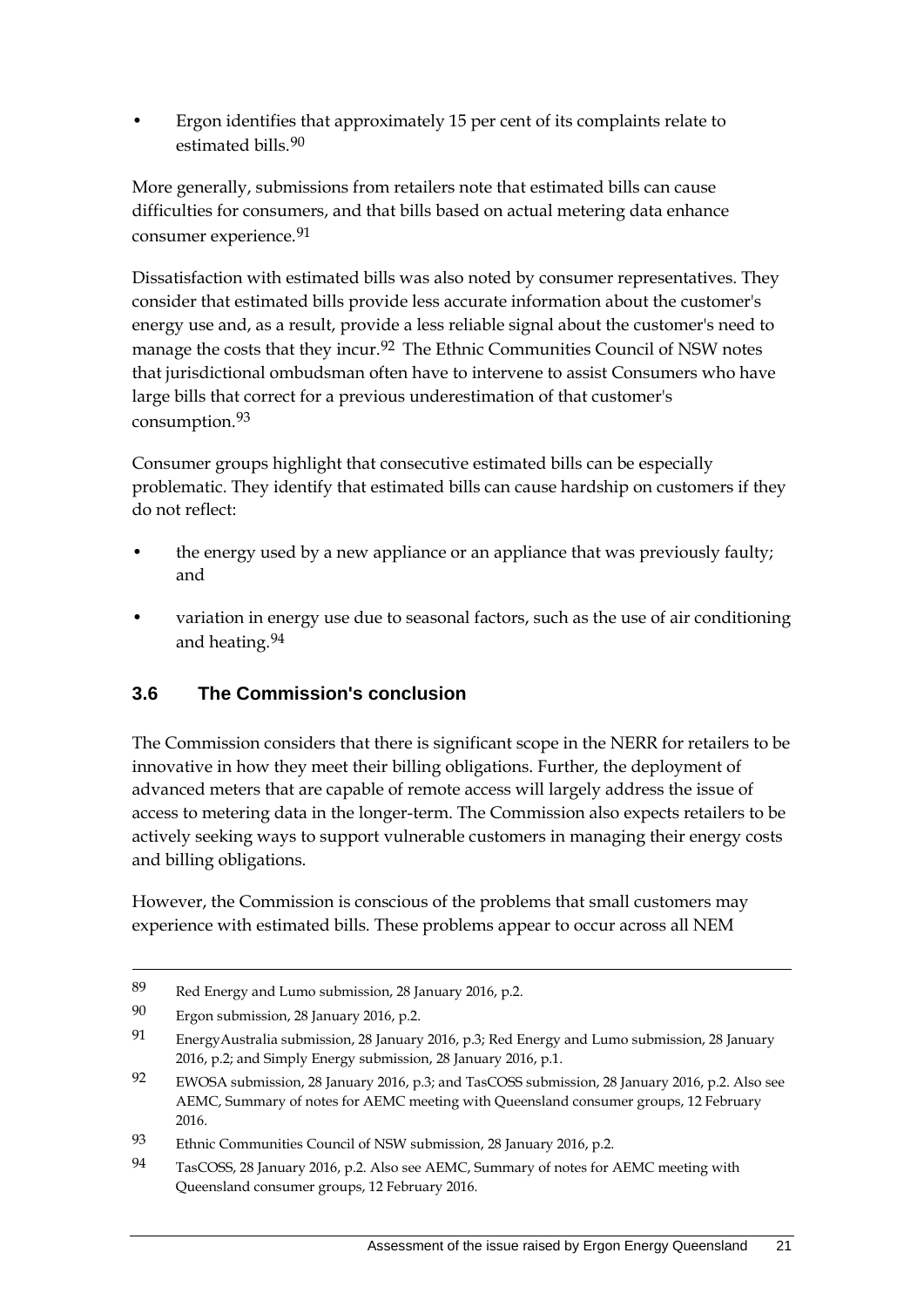- Ergon identifies that approximately 15 per cent of its complaints relate to estimated bills.[90]

More generally, submissions from retailers note that estimated bills can cause difficulties for consumers, and that bills based on actual metering data enhance consumer experience.[91]

Dissatisfaction with estimated bills was also noted by consumer representatives. They consider that estimated bills provide less accurate information about the customer's energy use and, as a result, provide a less reliable signal about the customer's need to manage the costs that they incur.[92] The Ethnic Communities Council of NSW notes that jurisdictional ombudsman often have to intervene to assist Consumers who have large bills that correct for a previous underestimation of that customer's consumption.[93]

Consumer groups highlight that consecutive estimated bills can be especially problematic. They identify that estimated bills can cause hardship on customers if they do not reflect:

- the energy used by a new appliance or an appliance that was previously faulty; and
- variation in energy use due to seasonal factors, such as the use of air conditioning and heating.[94]

## 3.6 The Commission's conclusion

The Commission considers that there is significant scope in the NERR for retailers to be innovative in how they meet their billing obligations. Further, the deployment of advanced meters that are capable of remote access will largely address the issue of access to metering data in the longer-term. The Commission also expects retailers to be actively seeking ways to support vulnerable customers in managing their energy costs and billing obligations.

However, the Commission is conscious of the problems that small customers may experience with estimated bills. These problems appear to occur across all NEM

---

89 Red Energy and Lumo submission, 28 January 2016, p.2.

90 Ergon submission, 28 January 2016, p.2.

91 EnergyAustralia submission, 28 January 2016, p.3; Red Energy and Lumo submission, 28 January 2016, p.2; and Simply Energy submission, 28 January 2016, p.1.

92 EWOSA submission, 28 January 2016, p.3; and TasCOSS submission, 28 January 2016, p.2. Also see AEMC, Summary of notes for AEMC meeting with Queensland consumer groups, 12 February 2016.

93 Ethnic Communities Council of NSW submission, 28 January 2016, p.2.

94 TasCOSS, 28 January 2016, p.2. Also see AEMC, Summary of notes for AEMC meeting with Queensland consumer groups, 12 February 2016.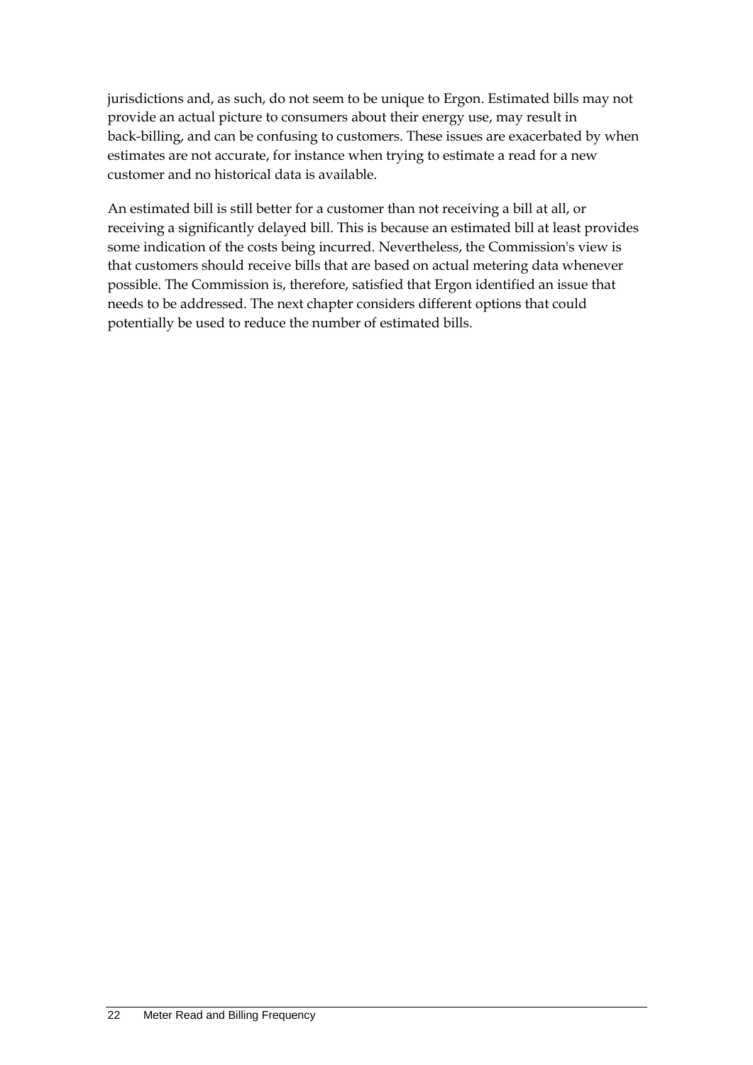jurisdictions and, as such, do not seem to be unique to Ergon. Estimated bills may not provide an actual picture to consumers about their energy use, may result in back-billing, and can be confusing to customers. These issues are exacerbated by when estimates are not accurate, for instance when trying to estimate a read for a new customer and no historical data is available.

An estimated bill is still better for a customer than not receiving a bill at all, or receiving a significantly delayed bill. This is because an estimated bill at least provides some indication of the costs being incurred. Nevertheless, the Commission's view is that customers should receive bills that are based on actual metering data whenever possible. The Commission is, therefore, satisfied that Ergon identified an issue that needs to be addressed. The next chapter considers different options that could potentially be used to reduce the number of estimated bills.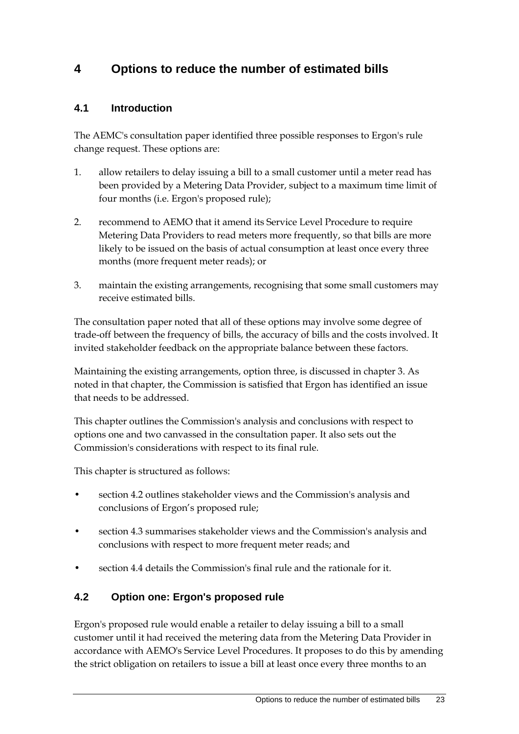# 4 Options to reduce the number of estimated bills

## 4.1 Introduction

The AEMC's consultation paper identified three possible responses to Ergon's rule change request. These options are:

1. allow retailers to delay issuing a bill to a small customer until a meter read has been provided by a Metering Data Provider, subject to a maximum time limit of four months (i.e. Ergon's proposed rule);
2. recommend to AEMO that it amend its Service Level Procedure to require Metering Data Providers to read meters more frequently, so that bills are more likely to be issued on the basis of actual consumption at least once every three months (more frequent meter reads); or
3. maintain the existing arrangements, recognising that some small customers may receive estimated bills.

The consultation paper noted that all of these options may involve some degree of trade-off between the frequency of bills, the accuracy of bills and the costs involved. It invited stakeholder feedback on the appropriate balance between these factors.

Maintaining the existing arrangements, option three, is discussed in chapter 3. As noted in that chapter, the Commission is satisfied that Ergon has identified an issue that needs to be addressed.

This chapter outlines the Commission's analysis and conclusions with respect to options one and two canvassed in the consultation paper. It also sets out the Commission's considerations with respect to its final rule.

This chapter is structured as follows:

- section 4.2 outlines stakeholder views and the Commission's analysis and conclusions of Ergon's proposed rule;
- section 4.3 summarises stakeholder views and the Commission's analysis and conclusions with respect to more frequent meter reads; and
- section 4.4 details the Commission's final rule and the rationale for it.

## 4.2 Option one: Ergon's proposed rule

Ergon's proposed rule would enable a retailer to delay issuing a bill to a small customer until it had received the metering data from the Metering Data Provider in accordance with AEMO's Service Level Procedures. It proposes to do this by amending the strict obligation on retailers to issue a bill at least once every three months to an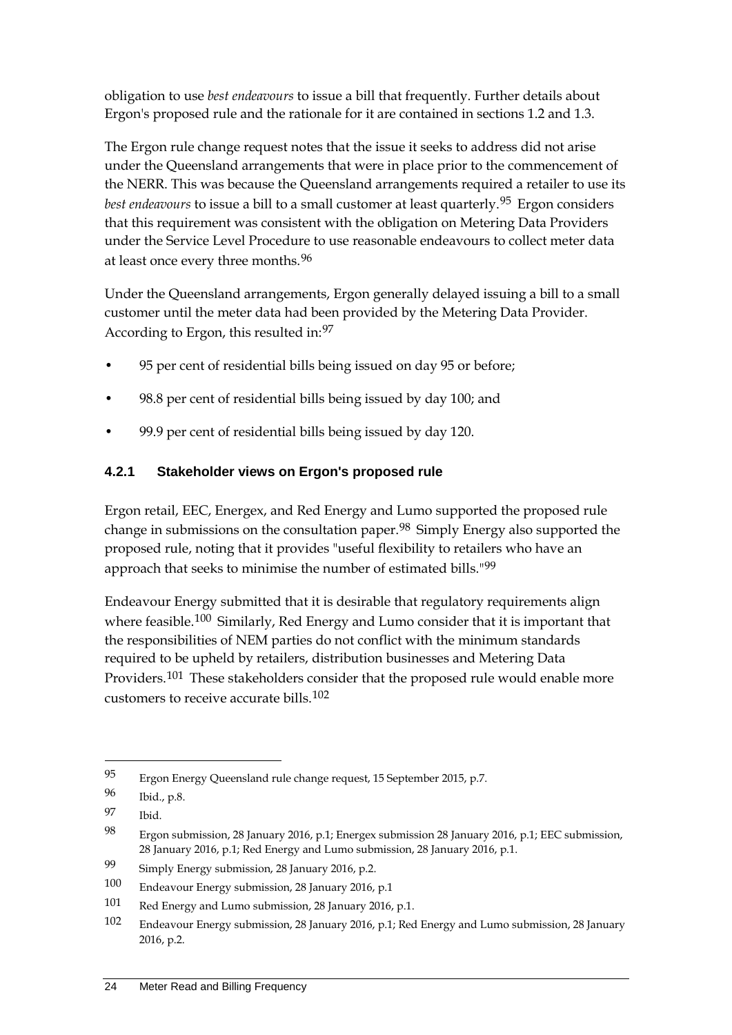obligation to use *best endeavours* to issue a bill that frequently. Further details about Ergon's proposed rule and the rationale for it are contained in sections 1.2 and 1.3.

The Ergon rule change request notes that the issue it seeks to address did not arise under the Queensland arrangements that were in place prior to the commencement of the NERR. This was because the Queensland arrangements required a retailer to use its *best endeavours* to issue a bill to a small customer at least quarterly.[95] Ergon considers that this requirement was consistent with the obligation on Metering Data Providers under the Service Level Procedure to use reasonable endeavours to collect meter data at least once every three months.[96]

Under the Queensland arrangements, Ergon generally delayed issuing a bill to a small customer until the meter data had been provided by the Metering Data Provider. According to Ergon, this resulted in:[97]

- 95 per cent of residential bills being issued on day 95 or before;
- 98.8 per cent of residential bills being issued by day 100; and
- 99.9 per cent of residential bills being issued by day 120.

### 4.2.1 Stakeholder views on Ergon's proposed rule

Ergon retail, EEC, Energex, and Red Energy and Lumo supported the proposed rule change in submissions on the consultation paper.[98] Simply Energy also supported the proposed rule, noting that it provides "useful flexibility to retailers who have an approach that seeks to minimise the number of estimated bills."[99]

Endeavour Energy submitted that it is desirable that regulatory requirements align where feasible.[100] Similarly, Red Energy and Lumo consider that it is important that the responsibilities of NEM parties do not conflict with the minimum standards required to be upheld by retailers, distribution businesses and Metering Data Providers.[101] These stakeholders consider that the proposed rule would enable more customers to receive accurate bills.[102]

---

95 Ergon Energy Queensland rule change request, 15 September 2015, p.7.

96 Ibid., p.8.

97 Ibid.

98 Ergon submission, 28 January 2016, p.1; Energex submission 28 January 2016, p.1; EEC submission, 28 January 2016, p.1; Red Energy and Lumo submission, 28 January 2016, p.1.

99 Simply Energy submission, 28 January 2016, p.2.

100 Endeavour Energy submission, 28 January 2016, p.1

101 Red Energy and Lumo submission, 28 January 2016, p.1.

102 Endeavour Energy submission, 28 January 2016, p.1; Red Energy and Lumo submission, 28 January 2016, p.2.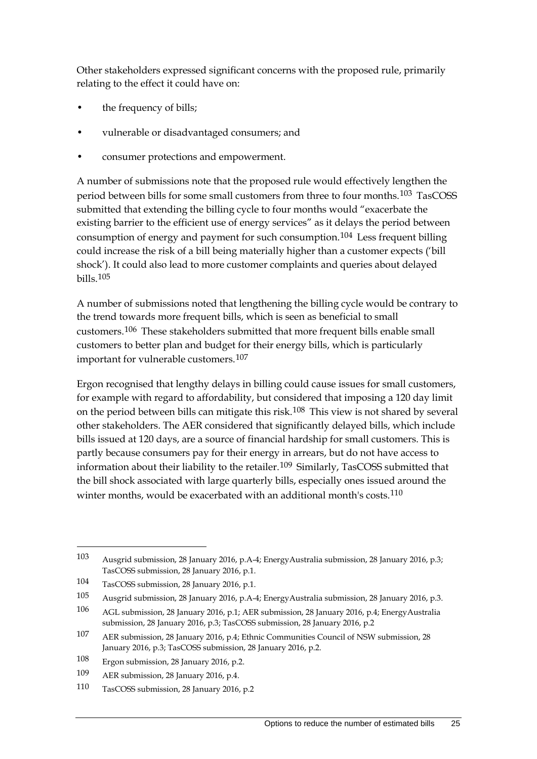Other stakeholders expressed significant concerns with the proposed rule, primarily relating to the effect it could have on:

- the frequency of bills;
- vulnerable or disadvantaged consumers; and
- consumer protections and empowerment.

A number of submissions note that the proposed rule would effectively lengthen the period between bills for some small customers from three to four months.[103] TasCOSS submitted that extending the billing cycle to four months would "exacerbate the existing barrier to the efficient use of energy services" as it delays the period between consumption of energy and payment for such consumption.[104] Less frequent billing could increase the risk of a bill being materially higher than a customer expects ('bill shock'). It could also lead to more customer complaints and queries about delayed bills.[105]

A number of submissions noted that lengthening the billing cycle would be contrary to the trend towards more frequent bills, which is seen as beneficial to small customers.[106] These stakeholders submitted that more frequent bills enable small customers to better plan and budget for their energy bills, which is particularly important for vulnerable customers.[107]

Ergon recognised that lengthy delays in billing could cause issues for small customers, for example with regard to affordability, but considered that imposing a 120 day limit on the period between bills can mitigate this risk.[108] This view is not shared by several other stakeholders. The AER considered that significantly delayed bills, which include bills issued at 120 days, are a source of financial hardship for small customers. This is partly because consumers pay for their energy in arrears, but do not have access to information about their liability to the retailer.[109] Similarly, TasCOSS submitted that the bill shock associated with large quarterly bills, especially ones issued around the winter months, would be exacerbated with an additional month's costs.[110]

---

103 Ausgrid submission, 28 January 2016, p.A-4; EnergyAustralia submission, 28 January 2016, p.3; TasCOSS submission, 28 January 2016, p.1.

104 TasCOSS submission, 28 January 2016, p.1.

105 Ausgrid submission, 28 January 2016, p.A-4; EnergyAustralia submission, 28 January 2016, p.3.

106 AGL submission, 28 January 2016, p.1; AER submission, 28 January 2016, p.4; EnergyAustralia submission, 28 January 2016, p.3; TasCOSS submission, 28 January 2016, p.2

107 AER submission, 28 January 2016, p.4; Ethnic Communities Council of NSW submission, 28 January 2016, p.3; TasCOSS submission, 28 January 2016, p.2.

108 Ergon submission, 28 January 2016, p.2.

109 AER submission, 28 January 2016, p.4.

110 TasCOSS submission, 28 January 2016, p.2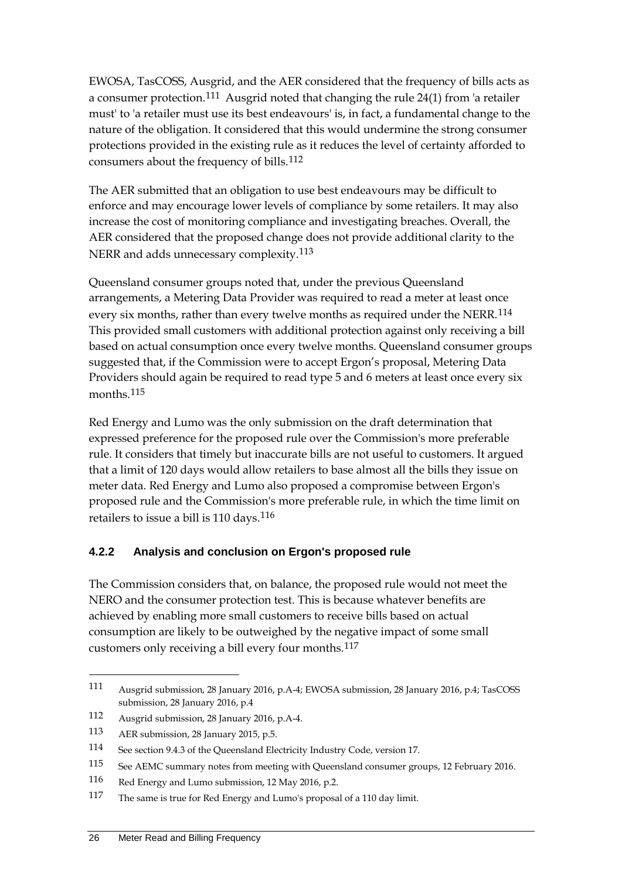EWOSA, TasCOSS, Ausgrid, and the AER considered that the frequency of bills acts as a consumer protection.[111] Ausgrid noted that changing the rule 24(1) from 'a retailer must' to 'a retailer must use its best endeavours' is, in fact, a fundamental change to the nature of the obligation. It considered that this would undermine the strong consumer protections provided in the existing rule as it reduces the level of certainty afforded to consumers about the frequency of bills.[112]

The AER submitted that an obligation to use best endeavours may be difficult to enforce and may encourage lower levels of compliance by some retailers. It may also increase the cost of monitoring compliance and investigating breaches. Overall, the AER considered that the proposed change does not provide additional clarity to the NERR and adds unnecessary complexity.[113]

Queensland consumer groups noted that, under the previous Queensland arrangements, a Metering Data Provider was required to read a meter at least once every six months, rather than every twelve months as required under the NERR.[114] This provided small customers with additional protection against only receiving a bill based on actual consumption once every twelve months. Queensland consumer groups suggested that, if the Commission were to accept Ergon's proposal, Metering Data Providers should again be required to read type 5 and 6 meters at least once every six months.[115]

Red Energy and Lumo was the only submission on the draft determination that expressed preference for the proposed rule over the Commission's more preferable rule. It considers that timely but inaccurate bills are not useful to customers. It argued that a limit of 120 days would allow retailers to base almost all the bills they issue on meter data. Red Energy and Lumo also proposed a compromise between Ergon's proposed rule and the Commission's more preferable rule, in which the time limit on retailers to issue a bill is 110 days.[116]

### 4.2.2 Analysis and conclusion on Ergon's proposed rule

The Commission considers that, on balance, the proposed rule would not meet the NERO and the consumer protection test. This is because whatever benefits are achieved by enabling more small customers to receive bills based on actual consumption are likely to be outweighed by the negative impact of some small customers only receiving a bill every four months.[117]

---

111 Ausgrid submission, 28 January 2016, p.A-4; EWOSA submission, 28 January 2016, p.4; TasCOSS submission, 28 January 2016, p.4

112 Ausgrid submission, 28 January 2016, p.A-4.

113 AER submission, 28 January 2015, p.5.

114 See section 9.4.3 of the Queensland Electricity Industry Code, version 17.

115 See AEMC summary notes from meeting with Queensland consumer groups, 12 February 2016.

116 Red Energy and Lumo submission, 12 May 2016, p.2.

117 The same is true for Red Energy and Lumo's proposal of a 110 day limit.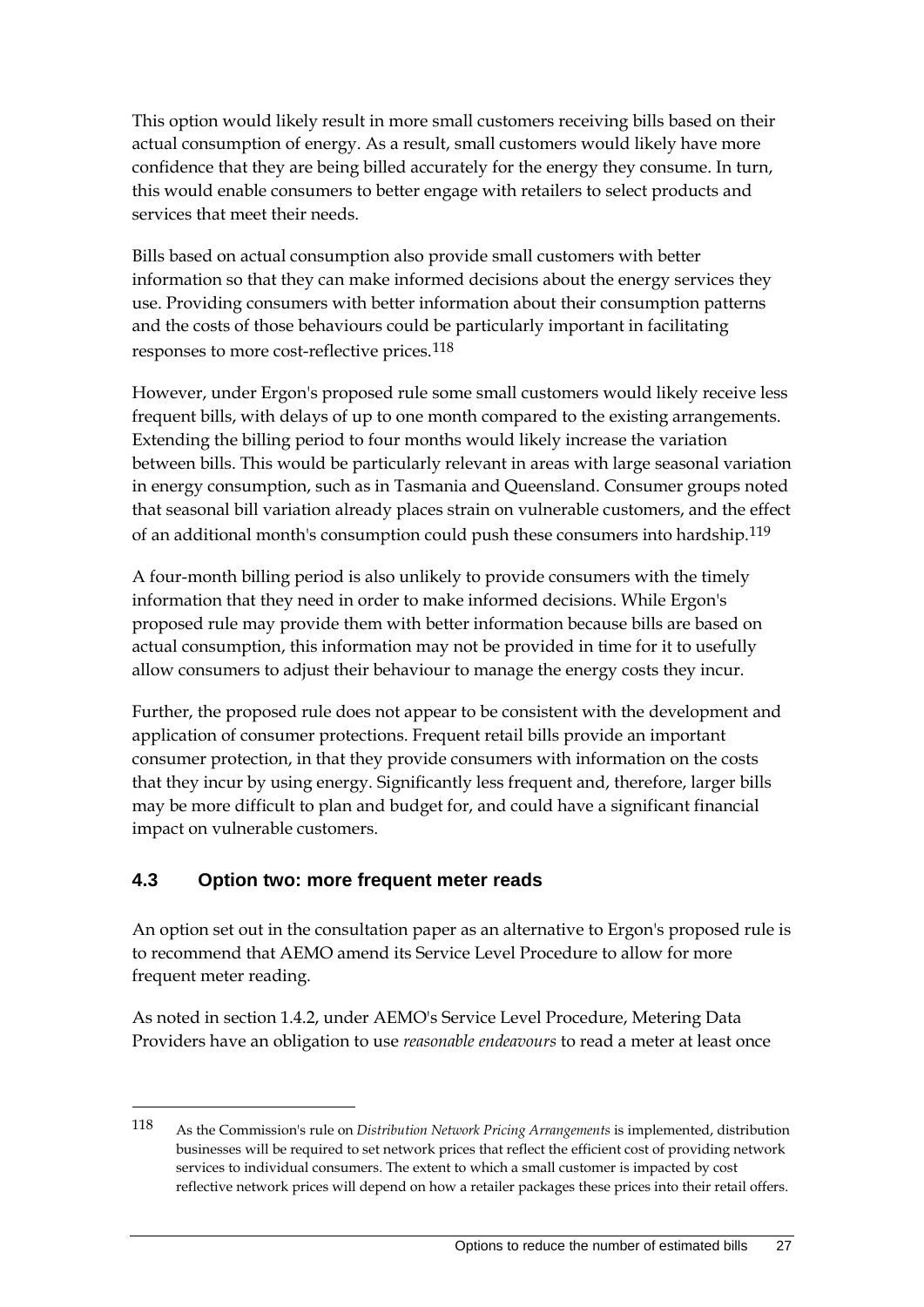This option would likely result in more small customers receiving bills based on their actual consumption of energy. As a result, small customers would likely have more confidence that they are being billed accurately for the energy they consume. In turn, this would enable consumers to better engage with retailers to select products and services that meet their needs.

Bills based on actual consumption also provide small customers with better information so that they can make informed decisions about the energy services they use. Providing consumers with better information about their consumption patterns and the costs of those behaviours could be particularly important in facilitating responses to more cost-reflective prices.[118]

However, under Ergon's proposed rule some small customers would likely receive less frequent bills, with delays of up to one month compared to the existing arrangements. Extending the billing period to four months would likely increase the variation between bills. This would be particularly relevant in areas with large seasonal variation in energy consumption, such as in Tasmania and Queensland. Consumer groups noted that seasonal bill variation already places strain on vulnerable customers, and the effect of an additional month's consumption could push these consumers into hardship.[119]

A four-month billing period is also unlikely to provide consumers with the timely information that they need in order to make informed decisions. While Ergon's proposed rule may provide them with better information because bills are based on actual consumption, this information may not be provided in time for it to usefully allow consumers to adjust their behaviour to manage the energy costs they incur.

Further, the proposed rule does not appear to be consistent with the development and application of consumer protections. Frequent retail bills provide an important consumer protection, in that they provide consumers with information on the costs that they incur by using energy. Significantly less frequent and, therefore, larger bills may be more difficult to plan and budget for, and could have a significant financial impact on vulnerable customers.

## 4.3 Option two: more frequent meter reads

An option set out in the consultation paper as an alternative to Ergon's proposed rule is to recommend that AEMO amend its Service Level Procedure to allow for more frequent meter reading.

As noted in section 1.4.2, under AEMO's Service Level Procedure, Metering Data Providers have an obligation to use *reasonable endeavours* to read a meter at least once

---

118 As the Commission's rule on *Distribution Network Pricing Arrangements* is implemented, distribution businesses will be required to set network prices that reflect the efficient cost of providing network services to individual consumers. The extent to which a small customer is impacted by cost reflective network prices will depend on how a retailer packages these prices into their retail offers.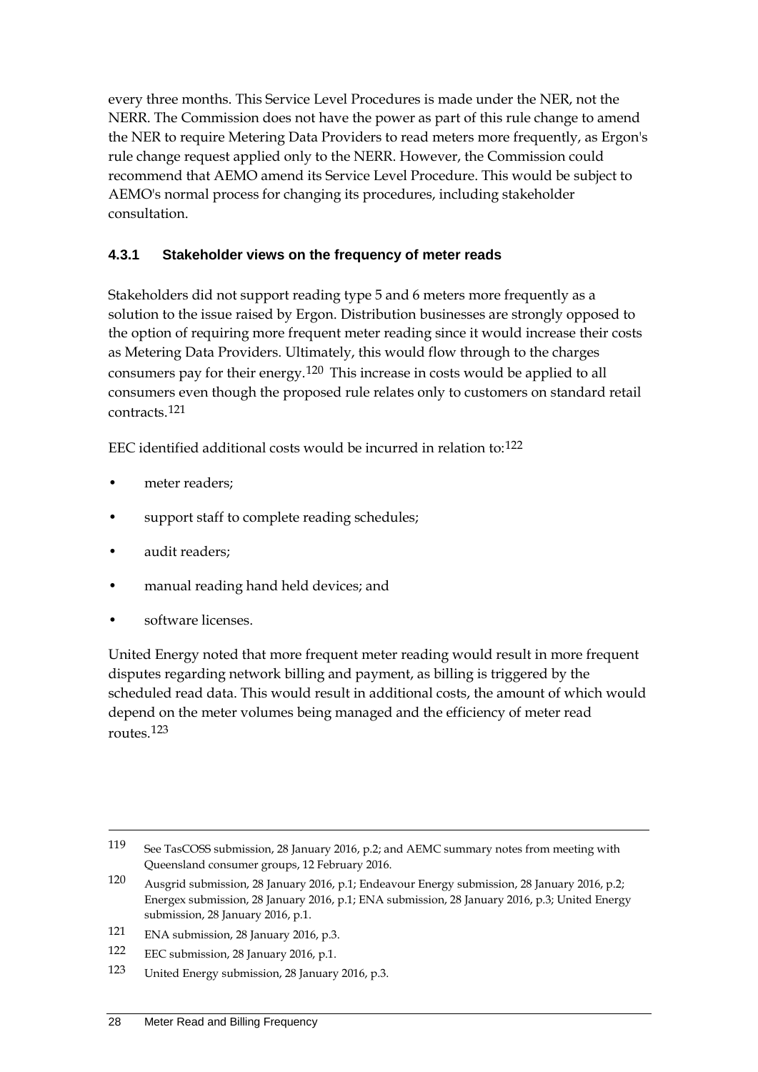every three months. This Service Level Procedures is made under the NER, not the NERR. The Commission does not have the power as part of this rule change to amend the NER to require Metering Data Providers to read meters more frequently, as Ergon's rule change request applied only to the NERR. However, the Commission could recommend that AEMO amend its Service Level Procedure. This would be subject to AEMO's normal process for changing its procedures, including stakeholder consultation.

### 4.3.1 Stakeholder views on the frequency of meter reads

Stakeholders did not support reading type 5 and 6 meters more frequently as a solution to the issue raised by Ergon. Distribution businesses are strongly opposed to the option of requiring more frequent meter reading since it would increase their costs as Metering Data Providers. Ultimately, this would flow through to the charges consumers pay for their energy.[120] This increase in costs would be applied to all consumers even though the proposed rule relates only to customers on standard retail contracts.[121]

EEC identified additional costs would be incurred in relation to:[122]

- meter readers;
- support staff to complete reading schedules;
- audit readers;
- manual reading hand held devices; and
- software licenses.

United Energy noted that more frequent meter reading would result in more frequent disputes regarding network billing and payment, as billing is triggered by the scheduled read data. This would result in additional costs, the amount of which would depend on the meter volumes being managed and the efficiency of meter read routes.[123]

---

119 See TasCOSS submission, 28 January 2016, p.2; and AEMC summary notes from meeting with Queensland consumer groups, 12 February 2016.

120 Ausgrid submission, 28 January 2016, p.1; Endeavour Energy submission, 28 January 2016, p.2; Energex submission, 28 January 2016, p.1; ENA submission, 28 January 2016, p.3; United Energy submission, 28 January 2016, p.1.

121 ENA submission, 28 January 2016, p.3.

122 EEC submission, 28 January 2016, p.1.

123 United Energy submission, 28 January 2016, p.3.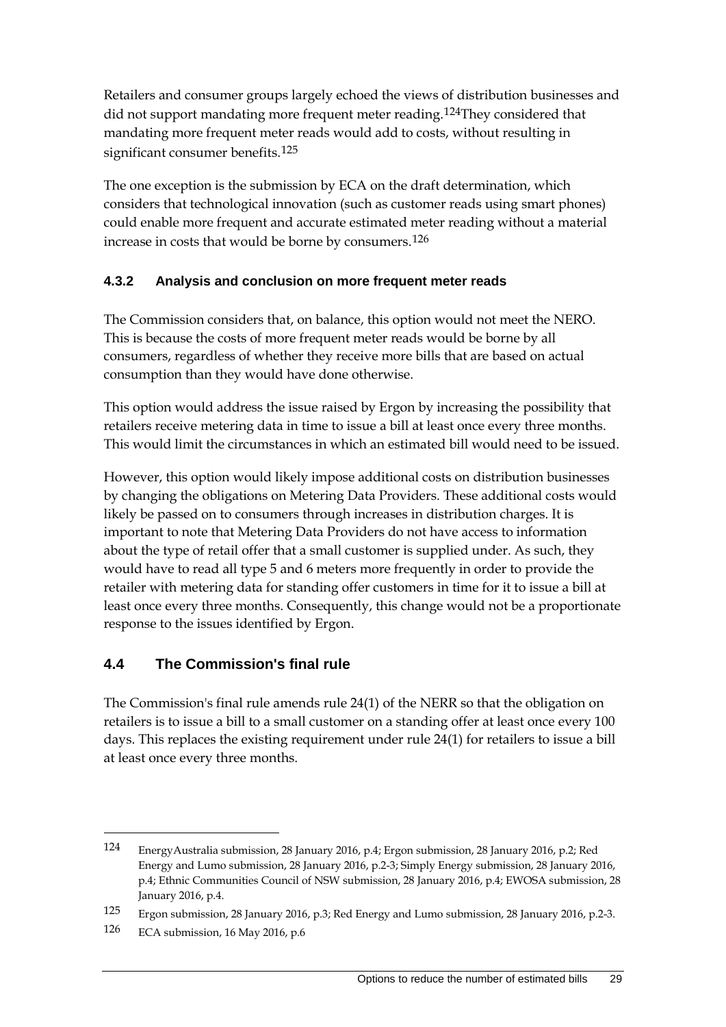Retailers and consumer groups largely echoed the views of distribution businesses and did not support mandating more frequent meter reading.[124]They considered that mandating more frequent meter reads would add to costs, without resulting in significant consumer benefits.[125]

The one exception is the submission by ECA on the draft determination, which considers that technological innovation (such as customer reads using smart phones) could enable more frequent and accurate estimated meter reading without a material increase in costs that would be borne by consumers.[126]

### 4.3.2 Analysis and conclusion on more frequent meter reads

The Commission considers that, on balance, this option would not meet the NERO. This is because the costs of more frequent meter reads would be borne by all consumers, regardless of whether they receive more bills that are based on actual consumption than they would have done otherwise.

This option would address the issue raised by Ergon by increasing the possibility that retailers receive metering data in time to issue a bill at least once every three months. This would limit the circumstances in which an estimated bill would need to be issued.

However, this option would likely impose additional costs on distribution businesses by changing the obligations on Metering Data Providers. These additional costs would likely be passed on to consumers through increases in distribution charges. It is important to note that Metering Data Providers do not have access to information about the type of retail offer that a small customer is supplied under. As such, they would have to read all type 5 and 6 meters more frequently in order to provide the retailer with metering data for standing offer customers in time for it to issue a bill at least once every three months. Consequently, this change would not be a proportionate response to the issues identified by Ergon.

## 4.4 The Commission's final rule

The Commission's final rule amends rule 24(1) of the NERR so that the obligation on retailers is to issue a bill to a small customer on a standing offer at least once every 100 days. This replaces the existing requirement under rule 24(1) for retailers to issue a bill at least once every three months.

---

124 EnergyAustralia submission, 28 January 2016, p.4; Ergon submission, 28 January 2016, p.2; Red Energy and Lumo submission, 28 January 2016, p.2-3; Simply Energy submission, 28 January 2016, p.4; Ethnic Communities Council of NSW submission, 28 January 2016, p.4; EWOSA submission, 28 January 2016, p.4.

125 Ergon submission, 28 January 2016, p.3; Red Energy and Lumo submission, 28 January 2016, p.2-3.

126 ECA submission, 16 May 2016, p.6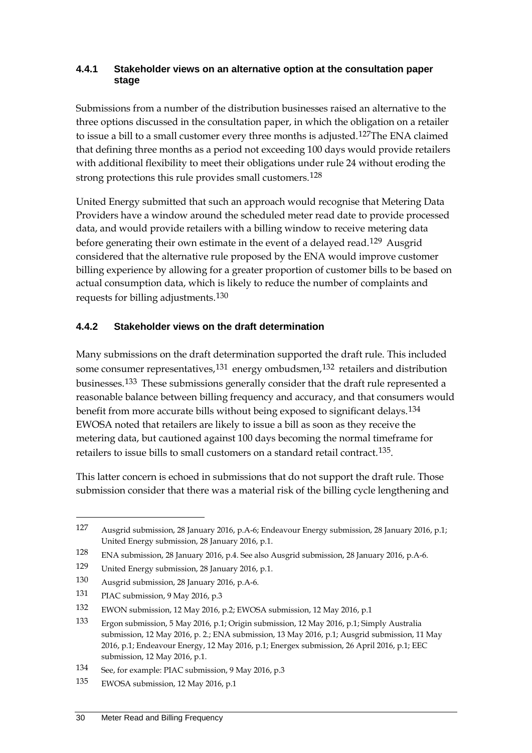### 4.4.1 Stakeholder views on an alternative option at the consultation paper stage

Submissions from a number of the distribution businesses raised an alternative to the three options discussed in the consultation paper, in which the obligation on a retailer to issue a bill to a small customer every three months is adjusted.[127]The ENA claimed that defining three months as a period not exceeding 100 days would provide retailers with additional flexibility to meet their obligations under rule 24 without eroding the strong protections this rule provides small customers.[128]

United Energy submitted that such an approach would recognise that Metering Data Providers have a window around the scheduled meter read date to provide processed data, and would provide retailers with a billing window to receive metering data before generating their own estimate in the event of a delayed read.[129] Ausgrid considered that the alternative rule proposed by the ENA would improve customer billing experience by allowing for a greater proportion of customer bills to be based on actual consumption data, which is likely to reduce the number of complaints and requests for billing adjustments.[130]

### 4.4.2 Stakeholder views on the draft determination

Many submissions on the draft determination supported the draft rule. This included some consumer representatives,[131] energy ombudsmen,[132] retailers and distribution businesses.[133] These submissions generally consider that the draft rule represented a reasonable balance between billing frequency and accuracy, and that consumers would benefit from more accurate bills without being exposed to significant delays.[134] EWOSA noted that retailers are likely to issue a bill as soon as they receive the metering data, but cautioned against 100 days becoming the normal timeframe for retailers to issue bills to small customers on a standard retail contract.[135].

This latter concern is echoed in submissions that do not support the draft rule. Those submission consider that there was a material risk of the billing cycle lengthening and

---

127 Ausgrid submission, 28 January 2016, p.A-6; Endeavour Energy submission, 28 January 2016, p.1; United Energy submission, 28 January 2016, p.1.

128 ENA submission, 28 January 2016, p.4. See also Ausgrid submission, 28 January 2016, p.A-6.

129 United Energy submission, 28 January 2016, p.1.

130 Ausgrid submission, 28 January 2016, p.A-6.

131 PIAC submission, 9 May 2016, p.3

132 EWON submission, 12 May 2016, p.2; EWOSA submission, 12 May 2016, p.1

133 Ergon submission, 5 May 2016, p.1; Origin submission, 12 May 2016, p.1; Simply Australia submission, 12 May 2016, p. 2.; ENA submission, 13 May 2016, p.1; Ausgrid submission, 11 May 2016, p.1; Endeavour Energy, 12 May 2016, p.1; Energex submission, 26 April 2016, p.1; EEC submission, 12 May 2016, p.1.

134 See, for example: PIAC submission, 9 May 2016, p.3

135 EWOSA submission, 12 May 2016, p.1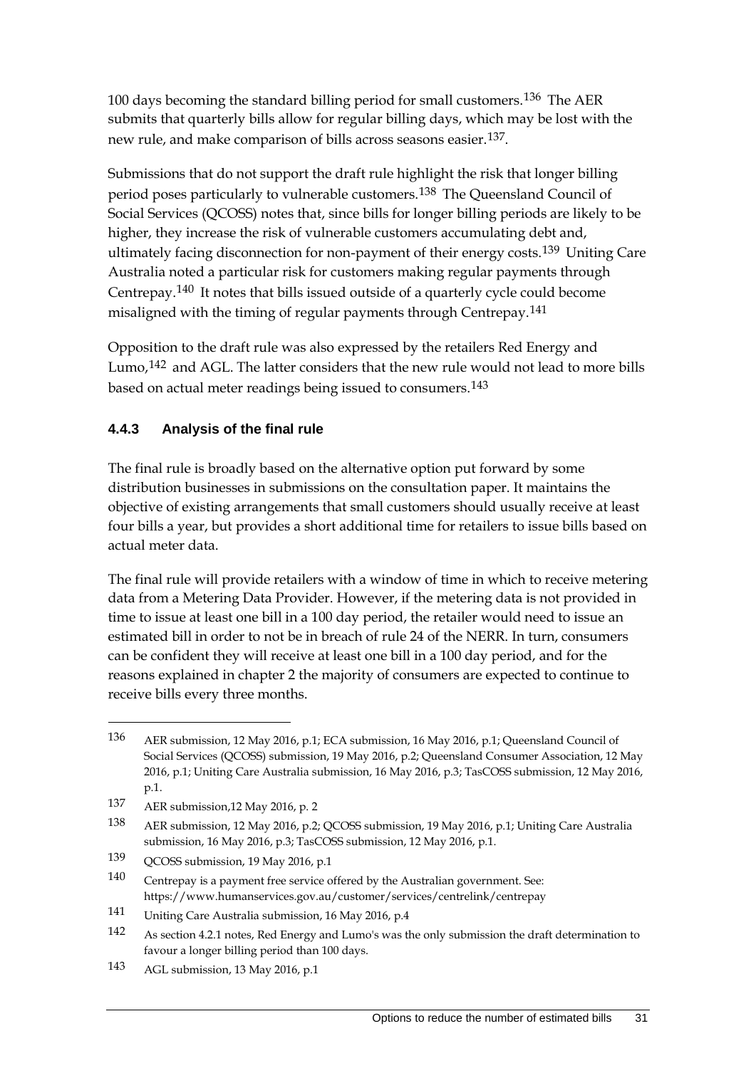100 days becoming the standard billing period for small customers.[136] The AER submits that quarterly bills allow for regular billing days, which may be lost with the new rule, and make comparison of bills across seasons easier.[137].

Submissions that do not support the draft rule highlight the risk that longer billing period poses particularly to vulnerable customers.[138] The Queensland Council of Social Services (QCOSS) notes that, since bills for longer billing periods are likely to be higher, they increase the risk of vulnerable customers accumulating debt and, ultimately facing disconnection for non-payment of their energy costs.[139] Uniting Care Australia noted a particular risk for customers making regular payments through Centrepay.[140] It notes that bills issued outside of a quarterly cycle could become misaligned with the timing of regular payments through Centrepay.[141]

Opposition to the draft rule was also expressed by the retailers Red Energy and Lumo,[142] and AGL. The latter considers that the new rule would not lead to more bills based on actual meter readings being issued to consumers.[143]

### 4.4.3 Analysis of the final rule

The final rule is broadly based on the alternative option put forward by some distribution businesses in submissions on the consultation paper. It maintains the objective of existing arrangements that small customers should usually receive at least four bills a year, but provides a short additional time for retailers to issue bills based on actual meter data.

The final rule will provide retailers with a window of time in which to receive metering data from a Metering Data Provider. However, if the metering data is not provided in time to issue at least one bill in a 100 day period, the retailer would need to issue an estimated bill in order to not be in breach of rule 24 of the NERR. In turn, consumers can be confident they will receive at least one bill in a 100 day period, and for the reasons explained in chapter 2 the majority of consumers are expected to continue to receive bills every three months.

---

136 AER submission, 12 May 2016, p.1; ECA submission, 16 May 2016, p.1; Queensland Council of Social Services (QCOSS) submission, 19 May 2016, p.2; Queensland Consumer Association, 12 May 2016, p.1; Uniting Care Australia submission, 16 May 2016, p.3; TasCOSS submission, 12 May 2016, p.1.

137 AER submission,12 May 2016, p. 2

138 AER submission, 12 May 2016, p.2; QCOSS submission, 19 May 2016, p.1; Uniting Care Australia submission, 16 May 2016, p.3; TasCOSS submission, 12 May 2016, p.1.

139 QCOSS submission, 19 May 2016, p.1

140 Centrepay is a payment free service offered by the Australian government. See: https://www.humanservices.gov.au/customer/services/centrelink/centrepay

141 Uniting Care Australia submission, 16 May 2016, p.4

142 As section 4.2.1 notes, Red Energy and Lumo's was the only submission the draft determination to favour a longer billing period than 100 days.

143 AGL submission, 13 May 2016, p.1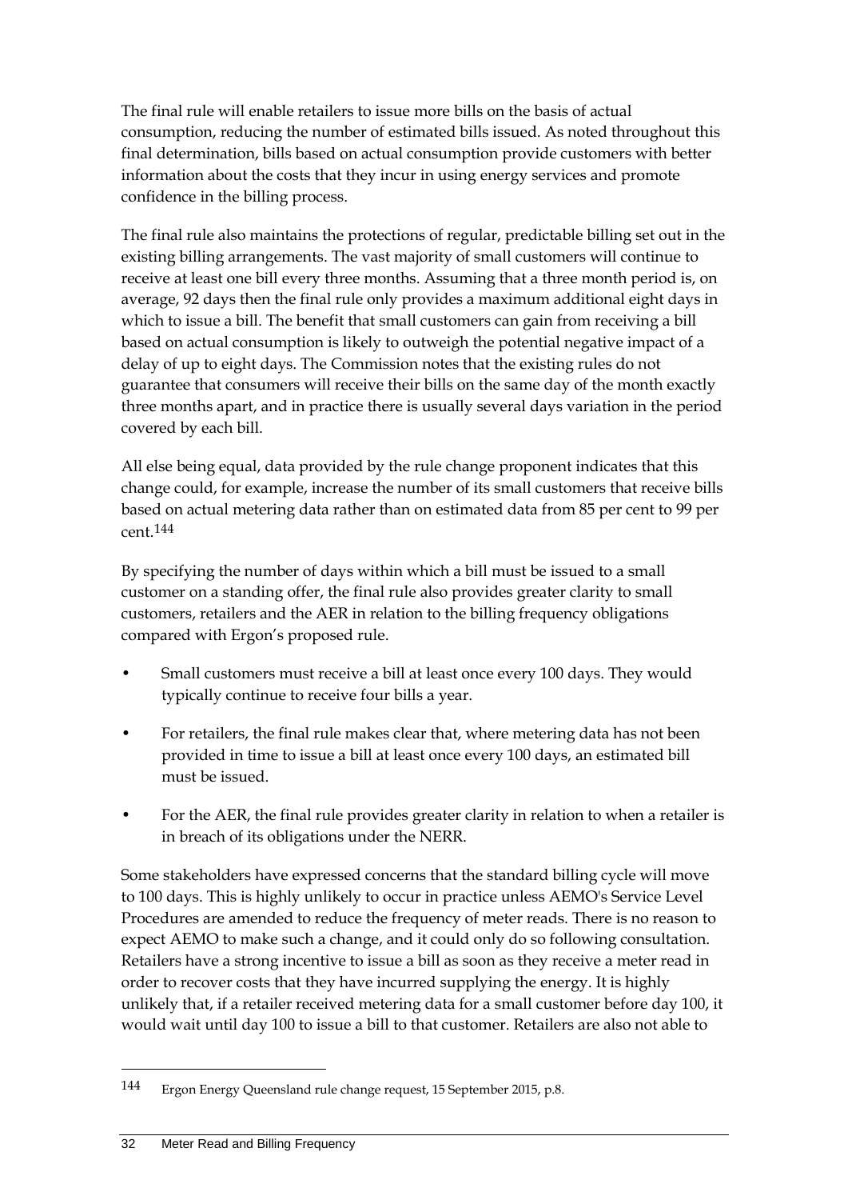The final rule will enable retailers to issue more bills on the basis of actual consumption, reducing the number of estimated bills issued. As noted throughout this final determination, bills based on actual consumption provide customers with better information about the costs that they incur in using energy services and promote confidence in the billing process.

The final rule also maintains the protections of regular, predictable billing set out in the existing billing arrangements. The vast majority of small customers will continue to receive at least one bill every three months. Assuming that a three month period is, on average, 92 days then the final rule only provides a maximum additional eight days in which to issue a bill. The benefit that small customers can gain from receiving a bill based on actual consumption is likely to outweigh the potential negative impact of a delay of up to eight days. The Commission notes that the existing rules do not guarantee that consumers will receive their bills on the same day of the month exactly three months apart, and in practice there is usually several days variation in the period covered by each bill.

All else being equal, data provided by the rule change proponent indicates that this change could, for example, increase the number of its small customers that receive bills based on actual metering data rather than on estimated data from 85 per cent to 99 per cent.[144]

By specifying the number of days within which a bill must be issued to a small customer on a standing offer, the final rule also provides greater clarity to small customers, retailers and the AER in relation to the billing frequency obligations compared with Ergon's proposed rule.

- Small customers must receive a bill at least once every 100 days. They would typically continue to receive four bills a year.
- For retailers, the final rule makes clear that, where metering data has not been provided in time to issue a bill at least once every 100 days, an estimated bill must be issued.
- For the AER, the final rule provides greater clarity in relation to when a retailer is in breach of its obligations under the NERR.

Some stakeholders have expressed concerns that the standard billing cycle will move to 100 days. This is highly unlikely to occur in practice unless AEMO's Service Level Procedures are amended to reduce the frequency of meter reads. There is no reason to expect AEMO to make such a change, and it could only do so following consultation. Retailers have a strong incentive to issue a bill as soon as they receive a meter read in order to recover costs that they have incurred supplying the energy. It is highly unlikely that, if a retailer received metering data for a small customer before day 100, it would wait until day 100 to issue a bill to that customer. Retailers are also not able to

---

144 Ergon Energy Queensland rule change request, 15 September 2015, p.8.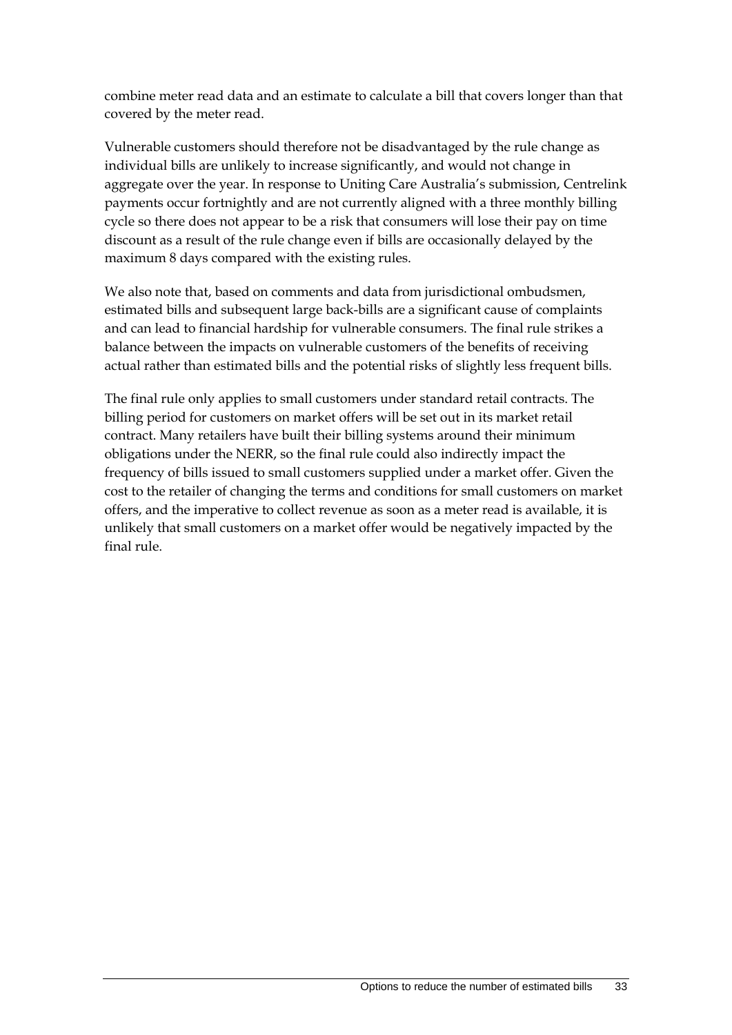combine meter read data and an estimate to calculate a bill that covers longer than that covered by the meter read.

Vulnerable customers should therefore not be disadvantaged by the rule change as individual bills are unlikely to increase significantly, and would not change in aggregate over the year. In response to Uniting Care Australia's submission, Centrelink payments occur fortnightly and are not currently aligned with a three monthly billing cycle so there does not appear to be a risk that consumers will lose their pay on time discount as a result of the rule change even if bills are occasionally delayed by the maximum 8 days compared with the existing rules.

We also note that, based on comments and data from jurisdictional ombudsmen, estimated bills and subsequent large back-bills are a significant cause of complaints and can lead to financial hardship for vulnerable consumers. The final rule strikes a balance between the impacts on vulnerable customers of the benefits of receiving actual rather than estimated bills and the potential risks of slightly less frequent bills.

The final rule only applies to small customers under standard retail contracts. The billing period for customers on market offers will be set out in its market retail contract. Many retailers have built their billing systems around their minimum obligations under the NERR, so the final rule could also indirectly impact the frequency of bills issued to small customers supplied under a market offer. Given the cost to the retailer of changing the terms and conditions for small customers on market offers, and the imperative to collect revenue as soon as a meter read is available, it is unlikely that small customers on a market offer would be negatively impacted by the final rule.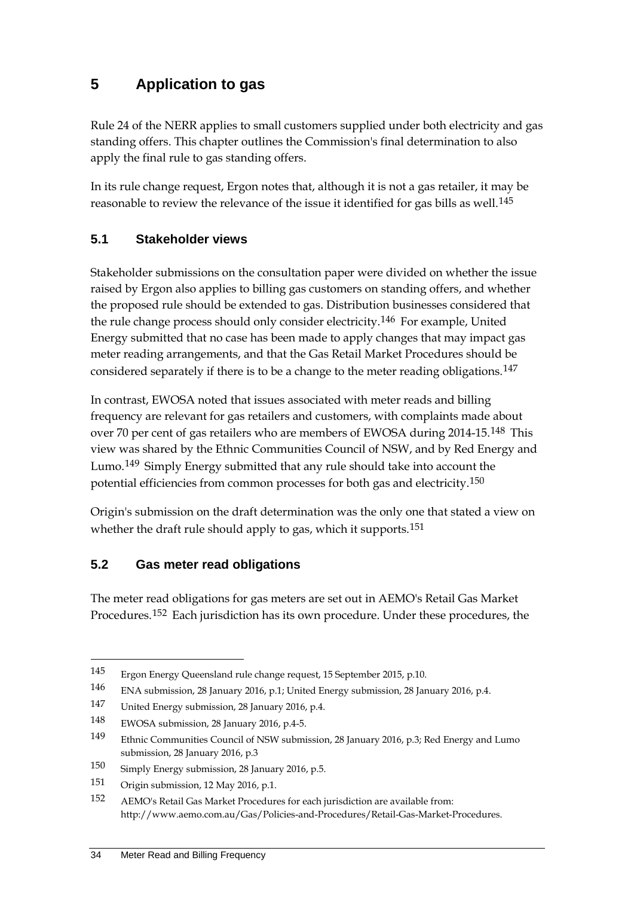# 5 Application to gas

Rule 24 of the NERR applies to small customers supplied under both electricity and gas standing offers. This chapter outlines the Commission's final determination to also apply the final rule to gas standing offers.

In its rule change request, Ergon notes that, although it is not a gas retailer, it may be reasonable to review the relevance of the issue it identified for gas bills as well.[145]

## 5.1 Stakeholder views

Stakeholder submissions on the consultation paper were divided on whether the issue raised by Ergon also applies to billing gas customers on standing offers, and whether the proposed rule should be extended to gas. Distribution businesses considered that the rule change process should only consider electricity.[146] For example, United Energy submitted that no case has been made to apply changes that may impact gas meter reading arrangements, and that the Gas Retail Market Procedures should be considered separately if there is to be a change to the meter reading obligations.[147]

In contrast, EWOSA noted that issues associated with meter reads and billing frequency are relevant for gas retailers and customers, with complaints made about over 70 per cent of gas retailers who are members of EWOSA during 2014-15.[148] This view was shared by the Ethnic Communities Council of NSW, and by Red Energy and Lumo.[149] Simply Energy submitted that any rule should take into account the potential efficiencies from common processes for both gas and electricity.[150]

Origin's submission on the draft determination was the only one that stated a view on whether the draft rule should apply to gas, which it supports.[151]

## 5.2 Gas meter read obligations

The meter read obligations for gas meters are set out in AEMO's Retail Gas Market Procedures.[152] Each jurisdiction has its own procedure. Under these procedures, the

---

145 Ergon Energy Queensland rule change request, 15 September 2015, p.10.

146 ENA submission, 28 January 2016, p.1; United Energy submission, 28 January 2016, p.4.

147 United Energy submission, 28 January 2016, p.4.

148 EWOSA submission, 28 January 2016, p.4-5.

149 Ethnic Communities Council of NSW submission, 28 January 2016, p.3; Red Energy and Lumo submission, 28 January 2016, p.3

150 Simply Energy submission, 28 January 2016, p.5.

151 Origin submission, 12 May 2016, p.1.

152 AEMO's Retail Gas Market Procedures for each jurisdiction are available from: http://www.aemo.com.au/Gas/Policies-and-Procedures/Retail-Gas-Market-Procedures.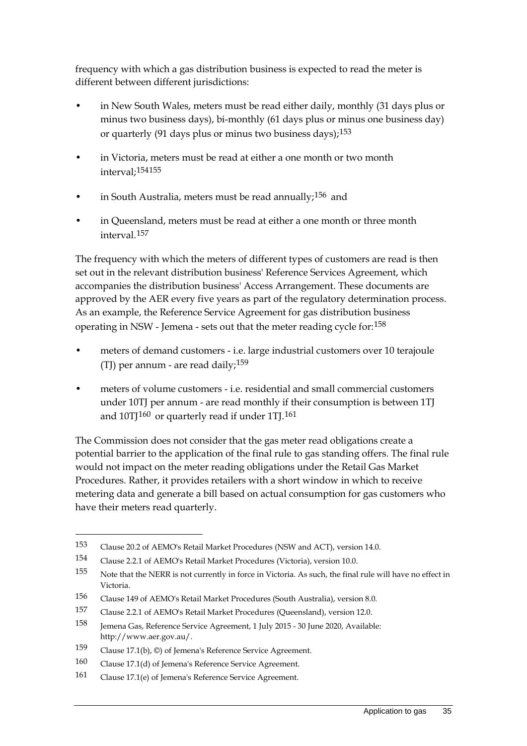frequency with which a gas distribution business is expected to read the meter is different between different jurisdictions:

- in New South Wales, meters must be read either daily, monthly (31 days plus or minus two business days), bi-monthly (61 days plus or minus one business day) or quarterly (91 days plus or minus two business days);[153]
- in Victoria, meters must be read at either a one month or two month interval;[154][155]
- in South Australia, meters must be read annually;[156] and
- in Queensland, meters must be read at either a one month or three month interval.[157]

The frequency with which the meters of different types of customers are read is then set out in the relevant distribution business' Reference Services Agreement, which accompanies the distribution business' Access Arrangement. These documents are approved by the AER every five years as part of the regulatory determination process. As an example, the Reference Service Agreement for gas distribution business operating in NSW - Jemena - sets out that the meter reading cycle for:[158]

- meters of demand customers - i.e. large industrial customers over 10 terajoule (TJ) per annum - are read daily;[159]
- meters of volume customers - i.e. residential and small commercial customers under 10TJ per annum - are read monthly if their consumption is between 1TJ and 10TJ[160] or quarterly read if under 1TJ.[161]

The Commission does not consider that the gas meter read obligations create a potential barrier to the application of the final rule to gas standing offers. The final rule would not impact on the meter reading obligations under the Retail Gas Market Procedures. Rather, it provides retailers with a short window in which to receive metering data and generate a bill based on actual consumption for gas customers who have their meters read quarterly.

---

153 Clause 20.2 of AEMO's Retail Market Procedures (NSW and ACT), version 14.0.

154 Clause 2.2.1 of AEMO's Retail Market Procedures (Victoria), version 10.0.

155 Note that the NERR is not currently in force in Victoria. As such, the final rule will have no effect in Victoria.

156 Clause 149 of AEMO's Retail Market Procedures (South Australia), version 8.0.

157 Clause 2.2.1 of AEMO's Retail Market Procedures (Queensland), version 12.0.

158 Jemena Gas, Reference Service Agreement, 1 July 2015 - 30 June 2020, Available: http://www.aer.gov.au/.

159 Clause 17.1(b), © of Jemena's Reference Service Agreement.

160 Clause 17.1(d) of Jemena's Reference Service Agreement.

161 Clause 17.1(e) of Jemena's Reference Service Agreement.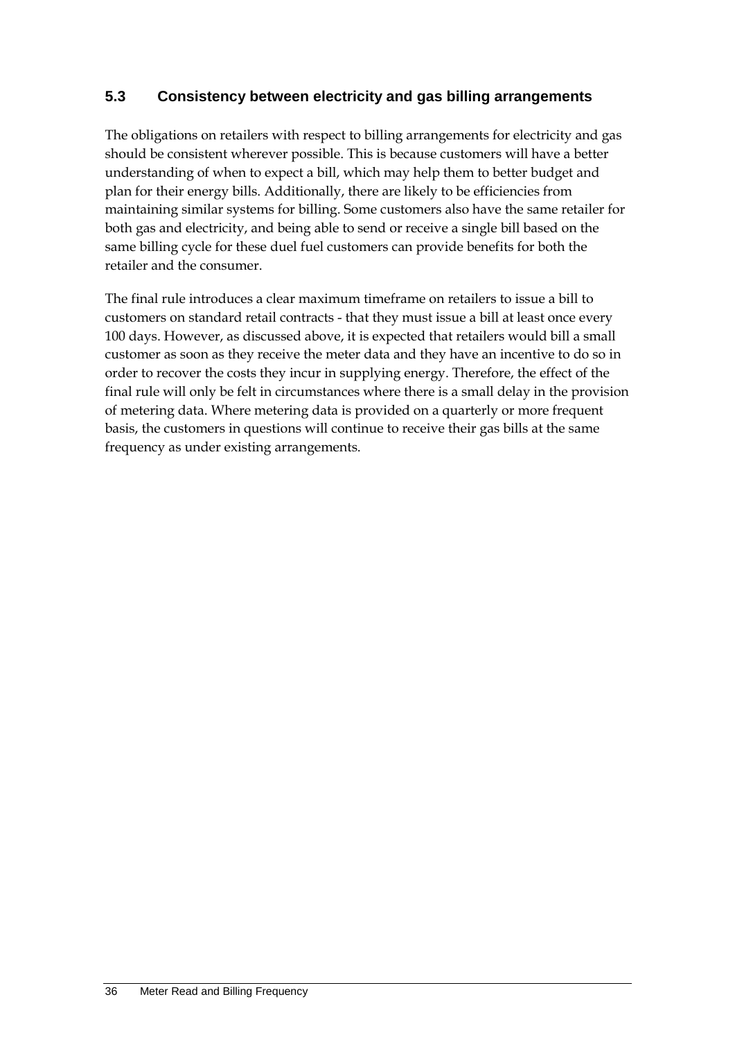## 5.3 Consistency between electricity and gas billing arrangements

The obligations on retailers with respect to billing arrangements for electricity and gas should be consistent wherever possible. This is because customers will have a better understanding of when to expect a bill, which may help them to better budget and plan for their energy bills. Additionally, there are likely to be efficiencies from maintaining similar systems for billing. Some customers also have the same retailer for both gas and electricity, and being able to send or receive a single bill based on the same billing cycle for these duel fuel customers can provide benefits for both the retailer and the consumer.

The final rule introduces a clear maximum timeframe on retailers to issue a bill to customers on standard retail contracts - that they must issue a bill at least once every 100 days. However, as discussed above, it is expected that retailers would bill a small customer as soon as they receive the meter data and they have an incentive to do so in order to recover the costs they incur in supplying energy. Therefore, the effect of the final rule will only be felt in circumstances where there is a small delay in the provision of metering data. Where metering data is provided on a quarterly or more frequent basis, the customers in questions will continue to receive their gas bills at the same frequency as under existing arrangements.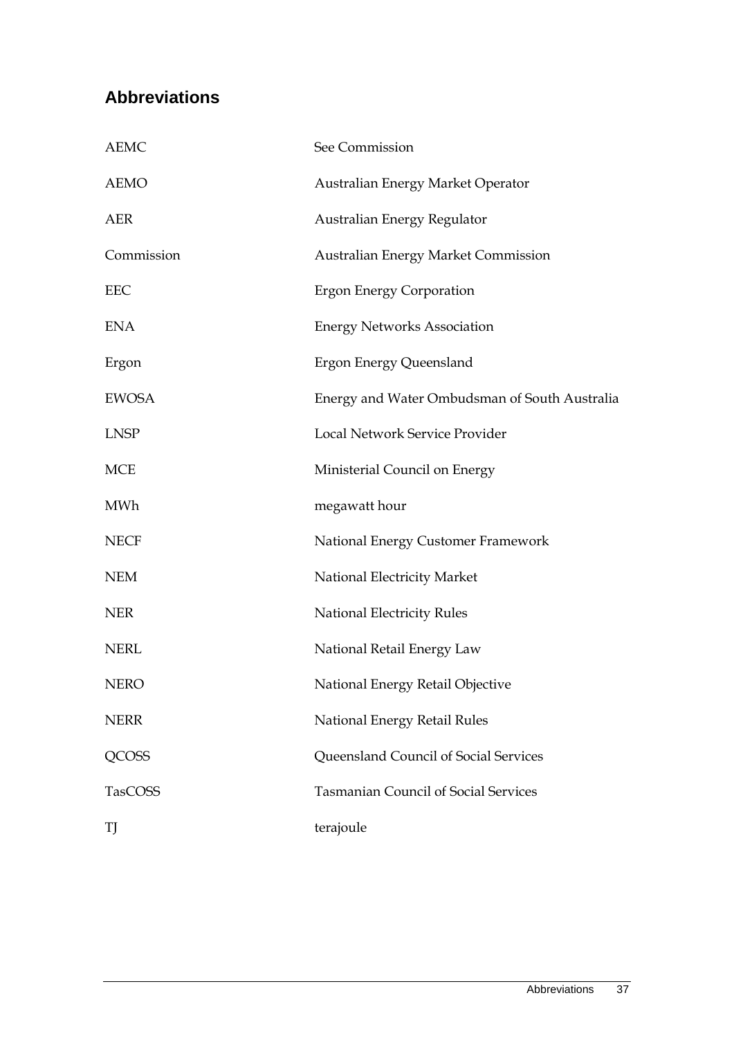## Abbreviations

| | |
|---|---|
| AEMC | See Commission |
| AEMO | Australian Energy Market Operator |
| AER | Australian Energy Regulator |
| Commission | Australian Energy Market Commission |
| EEC | Ergon Energy Corporation |
| ENA | Energy Networks Association |
| Ergon | Ergon Energy Queensland |
| EWOSA | Energy and Water Ombudsman of South Australia |
| LNSP | Local Network Service Provider |
| MCE | Ministerial Council on Energy |
| MWh | megawatt hour |
| NECF | National Energy Customer Framework |
| NEM | National Electricity Market |
| NER | National Electricity Rules |
| NERL | National Retail Energy Law |
| NERO | National Energy Retail Objective |
| NERR | National Energy Retail Rules |
| QCOSS | Queensland Council of Social Services |
| TasCOSS | Tasmanian Council of Social Services |
| TJ | terajoule |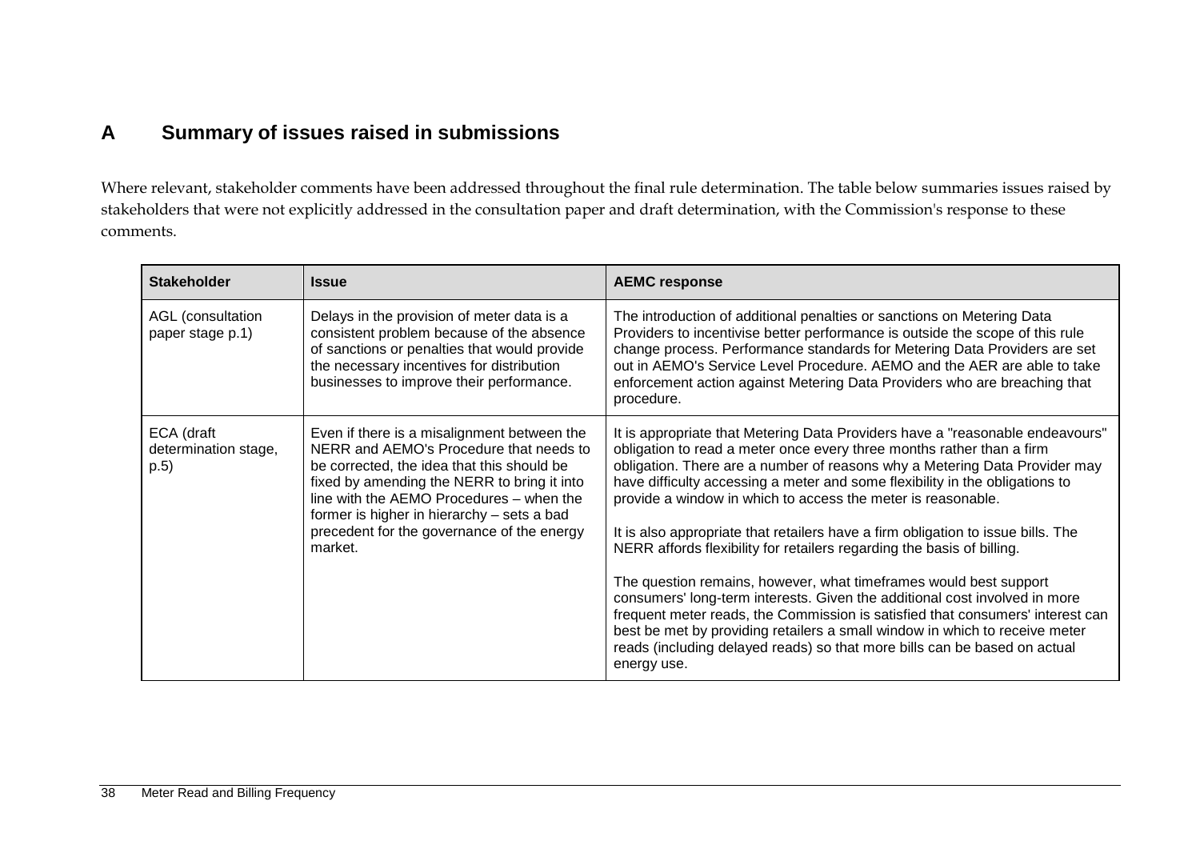# A Summary of issues raised in submissions

Where relevant, stakeholder comments have been addressed throughout the final rule determination. The table below summaries issues raised by stakeholders that were not explicitly addressed in the consultation paper and draft determination, with the Commission's response to these comments.

| Stakeholder | Issue | AEMC response |
| --- | --- | --- |
| AGL (consultation paper stage p.1) | Delays in the provision of meter data is a consistent problem because of the absence of sanctions or penalties that would provide the necessary incentives for distribution businesses to improve their performance. | The introduction of additional penalties or sanctions on Metering Data Providers to incentivise better performance is outside the scope of this rule change process. Performance standards for Metering Data Providers are set out in AEMO's Service Level Procedure. AEMO and the AER are able to take enforcement action against Metering Data Providers who are breaching that procedure. |
| ECA (draft determination stage, p.5) | Even if there is a misalignment between the NERR and AEMO's Procedure that needs to be corrected, the idea that this should be fixed by amending the NERR to bring it into line with the AEMO Procedures – when the former is higher in hierarchy – sets a bad precedent for the governance of the energy market. | It is appropriate that Metering Data Providers have a "reasonable endeavours" obligation to read a meter once every three months rather than a firm obligation. There are a number of reasons why a Metering Data Provider may have difficulty accessing a meter and some flexibility in the obligations to provide a window in which to access the meter is reasonable.<br><br>It is also appropriate that retailers have a firm obligation to issue bills. The NERR affords flexibility for retailers regarding the basis of billing.<br><br>The question remains, however, what timeframes would best support consumers' long-term interests. Given the additional cost involved in more frequent meter reads, the Commission is satisfied that consumers' interest can best be met by providing retailers a small window in which to receive meter reads (including delayed reads) so that more bills can be based on actual energy use. |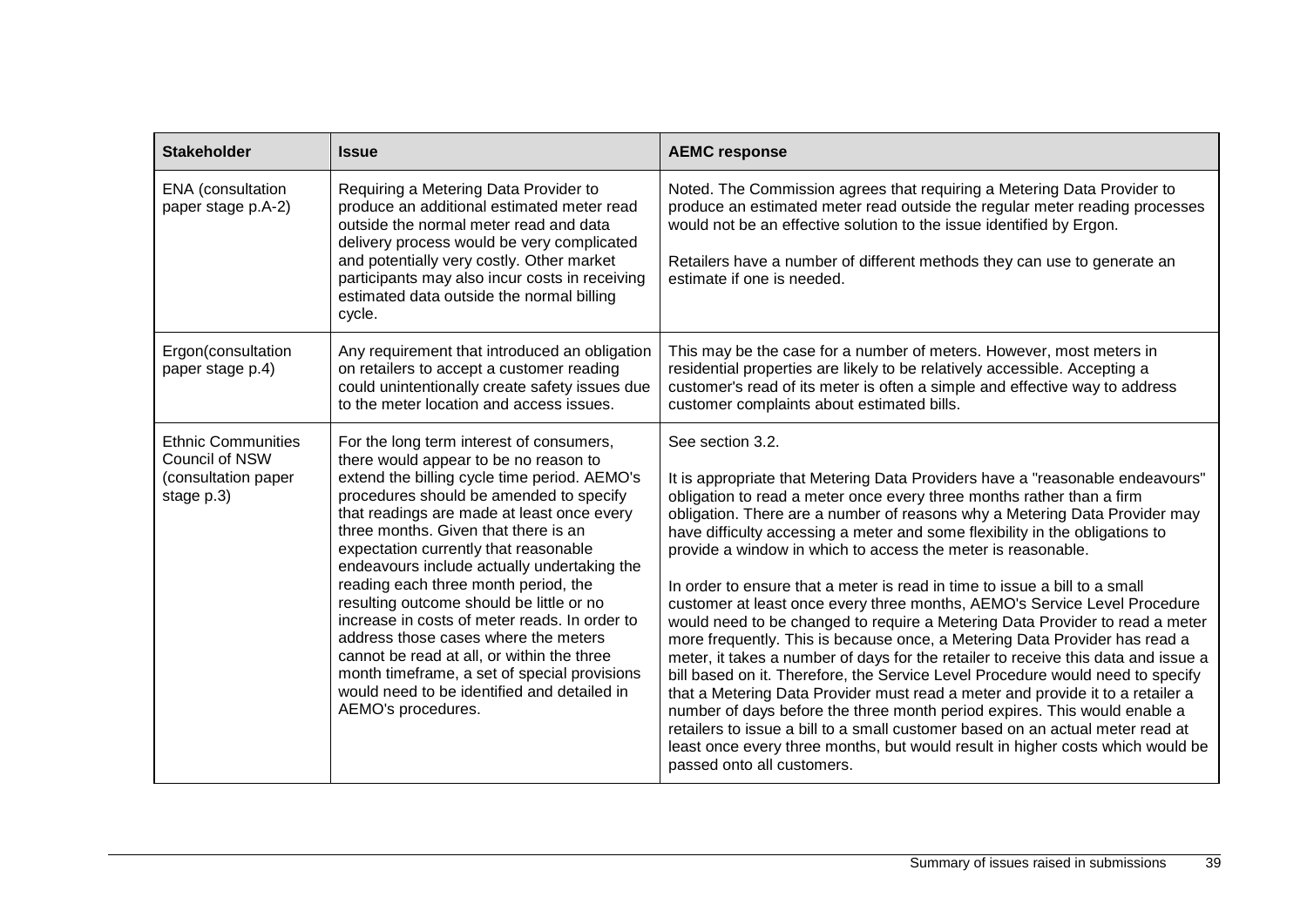| Stakeholder | Issue | AEMC response |
|---|---|---|
| ENA (consultation paper stage p.A-2) | Requiring a Metering Data Provider to produce an additional estimated meter read outside the normal meter read and data delivery process would be very complicated and potentially very costly. Other market participants may also incur costs in receiving estimated data outside the normal billing cycle. | Noted. The Commission agrees that requiring a Metering Data Provider to produce an estimated meter read outside the regular meter reading processes would not be an effective solution to the issue identified by Ergon.<br><br>Retailers have a number of different methods they can use to generate an estimate if one is needed. |
| Ergon(consultation paper stage p.4) | Any requirement that introduced an obligation on retailers to accept a customer reading could unintentionally create safety issues due to the meter location and access issues. | This may be the case for a number of meters. However, most meters in residential properties are likely to be relatively accessible. Accepting a customer's read of its meter is often a simple and effective way to address customer complaints about estimated bills. |
| Ethnic Communities Council of NSW (consultation paper stage p.3) | For the long term interest of consumers, there would appear to be no reason to extend the billing cycle time period. AEMO's procedures should be amended to specify that readings are made at least once every three months. Given that there is an expectation currently that reasonable endeavours include actually undertaking the reading each three month period, the resulting outcome should be little or no increase in costs of meter reads. In order to address those cases where the meters cannot be read at all, or within the three month timeframe, a set of special provisions would need to be identified and detailed in AEMO's procedures. | See section 3.2.<br><br>It is appropriate that Metering Data Providers have a "reasonable endeavours" obligation to read a meter once every three months rather than a firm obligation. There are a number of reasons why a Metering Data Provider may have difficulty accessing a meter and some flexibility in the obligations to provide a window in which to access the meter is reasonable.<br><br>In order to ensure that a meter is read in time to issue a bill to a small customer at least once every three months, AEMO's Service Level Procedure would need to be changed to require a Metering Data Provider to read a meter more frequently. This is because once, a Metering Data Provider has read a meter, it takes a number of days for the retailer to receive this data and issue a bill based on it. Therefore, the Service Level Procedure would need to specify that a Metering Data Provider must read a meter and provide it to a retailer a number of days before the three month period expires. This would enable a retailers to issue a bill to a small customer based on an actual meter read at least once every three months, but would result in higher costs which would be passed onto all customers. |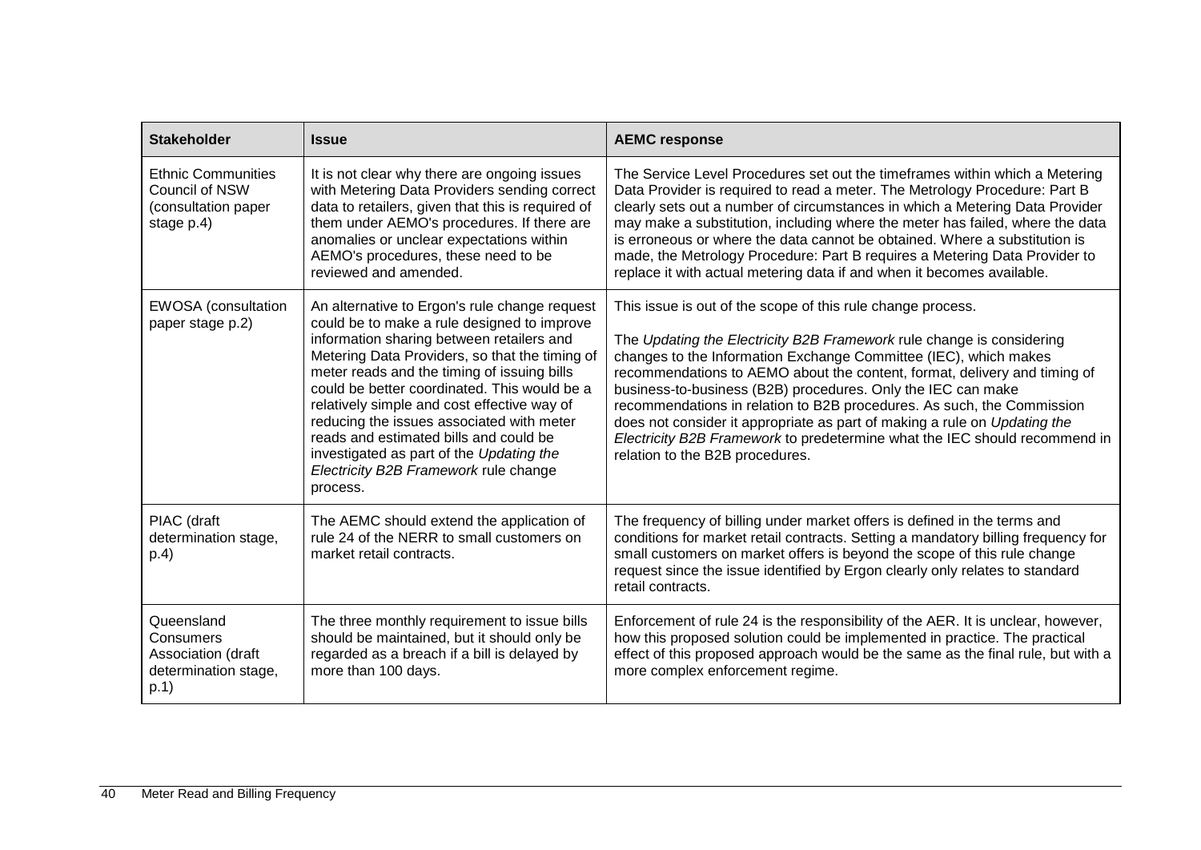| Stakeholder | Issue | AEMC response |
|---|---|---|
| Ethnic Communities Council of NSW (consultation paper stage p.4) | It is not clear why there are ongoing issues with Metering Data Providers sending correct data to retailers, given that this is required of them under AEMO's procedures. If there are anomalies or unclear expectations within AEMO's procedures, these need to be reviewed and amended. | The Service Level Procedures set out the timeframes within which a Metering Data Provider is required to read a meter. The Metrology Procedure: Part B clearly sets out a number of circumstances in which a Metering Data Provider may make a substitution, including where the meter has failed, where the data is erroneous or where the data cannot be obtained. Where a substitution is made, the Metrology Procedure: Part B requires a Metering Data Provider to replace it with actual metering data if and when it becomes available. |
| EWOSA (consultation paper stage p.2) | An alternative to Ergon's rule change request could be to make a rule designed to improve information sharing between retailers and Metering Data Providers, so that the timing of meter reads and the timing of issuing bills could be better coordinated. This would be a relatively simple and cost effective way of reducing the issues associated with meter reads and estimated bills and could be investigated as part of the *Updating the Electricity B2B Framework* rule change process. | This issue is out of the scope of this rule change process.<br><br>The *Updating the Electricity B2B Framework* rule change is considering changes to the Information Exchange Committee (IEC), which makes recommendations to AEMO about the content, format, delivery and timing of business-to-business (B2B) procedures. Only the IEC can make recommendations in relation to B2B procedures. As such, the Commission does not consider it appropriate as part of making a rule on *Updating the Electricity B2B Framework* to predetermine what the IEC should recommend in relation to the B2B procedures. |
| PIAC (draft determination stage, p.4) | The AEMC should extend the application of rule 24 of the NERR to small customers on market retail contracts. | The frequency of billing under market offers is defined in the terms and conditions for market retail contracts. Setting a mandatory billing frequency for small customers on market offers is beyond the scope of this rule change request since the issue identified by Ergon clearly only relates to standard retail contracts. |
| Queensland Consumers Association (draft determination stage, p.1) | The three monthly requirement to issue bills should be maintained, but it should only be regarded as a breach if a bill is delayed by more than 100 days. | Enforcement of rule 24 is the responsibility of the AER. It is unclear, however, how this proposed solution could be implemented in practice. The practical effect of this proposed approach would be the same as the final rule, but with a more complex enforcement regime. |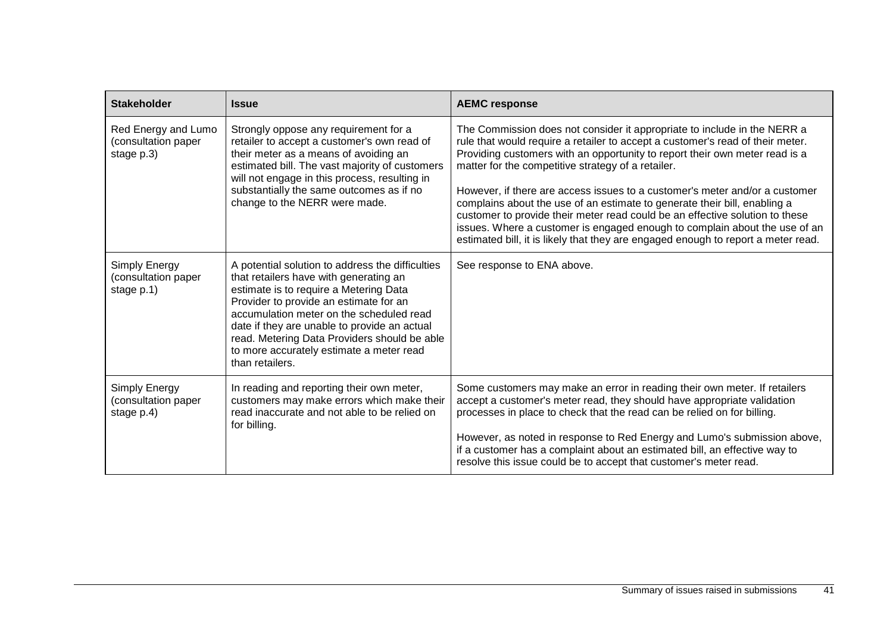| Stakeholder | Issue | AEMC response |
|---|---|---|
| Red Energy and Lumo (consultation paper stage p.3) | Strongly oppose any requirement for a retailer to accept a customer's own read of their meter as a means of avoiding an estimated bill. The vast majority of customers will not engage in this process, resulting in substantially the same outcomes as if no change to the NERR were made. | The Commission does not consider it appropriate to include in the NERR a rule that would require a retailer to accept a customer's read of their meter. Providing customers with an opportunity to report their own meter read is a matter for the competitive strategy of a retailer.<br><br>However, if there are access issues to a customer's meter and/or a customer complains about the use of an estimate to generate their bill, enabling a customer to provide their meter read could be an effective solution to these issues. Where a customer is engaged enough to complain about the use of an estimated bill, it is likely that they are engaged enough to report a meter read. |
| Simply Energy (consultation paper stage p.1) | A potential solution to address the difficulties that retailers have with generating an estimate is to require a Metering Data Provider to provide an estimate for an accumulation meter on the scheduled read date if they are unable to provide an actual read. Metering Data Providers should be able to more accurately estimate a meter read than retailers. | See response to ENA above. |
| Simply Energy (consultation paper stage p.4) | In reading and reporting their own meter, customers may make errors which make their read inaccurate and not able to be relied on for billing. | Some customers may make an error in reading their own meter. If retailers accept a customer's meter read, they should have appropriate validation processes in place to check that the read can be relied on for billing.<br><br>However, as noted in response to Red Energy and Lumo's submission above, if a customer has a complaint about an estimated bill, an effective way to resolve this issue could be to accept that customer's meter read. |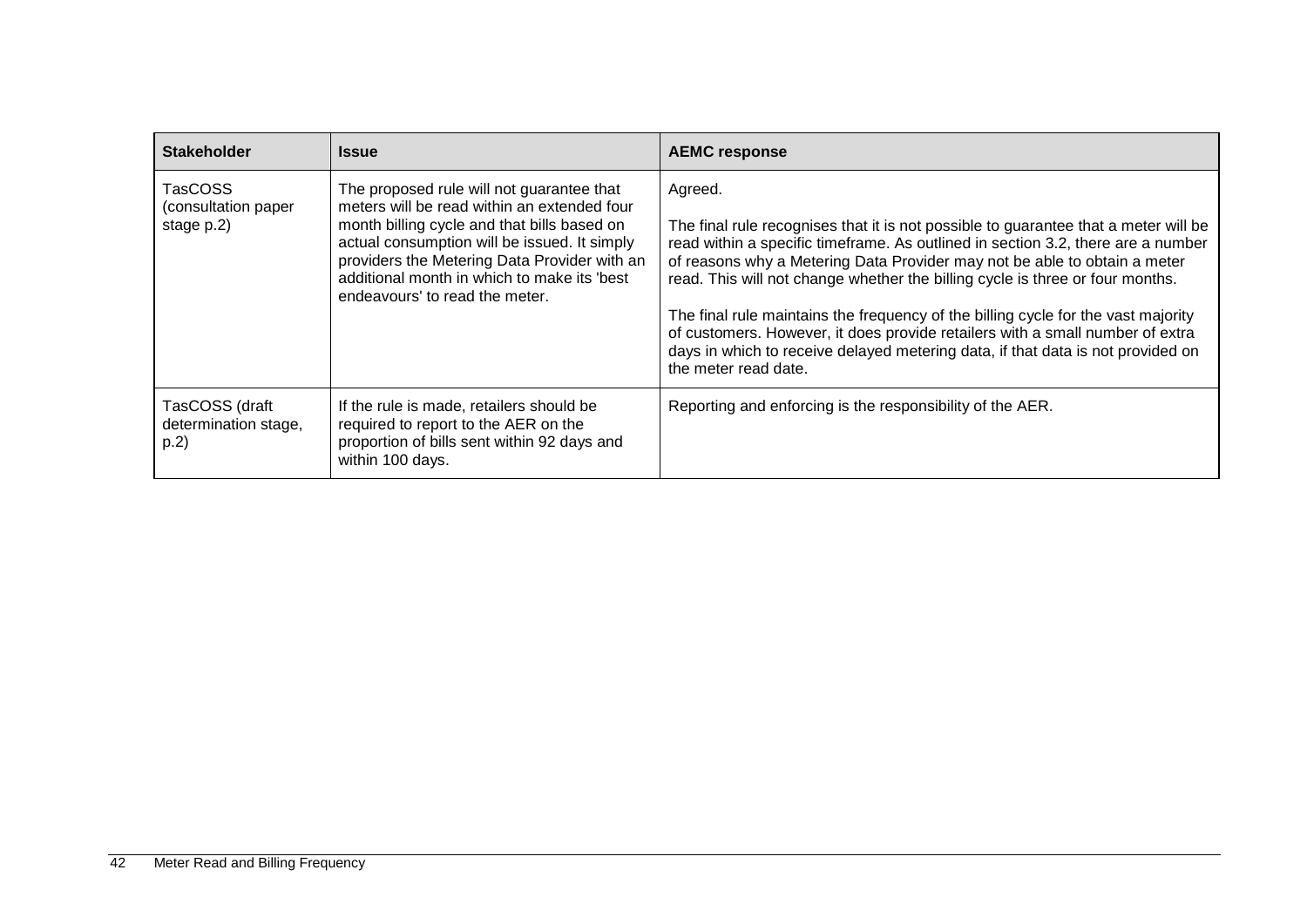| Stakeholder | Issue | AEMC response |
|---|---|---|
| TasCOSS (consultation paper stage p.2) | The proposed rule will not guarantee that meters will be read within an extended four month billing cycle and that bills based on actual consumption will be issued. It simply providers the Metering Data Provider with an additional month in which to make its 'best endeavours' to read the meter. | Agreed.<br><br>The final rule recognises that it is not possible to guarantee that a meter will be read within a specific timeframe. As outlined in section 3.2, there are a number of reasons why a Metering Data Provider may not be able to obtain a meter read. This will not change whether the billing cycle is three or four months.<br><br>The final rule maintains the frequency of the billing cycle for the vast majority of customers. However, it does provide retailers with a small number of extra days in which to receive delayed metering data, if that data is not provided on the meter read date. |
| TasCOSS (draft determination stage, p.2) | If the rule is made, retailers should be required to report to the AER on the proportion of bills sent within 92 days and within 100 days. | Reporting and enforcing is the responsibility of the AER. |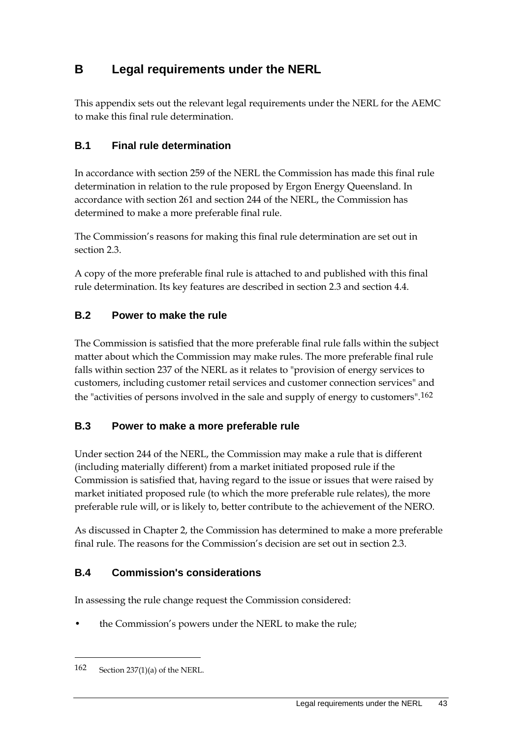# B Legal requirements under the NERL

This appendix sets out the relevant legal requirements under the NERL for the AEMC to make this final rule determination.

## B.1 Final rule determination

In accordance with section 259 of the NERL the Commission has made this final rule determination in relation to the rule proposed by Ergon Energy Queensland. In accordance with section 261 and section 244 of the NERL, the Commission has determined to make a more preferable final rule.

The Commission's reasons for making this final rule determination are set out in section 2.3.

A copy of the more preferable final rule is attached to and published with this final rule determination. Its key features are described in section 2.3 and section 4.4.

## B.2 Power to make the rule

The Commission is satisfied that the more preferable final rule falls within the subject matter about which the Commission may make rules. The more preferable final rule falls within section 237 of the NERL as it relates to "provision of energy services to customers, including customer retail services and customer connection services" and the "activities of persons involved in the sale and supply of energy to customers".[162]

## B.3 Power to make a more preferable rule

Under section 244 of the NERL, the Commission may make a rule that is different (including materially different) from a market initiated proposed rule if the Commission is satisfied that, having regard to the issue or issues that were raised by market initiated proposed rule (to which the more preferable rule relates), the more preferable rule will, or is likely to, better contribute to the achievement of the NERO.

As discussed in Chapter 2, the Commission has determined to make a more preferable final rule. The reasons for the Commission's decision are set out in section 2.3.

## B.4 Commission's considerations

In assessing the rule change request the Commission considered:

- the Commission's powers under the NERL to make the rule;

---

162 Section 237(1)(a) of the NERL.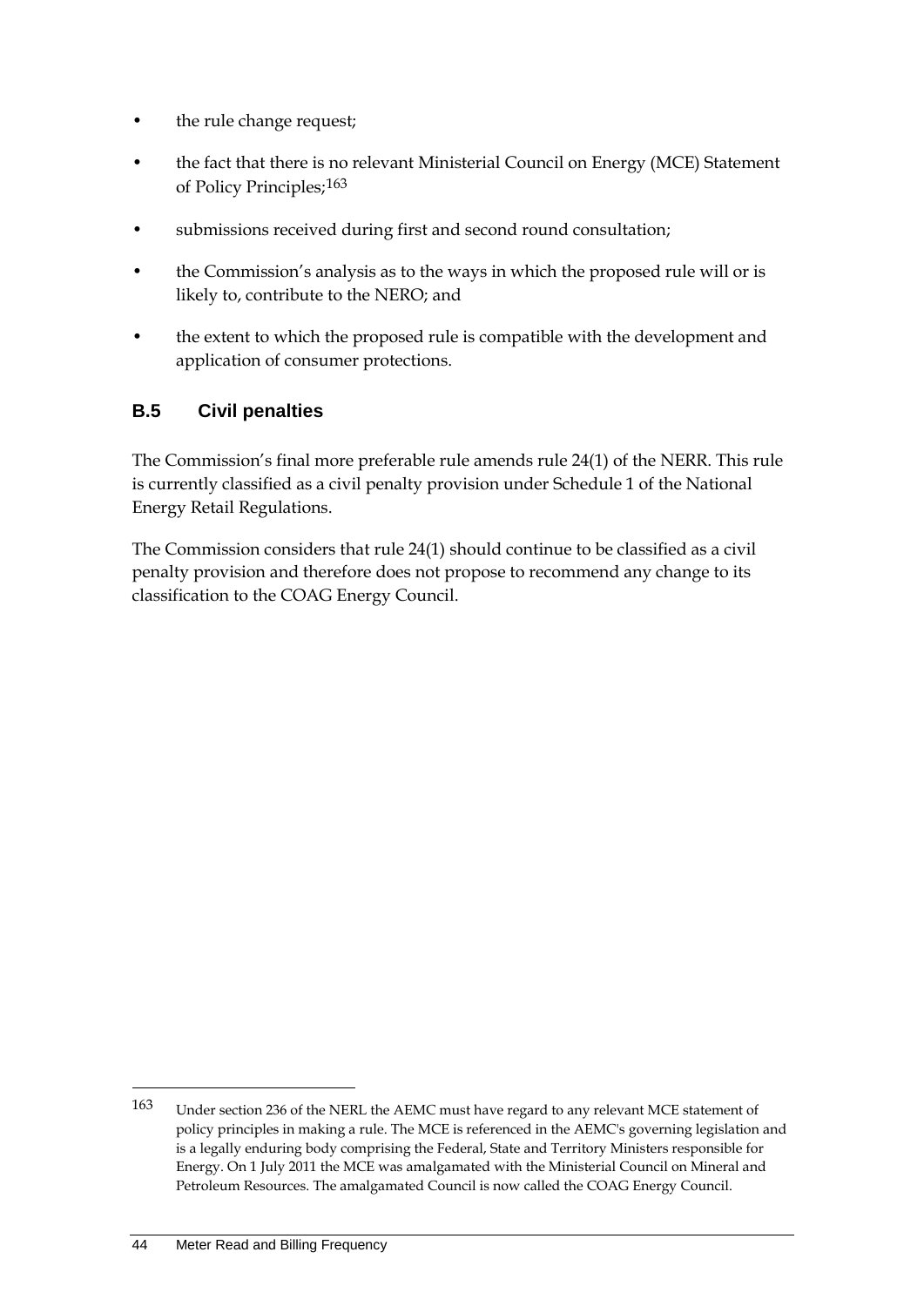- the rule change request;
- the fact that there is no relevant Ministerial Council on Energy (MCE) Statement of Policy Principles;[163]
- submissions received during first and second round consultation;
- the Commission's analysis as to the ways in which the proposed rule will or is likely to, contribute to the NERO; and
- the extent to which the proposed rule is compatible with the development and application of consumer protections.

## B.5 Civil penalties

The Commission's final more preferable rule amends rule 24(1) of the NERR. This rule is currently classified as a civil penalty provision under Schedule 1 of the National Energy Retail Regulations.

The Commission considers that rule 24(1) should continue to be classified as a civil penalty provision and therefore does not propose to recommend any change to its classification to the COAG Energy Council.

---

[163] Under section 236 of the NERL the AEMC must have regard to any relevant MCE statement of policy principles in making a rule. The MCE is referenced in the AEMC's governing legislation and is a legally enduring body comprising the Federal, State and Territory Ministers responsible for Energy. On 1 July 2011 the MCE was amalgamated with the Ministerial Council on Mineral and Petroleum Resources. The amalgamated Council is now called the COAG Energy Council.